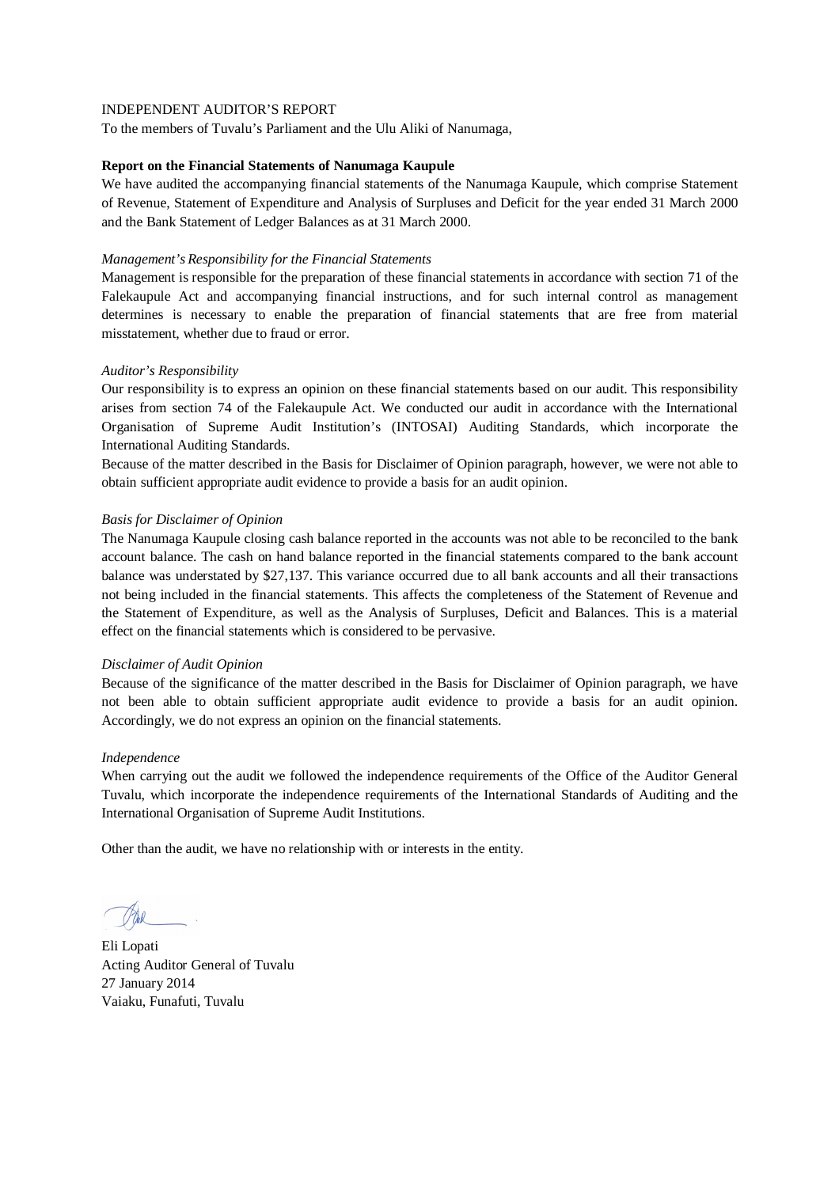INDEPENDENT AUDITOR'S REPORT

To the members of Tuvalu's Parliament and the Ulu Aliki of Nanumaga,

**Report on the Financial Statements of Nanumaga Kaupule**

We have audited the accompanying financial statements of the Nanumaga Kaupule, which comprise Statement of Revenue, Statement of Expenditure and Analysis of Surpluses and Deficit for the year ended 31 March 2000 and the Bank Statement of Ledger Balances as at 31 March 2000.

*Management's Responsibility for the Financial Statements*

Management is responsible for the preparation of these financial statements in accordance with section 71 of the Falekaupule Act and accompanying financial instructions, and for such internal control as management determines is necessary to enable the preparation of financial statements that are free from material misstatement, whether due to fraud or error.

*Auditor's Responsibility*

Our responsibility is to express an opinion on these financial statements based on our audit. This responsibility arises from section 74 of the Falekaupule Act. We conducted our audit in accordance with the International Organisation of Supreme Audit Institution's (INTOSAI) Auditing Standards, which incorporate the International Auditing Standards.

Because of the matter described in the Basis for Disclaimer of Opinion paragraph, however, we were not able to obtain sufficient appropriate audit evidence to provide a basis for an audit opinion.

*Basis for Disclaimer of Opinion*

The Nanumaga Kaupule closing cash balance reported in the accounts was not able to be reconciled to the bank account balance. The cash on hand balance reported in the financial statements compared to the bank account balance was understated by $27,137. This variance occurred due to all bank accounts and all their transactions not being included in the financial statements. This affects the completeness of the Statement of Revenue and the Statement of Expenditure, as well as the Analysis of Surpluses, Deficit and Balances. This is a material effect on the financial statements which is considered to be pervasive.

*Disclaimer of Audit Opinion*

Because of the significance of the matter described in the Basis for Disclaimer of Opinion paragraph, we have not been able to obtain sufficient appropriate audit evidence to provide a basis for an audit opinion. Accordingly, we do not express an opinion on the financial statements.

*Independence*

When carrying out the audit we followed the independence requirements of the Office of the Auditor General Tuvalu, which incorporate the independence requirements of the International Standards of Auditing and the International Organisation of Supreme Audit Institutions.

Other than the audit, we have no relationship with or interests in the entity.

Eli Lopati
Acting Auditor General of Tuvalu
27 January 2014
Vaiaku, Funafuti, Tuvalu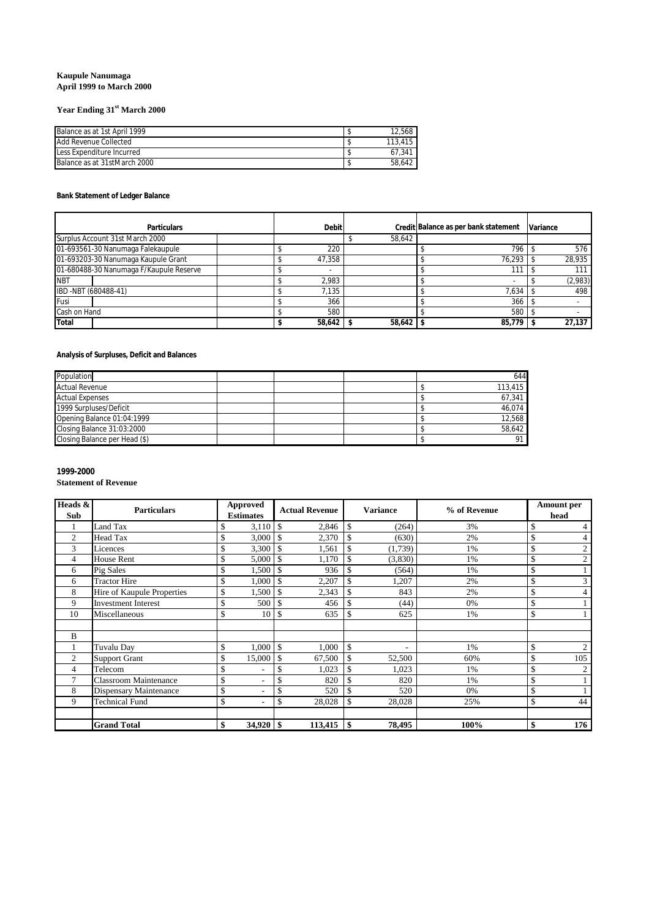**Kaupule Nanumaga**
**April 1999 to March 2000**

**Year Ending 31st March 2000**

| | |
|---|---|
| Balance as at 1st April 1999 | $ 12,568 |
| Add Revenue Collected | $ 113,415 |
| Less Expenditure Incurred | $ 67,341 |
| Balance as at 31stMarch 2000 | $ 58,642 |

**Bank Statement of Ledger Balance**

| Particulars | Debit | Credit | Balance as per bank statement | Variance |
|---|---|---|---|---|
| Surplus Account 31st March 2000 | | $ 58,642 | | |
| 01-693561-30 Nanumaga Falekaupule | $ 220 | | $ 796 | $ 576 |
| 01-693203-30 Nanumaga Kaupule Grant | $ 47,358 | | $ 76,293 | $ 28,935 |
| 01-680488-30 Nanumaga F/Kaupule Reserve | $ - | | $ 111 | $ 111 |
| NBT | $ 2,983 | | $ - | $ (2,983) |
| IBD -NBT (680488-41) | $ 7,135 | | $ 7,634 | $ 498 |
| Fusi | $ 366 | | $ 366 | $ - |
| Cash on Hand | $ 580 | | $ 580 | $ - |
| **Total** | **$ 58,642** | **$ 58,642** | **$ 85,779** | **$ 27,137** |

**Analysis of Surpluses, Deficit and Balances**

| | |
|---|---|
| Population | 644 |
| Actual Revenue | $ 113,415 |
| Actual Expenses | $ 67,341 |
| 1999 Surpluses/Deficit | $ 46,074 |
| Opening Balance 01:04:1999 | $ 12,568 |
| Closing Balance 31:03:2000 | $ 58,642 |
| Closing Balance per Head ($) | $ 91 |

**1999-2000**

**Statement of Revenue**

| Heads & Sub | Particulars | Approved Estimates | Actual Revenue | Variance | % of Revenue | Amount per head |
|---|---|---|---|---|---|---|
| 1 | Land Tax | $ 3,110 | $ 2,846 | $ (264) | 3% | $ 4 |
| 2 | Head Tax | $ 3,000 | $ 2,370 | $ (630) | 2% | $ 4 |
| 3 | Licences | $ 3,300 | $ 1,561 | $ (1,739) | 1% | $ 2 |
| 4 | House Rent | $ 5,000 | $ 1,170 | $ (3,830) | 1% | $ 2 |
| 6 | Pig Sales | $ 1,500 | $ 936 | $ (564) | 1% | $ 1 |
| 6 | Tractor Hire | $ 1,000 | $ 2,207 | $ 1,207 | 2% | $ 3 |
| 8 | Hire of Kaupule Properties | $ 1,500 | $ 2,343 | $ 843 | 2% | $ 4 |
| 9 | Investment Interest | $ 500 | $ 456 | $ (44) | 0% | $ 1 |
| 10 | Miscellaneous | $ 10 | $ 635 | $ 625 | 1% | $ 1 |
| | | | | | | |
| B | | | | | | |
| 1 | Tuvalu Day | $ 1,000 | $ 1,000 | $ - | 1% | $ 2 |
| 2 | Support Grant | $ 15,000 | $ 67,500 | $ 52,500 | 60% | $ 105 |
| 4 | Telecom | $ - | $ 1,023 | $ 1,023 | 1% | $ 2 |
| 7 | Classroom Maintenance | $ - | $ 820 | $ 820 | 1% | $ 1 |
| 8 | Dispensary Maintenance | $ - | $ 520 | $ 520 | 0% | $ 1 |
| 9 | Technical Fund | $ - | $ 28,028 | $ 28,028 | 25% | $ 44 |
| | | | | | | |
| | **Grand Total** | **$ 34,920** | **$ 113,415** | **$ 78,495** | **100%** | **$ 176** |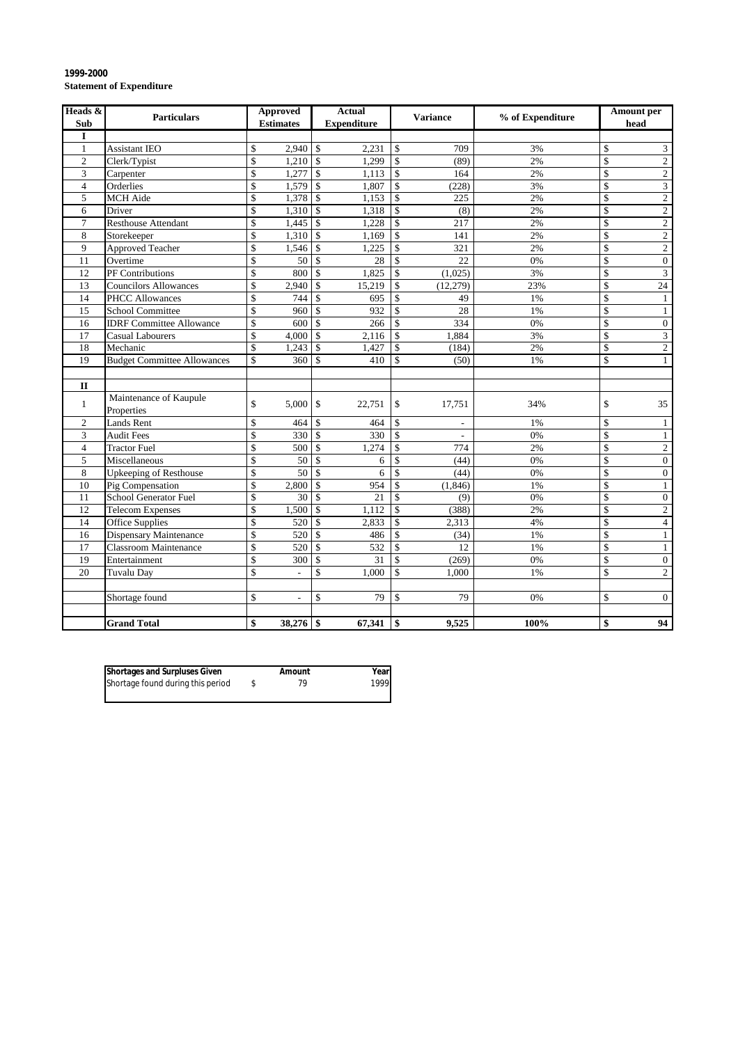**1999-2000**

**Statement of Expenditure**

| Heads & Sub | Particulars | Approved Estimates | Actual Expenditure | Variance | % of Expenditure | Amount per head |
|---|---|---|---|---|---|---|
| **I** | | | | | | |
| 1 | Assistant IEO | $ 2,940 | $ 2,231 | $ 709 | 3% | $ 3 |
| 2 | Clerk/Typist | $ 1,210 | $ 1,299 | $ (89) | 2% | $ 2 |
| 3 | Carpenter | $ 1,277 | $ 1,113 | $ 164 | 2% | $ 2 |
| 4 | Orderlies | $ 1,579 | $ 1,807 | $ (228) | 3% | $ 3 |
| 5 | MCH Aide | $ 1,378 | $ 1,153 | $ 225 | 2% | $ 2 |
| 6 | Driver | $ 1,310 | $ 1,318 | $ (8) | 2% | $ 2 |
| 7 | Resthouse Attendant | $ 1,445 | $ 1,228 | $ 217 | 2% | $ 2 |
| 8 | Storekeeper | $ 1,310 | $ 1,169 | $ 141 | 2% | $ 2 |
| 9 | Approved Teacher | $ 1,546 | $ 1,225 | $ 321 | 2% | $ 2 |
| 11 | Overtime | $ 50 | $ 28 | $ 22 | 0% | $ 0 |
| 12 | PF Contributions | $ 800 | $ 1,825 | $ (1,025) | 3% | $ 3 |
| 13 | Councilors Allowances | $ 2,940 | $ 15,219 | $ (12,279) | 23% | $ 24 |
| 14 | PHCC Allowances | $ 744 | $ 695 | $ 49 | 1% | $ 1 |
| 15 | School Committee | $ 960 | $ 932 | $ 28 | 1% | $ 1 |
| 16 | IDRF Committee Allowance | $ 600 | $ 266 | $ 334 | 0% | $ 0 |
| 17 | Casual Labourers | $ 4,000 | $ 2,116 | $ 1,884 | 3% | $ 3 |
| 18 | Mechanic | $ 1,243 | $ 1,427 | $ (184) | 2% | $ 2 |
| 19 | Budget Committee Allowances | $ 360 | $ 410 | $ (50) | 1% | $ 1 |
| | | | | | | |
| **II** | | | | | | |
| 1 | Maintenance of Kaupule Properties | $ 5,000 | $ 22,751 | $ 17,751 | 34% | $ 35 |
| 2 | Lands Rent | $ 464 | $ 464 | $ - | 1% | $ 1 |
| 3 | Audit Fees | $ 330 | $ 330 | $ - | 0% | $ 1 |
| 4 | Tractor Fuel | $ 500 | $ 1,274 | $ 774 | 2% | $ 2 |
| 5 | Miscellaneous | $ 50 | $ 6 | $ (44) | 0% | $ 0 |
| 8 | Upkeeping of Resthouse | $ 50 | $ 6 | $ (44) | 0% | $ 0 |
| 10 | Pig Compensation | $ 2,800 | $ 954 | $ (1,846) | 1% | $ 1 |
| 11 | School Generator Fuel | $ 30 | $ 21 | $ (9) | 0% | $ 0 |
| 12 | Telecom Expenses | $ 1,500 | $ 1,112 | $ (388) | 2% | $ 2 |
| 14 | Office Supplies | $ 520 | $ 2,833 | $ 2,313 | 4% | $ 4 |
| 16 | Dispensary Maintenance | $ 520 | $ 486 | $ (34) | 1% | $ 1 |
| 17 | Classroom Maintenance | $ 520 | $ 532 | $ 12 | 1% | $ 1 |
| 19 | Entertainment | $ 300 | $ 31 | $ (269) | 0% | $ 0 |
| 20 | Tuvalu Day | $ - | $ 1,000 | $ 1,000 | 1% | $ 2 |
| | | | | | | |
| | Shortage found | $ - | $ 79 | $ 79 | 0% | $ 0 |
| | | | | | | |
| | **Grand Total** | **$ 38,276** | **$ 67,341** | **$ 9,525** | **100%** | **$ 94** |

| Shortages and Surpluses Given | Amount | Year |
|---|---|---|
| Shortage found during this period | $ 79 | 1999 |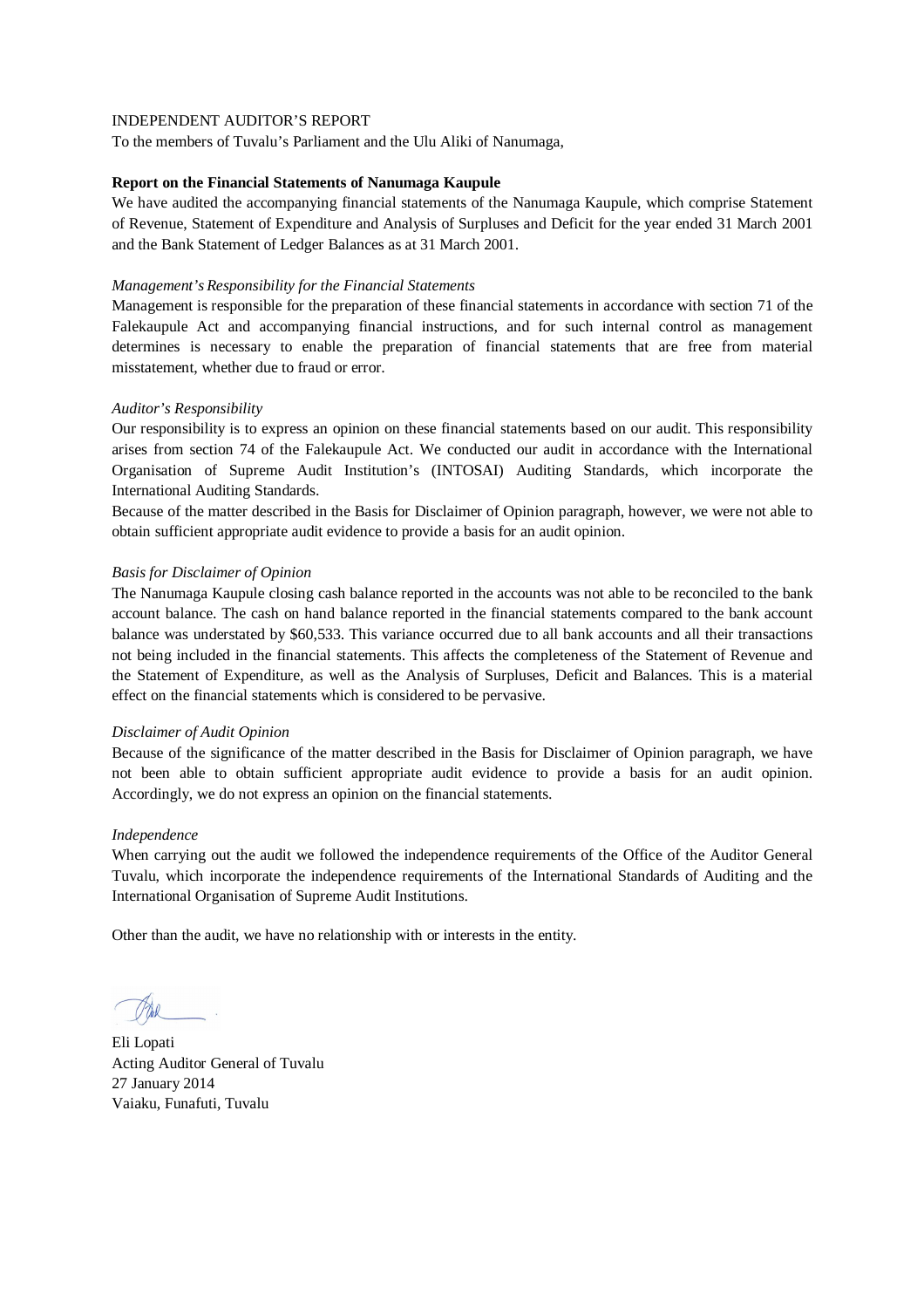INDEPENDENT AUDITOR'S REPORT

To the members of Tuvalu's Parliament and the Ulu Aliki of Nanumaga,

**Report on the Financial Statements of Nanumaga Kaupule**

We have audited the accompanying financial statements of the Nanumaga Kaupule, which comprise Statement of Revenue, Statement of Expenditure and Analysis of Surpluses and Deficit for the year ended 31 March 2001 and the Bank Statement of Ledger Balances as at 31 March 2001.

*Management's Responsibility for the Financial Statements*

Management is responsible for the preparation of these financial statements in accordance with section 71 of the Falekaupule Act and accompanying financial instructions, and for such internal control as management determines is necessary to enable the preparation of financial statements that are free from material misstatement, whether due to fraud or error.

*Auditor's Responsibility*

Our responsibility is to express an opinion on these financial statements based on our audit. This responsibility arises from section 74 of the Falekaupule Act. We conducted our audit in accordance with the International Organisation of Supreme Audit Institution's (INTOSAI) Auditing Standards, which incorporate the International Auditing Standards.

Because of the matter described in the Basis for Disclaimer of Opinion paragraph, however, we were not able to obtain sufficient appropriate audit evidence to provide a basis for an audit opinion.

*Basis for Disclaimer of Opinion*

The Nanumaga Kaupule closing cash balance reported in the accounts was not able to be reconciled to the bank account balance. The cash on hand balance reported in the financial statements compared to the bank account balance was understated by $60,533. This variance occurred due to all bank accounts and all their transactions not being included in the financial statements. This affects the completeness of the Statement of Revenue and the Statement of Expenditure, as well as the Analysis of Surpluses, Deficit and Balances. This is a material effect on the financial statements which is considered to be pervasive.

*Disclaimer of Audit Opinion*

Because of the significance of the matter described in the Basis for Disclaimer of Opinion paragraph, we have not been able to obtain sufficient appropriate audit evidence to provide a basis for an audit opinion. Accordingly, we do not express an opinion on the financial statements.

*Independence*

When carrying out the audit we followed the independence requirements of the Office of the Auditor General Tuvalu, which incorporate the independence requirements of the International Standards of Auditing and the International Organisation of Supreme Audit Institutions.

Other than the audit, we have no relationship with or interests in the entity.

Eli Lopati
Acting Auditor General of Tuvalu
27 January 2014
Vaiaku, Funafuti, Tuvalu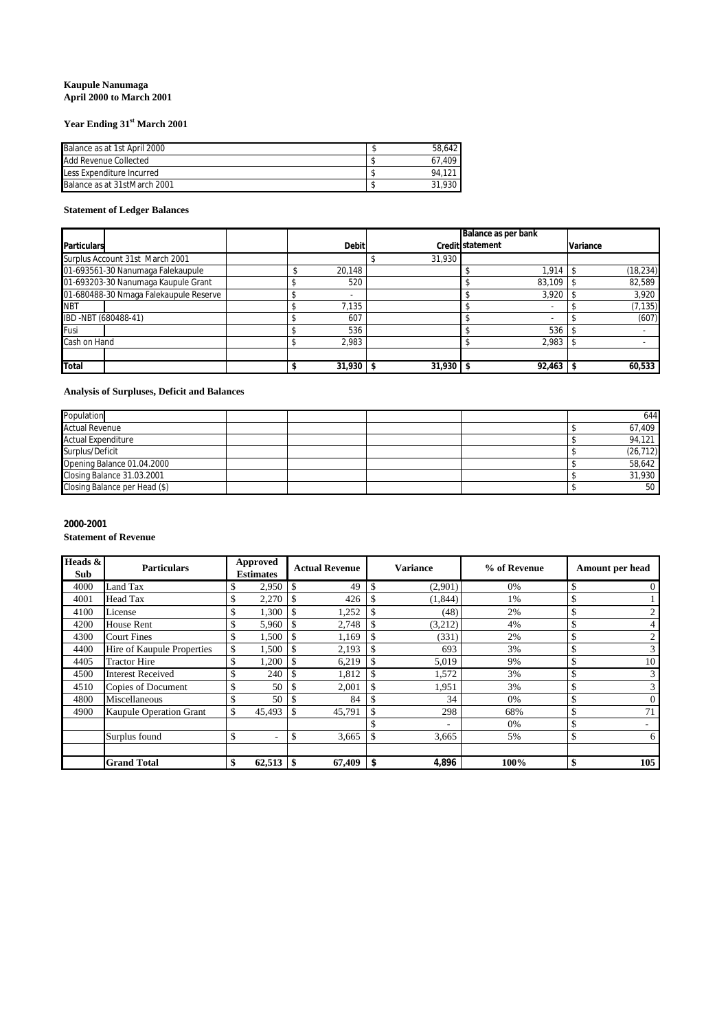**Kaupule Nanumaga**
**April 2000 to March 2001**

**Year Ending 31st March 2001**

| | |
|---|---|
| Balance as at 1st April 2000 | $ 58,642 |
| Add Revenue Collected | $ 67,409 |
| Less Expenditure Incurred | $ 94,121 |
| Balance as at 31stMarch 2001 | $ 31,930 |

**Statement of Ledger Balances**

| Particulars | Debit | Credit | Balance as per bank statement | Variance |
|---|---|---|---|---|
| Surplus Account 31st March 2001 | | $ 31,930 | | |
| 01-693561-30 Nanumaga Falekaupule | $ 20,148 | | $ 1,914 | $ (18,234) |
| 01-693203-30 Nanumaga Kaupule Grant | $ 520 | | $ 83,109 | $ 82,589 |
| 01-680488-30 Nmaga Falekaupule Reserve | $ - | | $ 3,920 | $ 3,920 |
| NBT | $ 7,135 | | $ - | $ (7,135) |
| IBD -NBT (680488-41) | $ 607 | | $ - | $ (607) |
| Fusi | $ 536 | | $ 536 | $ - |
| Cash on Hand | $ 2,983 | | $ 2,983 | $ - |
| | | | | |
| **Total** | **$ 31,930** | **$ 31,930** | **$ 92,463** | **$ 60,533** |

**Analysis of Surpluses, Deficit and Balances**

| | |
|---|---|
| Population | 644 |
| Actual Revenue | $ 67,409 |
| Actual Expenditure | $ 94,121 |
| Surplus/Deficit | $ (26,712) |
| Opening Balance 01.04.2000 | $ 58,642 |
| Closing Balance 31.03.2001 | $ 31,930 |
| Closing Balance per Head ($) | $ 50 |

**2000-2001**

**Statement of Revenue**

| Heads & Sub | Particulars | Approved Estimates | Actual Revenue | Variance | % of Revenue | Amount per head |
|---|---|---|---|---|---|---|
| 4000 | Land Tax | $ 2,950 | $ 49 | $ (2,901) | 0% | $ 0 |
| 4001 | Head Tax | $ 2,270 | $ 426 | $ (1,844) | 1% | $ 1 |
| 4100 | License | $ 1,300 | $ 1,252 | $ (48) | 2% | $ 2 |
| 4200 | House Rent | $ 5,960 | $ 2,748 | $ (3,212) | 4% | $ 4 |
| 4300 | Court Fines | $ 1,500 | $ 1,169 | $ (331) | 2% | $ 2 |
| 4400 | Hire of Kaupule Properties | $ 1,500 | $ 2,193 | $ 693 | 3% | $ 3 |
| 4405 | Tractor Hire | $ 1,200 | $ 6,219 | $ 5,019 | 9% | $ 10 |
| 4500 | Interest Received | $ 240 | $ 1,812 | $ 1,572 | 3% | $ 3 |
| 4510 | Copies of Document | $ 50 | $ 2,001 | $ 1,951 | 3% | $ 3 |
| 4800 | Miscellaneous | $ 50 | $ 84 | $ 34 | 0% | $ 0 |
| 4900 | Kaupule Operation Grant | $ 45,493 | $ 45,791 | $ 298 | 68% | $ 71 |
| | | | | $ - | 0% | $ - |
| | Surplus found | $ - | $ 3,665 | $ 3,665 | 5% | $ 6 |
| | | | | | | |
| | **Grand Total** | **$ 62,513** | **$ 67,409** | **$ 4,896** | **100%** | **$ 105** |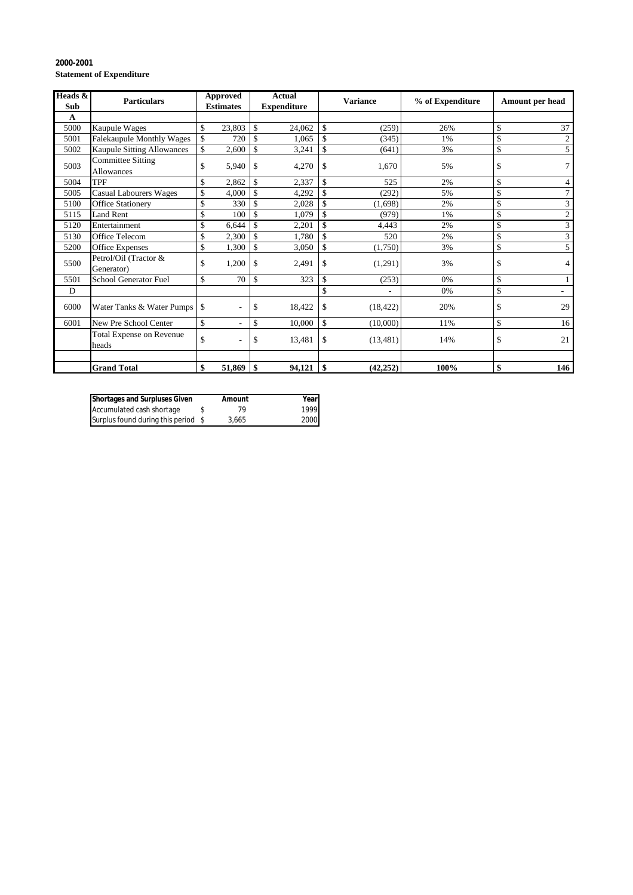**2000-2001**

**Statement of Expenditure**

| Heads & Sub | Particulars | Approved Estimates | Actual Expenditure | Variance | % of Expenditure | Amount per head |
|---|---|---|---|---|---|---|
| A | | | | | | |
| 5000 | Kaupule Wages | $ 23,803 | $ 24,062 | $ (259) | 26% | $ 37 |
| 5001 | Falekaupule Monthly Wages | $ 720 | $ 1,065 | $ (345) | 1% | $ 2 |
| 5002 | Kaupule Sitting Allowances | $ 2,600 | $ 3,241 | $ (641) | 3% | $ 5 |
| 5003 | Committee Sitting Allowances | $ 5,940 | $ 4,270 | $ 1,670 | 5% | $ 7 |
| 5004 | TPF | $ 2,862 | $ 2,337 | $ 525 | 2% | $ 4 |
| 5005 | Casual Labourers Wages | $ 4,000 | $ 4,292 | $ (292) | 5% | $ 7 |
| 5100 | Office Stationery | $ 330 | $ 2,028 | $ (1,698) | 2% | $ 3 |
| 5115 | Land Rent | $ 100 | $ 1,079 | $ (979) | 1% | $ 2 |
| 5120 | Entertainment | $ 6,644 | $ 2,201 | $ 4,443 | 2% | $ 3 |
| 5130 | Office Telecom | $ 2,300 | $ 1,780 | $ 520 | 2% | $ 3 |
| 5200 | Office Expenses | $ 1,300 | $ 3,050 | $ (1,750) | 3% | $ 5 |
| 5500 | Petrol/Oil (Tractor & Generator) | $ 1,200 | $ 2,491 | $ (1,291) | 3% | $ 4 |
| 5501 | School Generator Fuel | $ 70 | $ 323 | $ (253) | 0% | $ 1 |
| D | | | | $ - | 0% | $ - |
| 6000 | Water Tanks & Water Pumps | $ - | $ 18,422 | $ (18,422) | 20% | $ 29 |
| 6001 | New Pre School Center | $ - | $ 10,000 | $ (10,000) | 11% | $ 16 |
| | Total Expense on Revenue heads | $ - | $ 13,481 | $ (13,481) | 14% | $ 21 |
| | | | | | | |
| | **Grand Total** | **$ 51,869** | **$ 94,121** | **$ (42,252)** | **100%** | **$ 146** |

| Shortages and Surpluses Given | Amount | Year |
|---|---|---|
| Accumulated cash shortage | $ 79 | 1999 |
| Surplus found during this period | $ 3,665 | 2000 |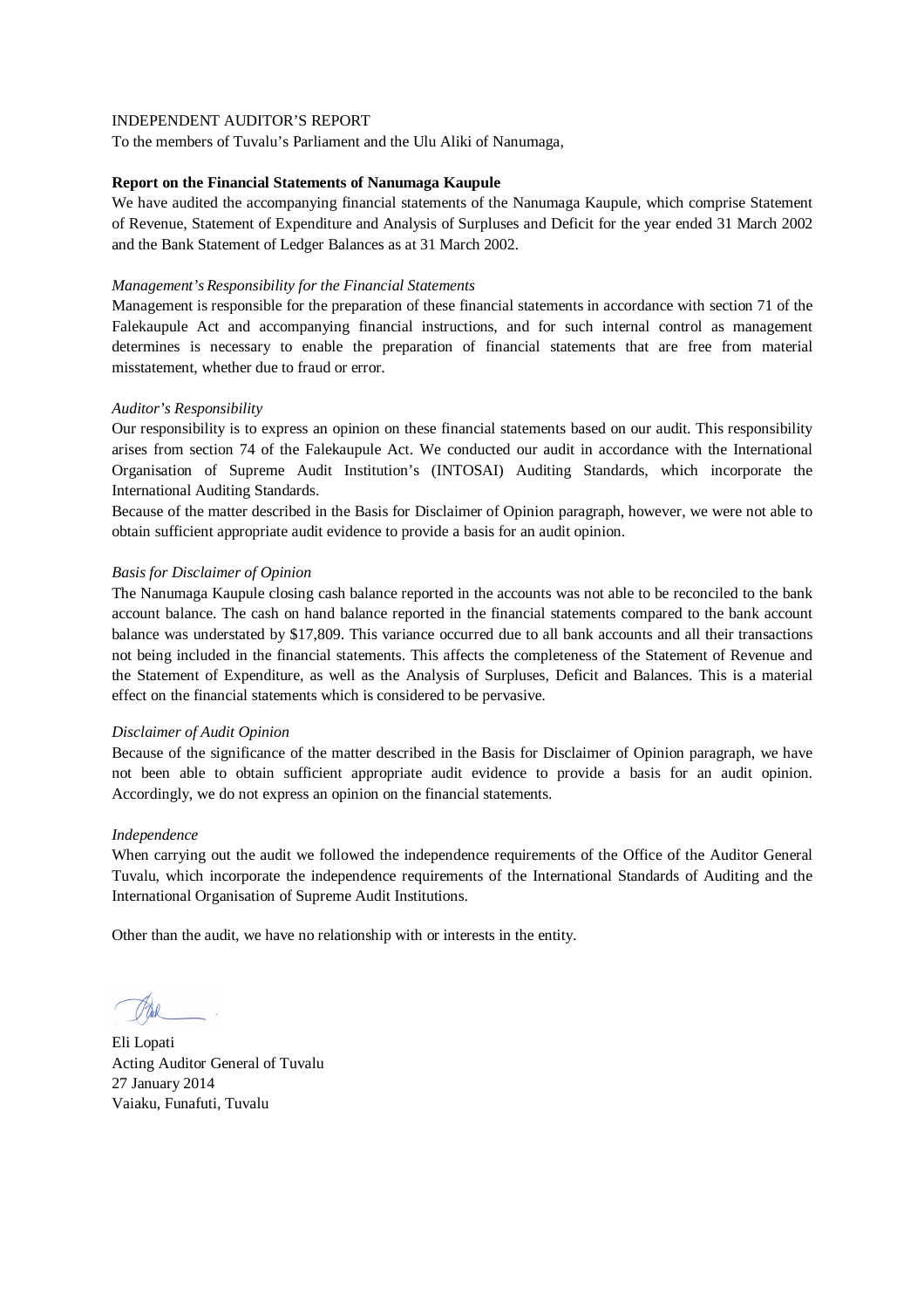INDEPENDENT AUDITOR'S REPORT

To the members of Tuvalu's Parliament and the Ulu Aliki of Nanumaga,

**Report on the Financial Statements of Nanumaga Kaupule**

We have audited the accompanying financial statements of the Nanumaga Kaupule, which comprise Statement of Revenue, Statement of Expenditure and Analysis of Surpluses and Deficit for the year ended 31 March 2002 and the Bank Statement of Ledger Balances as at 31 March 2002.

*Management's Responsibility for the Financial Statements*

Management is responsible for the preparation of these financial statements in accordance with section 71 of the Falekaupule Act and accompanying financial instructions, and for such internal control as management determines is necessary to enable the preparation of financial statements that are free from material misstatement, whether due to fraud or error.

*Auditor's Responsibility*

Our responsibility is to express an opinion on these financial statements based on our audit. This responsibility arises from section 74 of the Falekaupule Act. We conducted our audit in accordance with the International Organisation of Supreme Audit Institution's (INTOSAI) Auditing Standards, which incorporate the International Auditing Standards.

Because of the matter described in the Basis for Disclaimer of Opinion paragraph, however, we were not able to obtain sufficient appropriate audit evidence to provide a basis for an audit opinion.

*Basis for Disclaimer of Opinion*

The Nanumaga Kaupule closing cash balance reported in the accounts was not able to be reconciled to the bank account balance. The cash on hand balance reported in the financial statements compared to the bank account balance was understated by $17,809. This variance occurred due to all bank accounts and all their transactions not being included in the financial statements. This affects the completeness of the Statement of Revenue and the Statement of Expenditure, as well as the Analysis of Surpluses, Deficit and Balances. This is a material effect on the financial statements which is considered to be pervasive.

*Disclaimer of Audit Opinion*

Because of the significance of the matter described in the Basis for Disclaimer of Opinion paragraph, we have not been able to obtain sufficient appropriate audit evidence to provide a basis for an audit opinion. Accordingly, we do not express an opinion on the financial statements.

*Independence*

When carrying out the audit we followed the independence requirements of the Office of the Auditor General Tuvalu, which incorporate the independence requirements of the International Standards of Auditing and the International Organisation of Supreme Audit Institutions.

Other than the audit, we have no relationship with or interests in the entity.

Eli Lopati
Acting Auditor General of Tuvalu
27 January 2014
Vaiaku, Funafuti, Tuvalu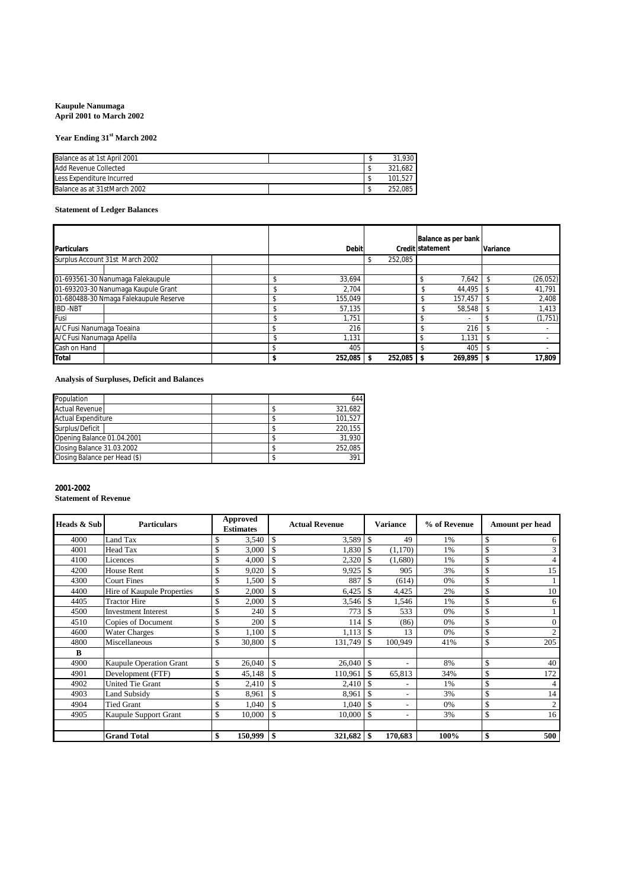**Kaupule Nanumaga**
**April 2001 to March 2002**

**Year Ending 31st March 2002**

| | |
|---|---|
| Balance as at 1st April 2001 | $ 31,930 |
| Add Revenue Collected | $ 321,682 |
| Less Expenditure Incurred | $ 101,527 |
| Balance as at 31stMarch 2002 | $ 252,085 |

**Statement of Ledger Balances**

| Particulars | Debit | Credit | Balance as per bank statement | Variance |
|---|---|---|---|---|
| Surplus Account 31st March 2002 | | $ 252,085 | | |
| | | | | |
| 01-693561-30 Nanumaga Falekaupule | $ 33,694 | | $ 7,642 | $ (26,052) |
| 01-693203-30 Nanumaga Kaupule Grant | $ 2,704 | | $ 44,495 | $ 41,791 |
| 01-680488-30 Nmaga Falekaupule Reserve | $ 155,049 | | $ 157,457 | $ 2,408 |
| IBD -NBT | $ 57,135 | | $ 58,548 | $ 1,413 |
| Fusi | $ 1,751 | | $ - | $ (1,751) |
| A/C Fusi Nanumaga Toeaina | $ 216 | | $ 216 | $ - |
| A/C Fusi Nanumaga Apelila | $ 1,131 | | $ 1,131 | $ - |
| Cash on Hand | $ 405 | | $ 405 | $ - |
| **Total** | **$ 252,085** | **$ 252,085** | **$ 269,895** | **$ 17,809** |

**Analysis of Surpluses, Deficit and Balances**

| | |
|---|---|
| Population | 644 |
| Actual Revenue | $ 321,682 |
| Actual Expenditure | $ 101,527 |
| Surplus/Deficit | $ 220,155 |
| Opening Balance 01.04.2001 | $ 31,930 |
| Closing Balance 31.03.2002 | $ 252,085 |
| Closing Balance per Head ($) | $ 391 |

**2001-2002**
**Statement of Revenue**

| Heads & Sub | Particulars | Approved Estimates | Actual Revenue | Variance | % of Revenue | Amount per head |
|---|---|---|---|---|---|---|
| 4000 | Land Tax | $ 3,540 | $ 3,589 | $ 49 | 1% | $ 6 |
| 4001 | Head Tax | $ 3,000 | $ 1,830 | $ (1,170) | 1% | $ 3 |
| 4100 | Licences | $ 4,000 | $ 2,320 | $ (1,680) | 1% | $ 4 |
| 4200 | House Rent | $ 9,020 | $ 9,925 | $ 905 | 3% | $ 15 |
| 4300 | Court Fines | $ 1,500 | $ 887 | $ (614) | 0% | $ 1 |
| 4400 | Hire of Kaupule Properties | $ 2,000 | $ 6,425 | $ 4,425 | 2% | $ 10 |
| 4405 | Tractor Hire | $ 2,000 | $ 3,546 | $ 1,546 | 1% | $ 6 |
| 4500 | Investment Interest | $ 240 | $ 773 | $ 533 | 0% | $ 1 |
| 4510 | Copies of Document | $ 200 | $ 114 | $ (86) | 0% | $ 0 |
| 4600 | Water Charges | $ 1,100 | $ 1,113 | $ 13 | 0% | $ 2 |
| 4800 | Miscellaneous | $ 30,800 | $ 131,749 | $ 100,949 | 41% | $ 205 |
| B | | | | | | |
| 4900 | Kaupule Operation Grant | $ 26,040 | $ 26,040 | $ - | 8% | $ 40 |
| 4901 | Development (FTF) | $ 45,148 | $ 110,961 | $ 65,813 | 34% | $ 172 |
| 4902 | United Tie Grant | $ 2,410 | $ 2,410 | $ - | 1% | $ 4 |
| 4903 | Land Subsidy | $ 8,961 | $ 8,961 | $ - | 3% | $ 14 |
| 4904 | Tied Grant | $ 1,040 | $ 1,040 | $ - | 0% | $ 2 |
| 4905 | Kaupule Support Grant | $ 10,000 | $ 10,000 | $ - | 3% | $ 16 |
| | | | | | | |
| | **Grand Total** | **$ 150,999** | **$ 321,682** | **$ 170,683** | **100%** | **$ 500** |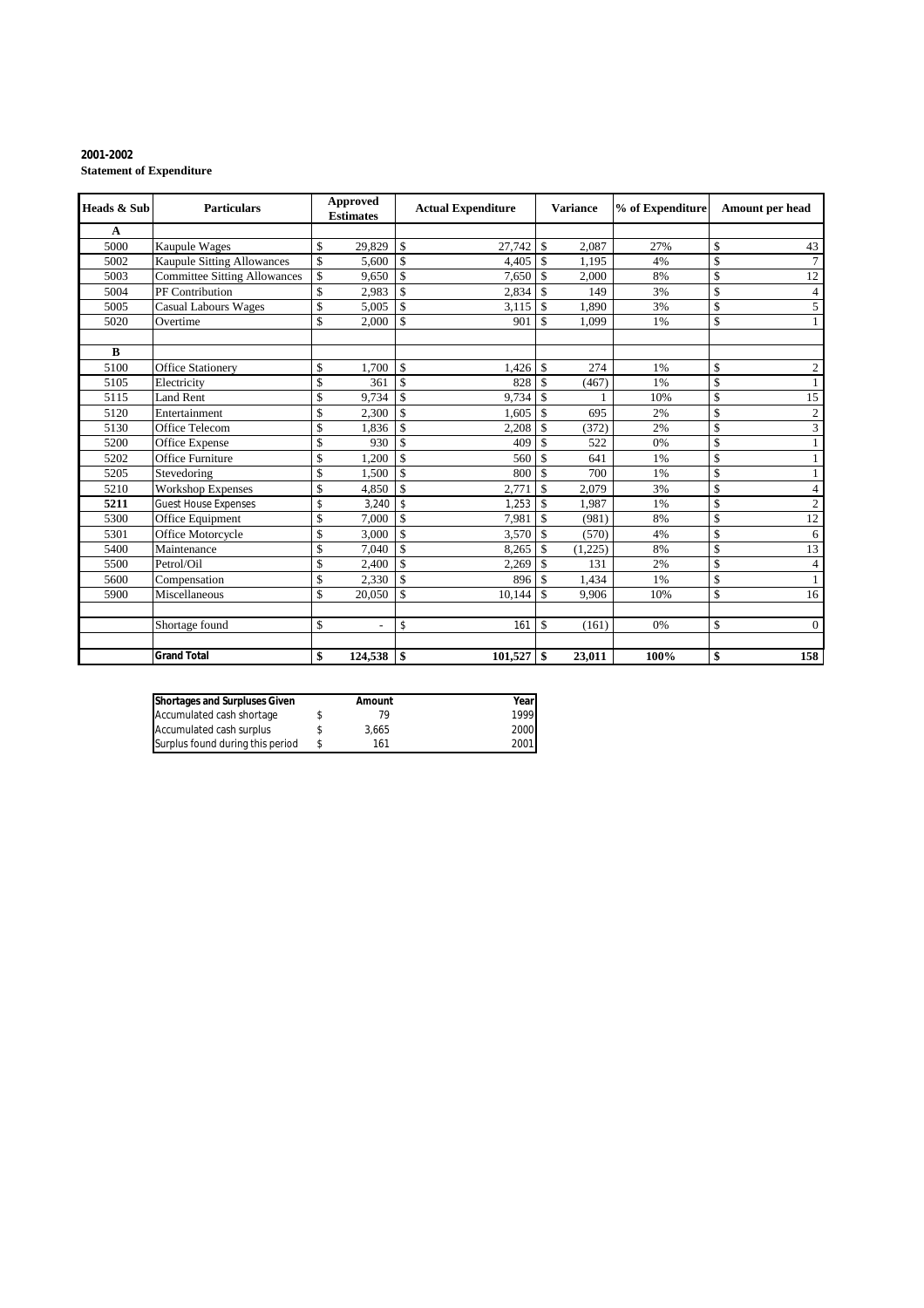**2001-2002**

**Statement of Expenditure**

| Heads & Sub | Particulars | Approved Estimates | Actual Expenditure | Variance | % of Expenditure | Amount per head |
|---|---|---|---|---|---|---|
| **A** | | | | | | |
| 5000 | Kaupule Wages | $ 29,829 | $ 27,742 | $ 2,087 | 27% | $ 43 |
| 5002 | Kaupule Sitting Allowances | $ 5,600 | $ 4,405 | $ 1,195 | 4% | $ 7 |
| 5003 | Committee Sitting Allowances | $ 9,650 | $ 7,650 | $ 2,000 | 8% | $ 12 |
| 5004 | PF Contribution | $ 2,983 | $ 2,834 | $ 149 | 3% | $ 4 |
| 5005 | Casual Labours Wages | $ 5,005 | $ 3,115 | $ 1,890 | 3% | $ 5 |
| 5020 | Overtime | $ 2,000 | $ 901 | $ 1,099 | 1% | $ 1 |
| | | | | | | |
| **B** | | | | | | |
| 5100 | Office Stationery | $ 1,700 | $ 1,426 | $ 274 | 1% | $ 2 |
| 5105 | Electricity | $ 361 | $ 828 | $ (467) | 1% | $ 1 |
| 5115 | Land Rent | $ 9,734 | $ 9,734 | $ 1 | 10% | $ 15 |
| 5120 | Entertainment | $ 2,300 | $ 1,605 | $ 695 | 2% | $ 2 |
| 5130 | Office Telecom | $ 1,836 | $ 2,208 | $ (372) | 2% | $ 3 |
| 5200 | Office Expense | $ 930 | $ 409 | $ 522 | 0% | $ 1 |
| 5202 | Office Furniture | $ 1,200 | $ 560 | $ 641 | 1% | $ 1 |
| 5205 | Stevedoring | $ 1,500 | $ 800 | $ 700 | 1% | $ 1 |
| 5210 | Workshop Expenses | $ 4,850 | $ 2,771 | $ 2,079 | 3% | $ 4 |
| **5211** | Guest House Expenses | $ 3,240 | $ 1,253 | $ 1,987 | 1% | $ 2 |
| 5300 | Office Equipment | $ 7,000 | $ 7,981 | $ (981) | 8% | $ 12 |
| 5301 | Office Motorcycle | $ 3,000 | $ 3,570 | $ (570) | 4% | $ 6 |
| 5400 | Maintenance | $ 7,040 | $ 8,265 | $ (1,225) | 8% | $ 13 |
| 5500 | Petrol/Oil | $ 2,400 | $ 2,269 | $ 131 | 2% | $ 4 |
| 5600 | Compensation | $ 2,330 | $ 896 | $ 1,434 | 1% | $ 1 |
| 5900 | Miscellaneous | $ 20,050 | $ 10,144 | $ 9,906 | 10% | $ 16 |
| | | | | | | |
| | Shortage found | $ - | $ 161 | $ (161) | 0% | $ 0 |
| | | | | | | |
| | **Grand Total** | **$ 124,538** | **$ 101,527** | **$ 23,011** | **100%** | **$ 158** |

| Shortages and Surpluses Given | Amount | Year |
|---|---|---|
| Accumulated cash shortage | $ 79 | 1999 |
| Accumulated cash surplus | $ 3,665 | 2000 |
| Surplus found during this period | $ 161 | 2001 |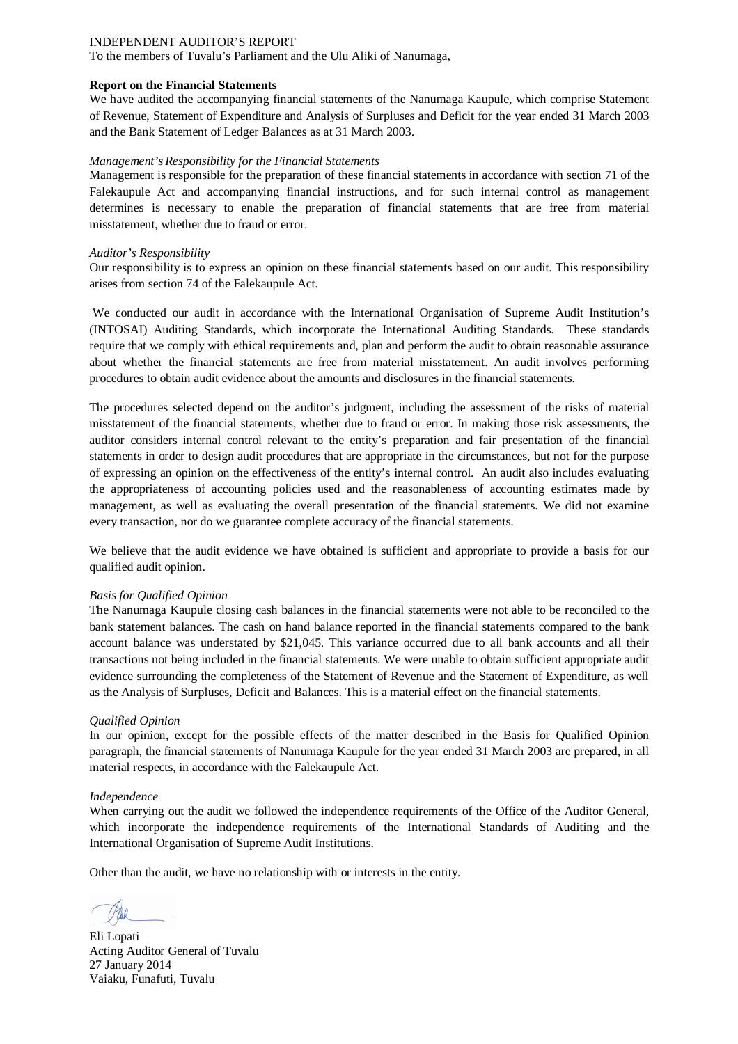INDEPENDENT AUDITOR'S REPORT

To the members of Tuvalu's Parliament and the Ulu Aliki of Nanumaga,

**Report on the Financial Statements**

We have audited the accompanying financial statements of the Nanumaga Kaupule, which comprise Statement of Revenue, Statement of Expenditure and Analysis of Surpluses and Deficit for the year ended 31 March 2003 and the Bank Statement of Ledger Balances as at 31 March 2003.

*Management's Responsibility for the Financial Statements*

Management is responsible for the preparation of these financial statements in accordance with section 71 of the Falekaupule Act and accompanying financial instructions, and for such internal control as management determines is necessary to enable the preparation of financial statements that are free from material misstatement, whether due to fraud or error.

*Auditor's Responsibility*

Our responsibility is to express an opinion on these financial statements based on our audit. This responsibility arises from section 74 of the Falekaupule Act.

We conducted our audit in accordance with the International Organisation of Supreme Audit Institution's (INTOSAI) Auditing Standards, which incorporate the International Auditing Standards. These standards require that we comply with ethical requirements and, plan and perform the audit to obtain reasonable assurance about whether the financial statements are free from material misstatement. An audit involves performing procedures to obtain audit evidence about the amounts and disclosures in the financial statements.

The procedures selected depend on the auditor's judgment, including the assessment of the risks of material misstatement of the financial statements, whether due to fraud or error. In making those risk assessments, the auditor considers internal control relevant to the entity's preparation and fair presentation of the financial statements in order to design audit procedures that are appropriate in the circumstances, but not for the purpose of expressing an opinion on the effectiveness of the entity's internal control. An audit also includes evaluating the appropriateness of accounting policies used and the reasonableness of accounting estimates made by management, as well as evaluating the overall presentation of the financial statements. We did not examine every transaction, nor do we guarantee complete accuracy of the financial statements.

We believe that the audit evidence we have obtained is sufficient and appropriate to provide a basis for our qualified audit opinion.

*Basis for Qualified Opinion*

The Nanumaga Kaupule closing cash balances in the financial statements were not able to be reconciled to the bank statement balances. The cash on hand balance reported in the financial statements compared to the bank account balance was understated by $21,045. This variance occurred due to all bank accounts and all their transactions not being included in the financial statements. We were unable to obtain sufficient appropriate audit evidence surrounding the completeness of the Statement of Revenue and the Statement of Expenditure, as well as the Analysis of Surpluses, Deficit and Balances. This is a material effect on the financial statements.

*Qualified Opinion*

In our opinion, except for the possible effects of the matter described in the Basis for Qualified Opinion paragraph, the financial statements of Nanumaga Kaupule for the year ended 31 March 2003 are prepared, in all material respects, in accordance with the Falekaupule Act.

*Independence*

When carrying out the audit we followed the independence requirements of the Office of the Auditor General, which incorporate the independence requirements of the International Standards of Auditing and the International Organisation of Supreme Audit Institutions.

Other than the audit, we have no relationship with or interests in the entity.

Eli Lopati  
Acting Auditor General of Tuvalu  
27 January 2014  
Vaiaku, Funafuti, Tuvalu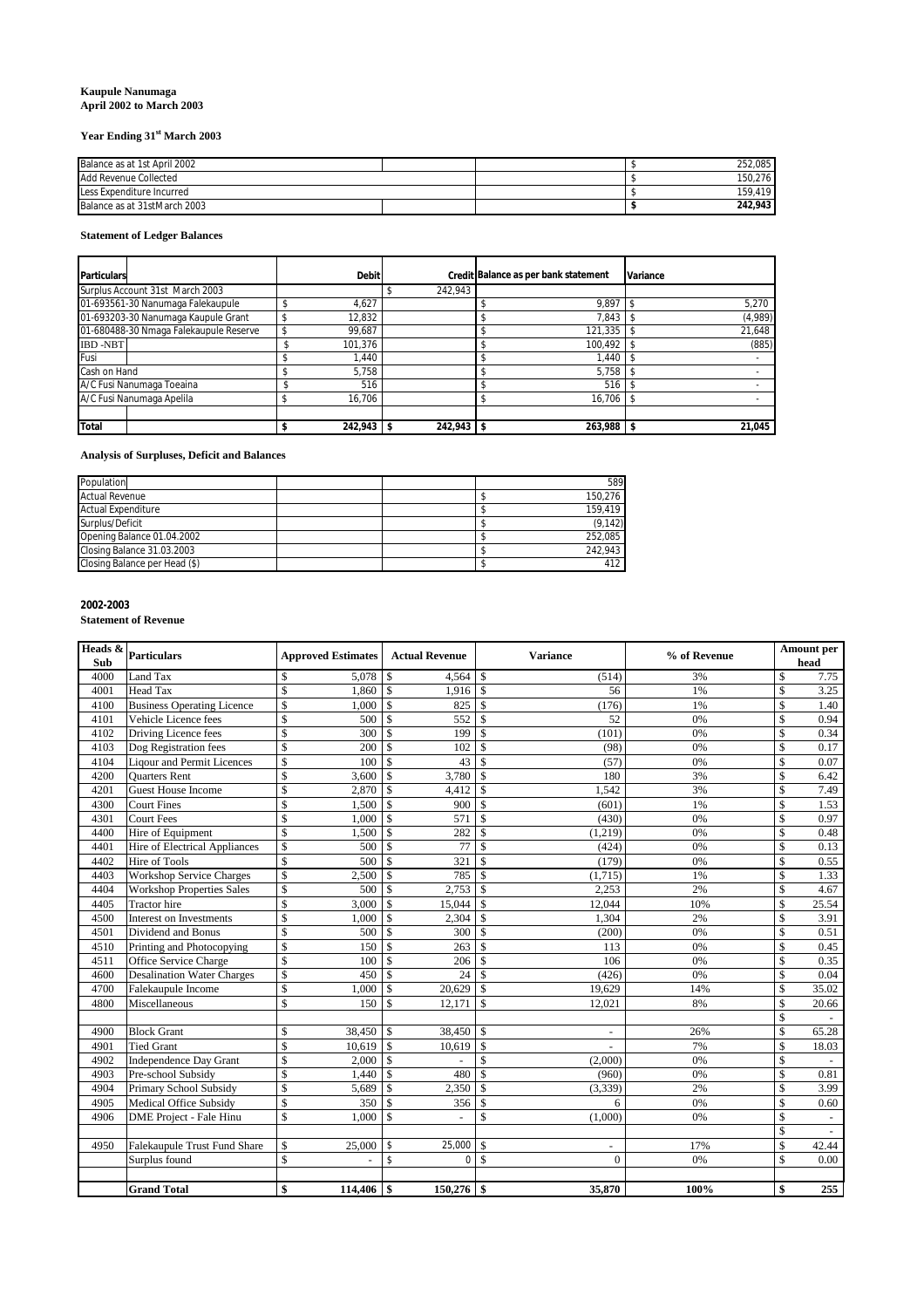**Kaupule Nanumaga**
**April 2002 to March 2003**

**Year Ending 31st March 2003**

| | | | | |
|---|---|---|---|---|
| Balance as at 1st April 2002 | | | $ | 252,085 |
| Add Revenue Collected | | | $ | 150,276 |
| Less Expenditure Incurred | | | $ | 159,419 |
| Balance as at 31stMarch 2003 | | | **$** | **242,943** |

**Statement of Ledger Balances**

| Particulars | Debit | Credit | Balance as per bank statement | Variance |
|---|---|---|---|---|
| Surplus Account 31st March 2003 | | $ 242,943 | | |
| 01-693561-30 Nanumaga Falekaupule | $ 4,627 | | $ 9,897 | $ 5,270 |
| 01-693203-30 Nanumaga Kaupule Grant | $ 12,832 | | $ 7,843 | $ (4,989) |
| 01-680488-30 Nmaga Falekaupule Reserve | $ 99,687 | | $ 121,335 | $ 21,648 |
| IBD -NBT | $ 101,376 | | $ 100,492 | $ (885) |
| Fusi | $ 1,440 | | $ 1,440 | $ - |
| Cash on Hand | $ 5,758 | | $ 5,758 | $ - |
| A/C Fusi Nanumaga Toeaina | $ 516 | | $ 516 | $ - |
| A/C Fusi Nanumaga Apelila | $ 16,706 | | $ 16,706 | $ - |
| | | | | |
| **Total** | **$ 242,943** | **$ 242,943** | **$ 263,988** | **$ 21,045** |

**Analysis of Surpluses, Deficit and Balances**

| | | | |
|---|---|---|---|
| Population | | | 589 |
| Actual Revenue | | $ | 150,276 |
| Actual Expenditure | | $ | 159,419 |
| Surplus/Deficit | | $ | (9,142) |
| Opening Balance 01.04.2002 | | $ | 252,085 |
| Closing Balance 31.03.2003 | | $ | 242,943 |
| Closing Balance per Head ($) | | $ | 412 |

**2002-2003**

**Statement of Revenue**

| Heads & Sub | Particulars | Approved Estimates | Actual Revenue | Variance | % of Revenue | Amount per head |
|---|---|---|---|---|---|---|
| 4000 | Land Tax | $ 5,078 | $ 4,564 | $ (514) | 3% | $ 7.75 |
| 4001 | Head Tax | $ 1,860 | $ 1,916 | $ 56 | 1% | $ 3.25 |
| 4100 | Business Operating Licence | $ 1,000 | $ 825 | $ (176) | 1% | $ 1.40 |
| 4101 | Vehicle Licence fees | $ 500 | $ 552 | $ 52 | 0% | $ 0.94 |
| 4102 | Driving Licence fees | $ 300 | $ 199 | $ (101) | 0% | $ 0.34 |
| 4103 | Dog Registration fees | $ 200 | $ 102 | $ (98) | 0% | $ 0.17 |
| 4104 | Liqour and Permit Licences | $ 100 | $ 43 | $ (57) | 0% | $ 0.07 |
| 4200 | Quarters Rent | $ 3,600 | $ 3,780 | $ 180 | 3% | $ 6.42 |
| 4201 | Guest House Income | $ 2,870 | $ 4,412 | $ 1,542 | 3% | $ 7.49 |
| 4300 | Court Fines | $ 1,500 | $ 900 | $ (601) | 1% | $ 1.53 |
| 4301 | Court Fees | $ 1,000 | $ 571 | $ (430) | 0% | $ 0.97 |
| 4400 | Hire of Equipment | $ 1,500 | $ 282 | $ (1,219) | 0% | $ 0.48 |
| 4401 | Hire of Electrical Appliances | $ 500 | $ 77 | $ (424) | 0% | $ 0.13 |
| 4402 | Hire of Tools | $ 500 | $ 321 | $ (179) | 0% | $ 0.55 |
| 4403 | Workshop Service Charges | $ 2,500 | $ 785 | $ (1,715) | 1% | $ 1.33 |
| 4404 | Workshop Properties Sales | $ 500 | $ 2,753 | $ 2,253 | 2% | $ 4.67 |
| 4405 | Tractor hire | $ 3,000 | $ 15,044 | $ 12,044 | 10% | $ 25.54 |
| 4500 | Interest on Investments | $ 1,000 | $ 2,304 | $ 1,304 | 2% | $ 3.91 |
| 4501 | Dividend and Bonus | $ 500 | $ 300 | $ (200) | 0% | $ 0.51 |
| 4510 | Printing and Photocopying | $ 150 | $ 263 | $ 113 | 0% | $ 0.45 |
| 4511 | Office Service Charge | $ 100 | $ 206 | $ 106 | 0% | $ 0.35 |
| 4600 | Desalination Water Charges | $ 450 | $ 24 | $ (426) | 0% | $ 0.04 |
| 4700 | Falekaupule Income | $ 1,000 | $ 20,629 | $ 19,629 | 14% | $ 35.02 |
| 4800 | Miscellaneous | $ 150 | $ 12,171 | $ 12,021 | 8% | $ 20.66 |
| | | | | | | $ - |
| 4900 | Block Grant | $ 38,450 | $ 38,450 | $ - | 26% | $ 65.28 |
| 4901 | Tied Grant | $ 10,619 | $ 10,619 | $ - | 7% | $ 18.03 |
| 4902 | Independence Day Grant | $ 2,000 | $ - | $ (2,000) | 0% | $ - |
| 4903 | Pre-school Subsidy | $ 1,440 | $ 480 | $ (960) | 0% | $ 0.81 |
| 4904 | Primary School Subsidy | $ 5,689 | $ 2,350 | $ (3,339) | 2% | $ 3.99 |
| 4905 | Medical Office Subsidy | $ 350 | $ 356 | $ 6 | 0% | $ 0.60 |
| 4906 | DME Project - Fale Hinu | $ 1,000 | $ - | $ (1,000) | 0% | $ - |
| | | | | | | $ - |
| 4950 | Falekaupule Trust Fund Share | $ 25,000 | $ 25,000 | $ - | 17% | $ 42.44 |
| | Surplus found | $ - | $ 0 | $ 0 | 0% | $ 0.00 |
| | | | | | | |
| | **Grand Total** | **$ 114,406** | **$ 150,276** | **$ 35,870** | **100%** | **$ 255** |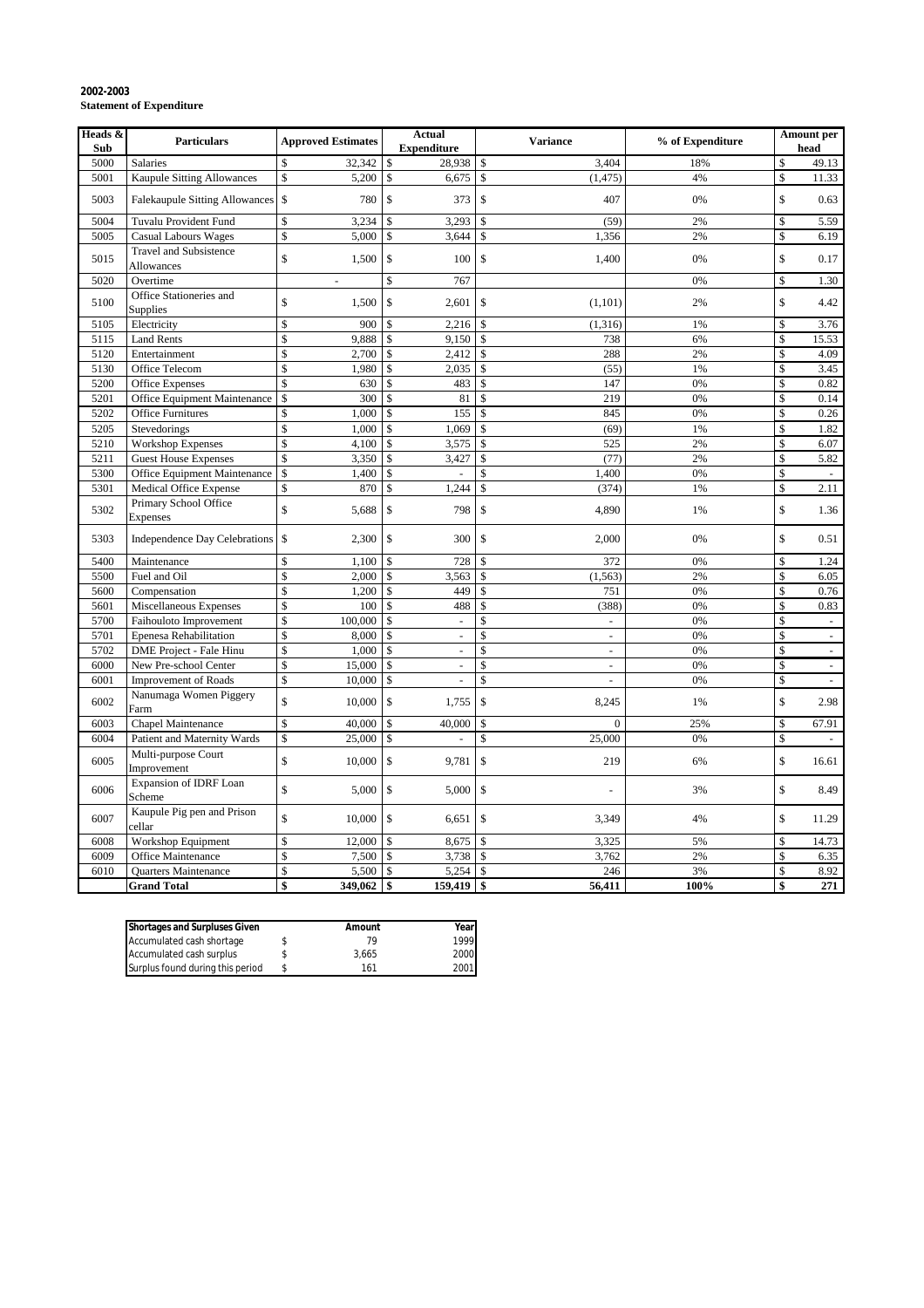**2002-2003**
**Statement of Expenditure**

| Heads & Sub | Particulars | Approved Estimates | Actual Expenditure | Variance | % of Expenditure | Amount per head |
|---|---|---|---|---|---|---|
| 5000 | Salaries | $ 32,342 | $ 28,938 | $ 3,404 | 18% | $ 49.13 |
| 5001 | Kaupule Sitting Allowances | $ 5,200 | $ 6,675 | $ (1,475) | 4% | $ 11.33 |
| 5003 | Falekaupule Sitting Allowances | $ 780 | $ 373 | $ 407 | 0% | $ 0.63 |
| 5004 | Tuvalu Provident Fund | $ 3,234 | $ 3,293 | $ (59) | 2% | $ 5.59 |
| 5005 | Casual Labours Wages | $ 5,000 | $ 3,644 | $ 1,356 | 2% | $ 6.19 |
| 5015 | Travel and Subsistence Allowances | $ 1,500 | $ 100 | $ 1,400 | 0% | $ 0.17 |
| 5020 | Overtime | - | $ 767 | | 0% | $ 1.30 |
| 5100 | Office Stationeries and Supplies | $ 1,500 | $ 2,601 | $ (1,101) | 2% | $ 4.42 |
| 5105 | Electricity | $ 900 | $ 2,216 | $ (1,316) | 1% | $ 3.76 |
| 5115 | Land Rents | $ 9,888 | $ 9,150 | $ 738 | 6% | $ 15.53 |
| 5120 | Entertainment | $ 2,700 | $ 2,412 | $ 288 | 2% | $ 4.09 |
| 5130 | Office Telecom | $ 1,980 | $ 2,035 | $ (55) | 1% | $ 3.45 |
| 5200 | Office Expenses | $ 630 | $ 483 | $ 147 | 0% | $ 0.82 |
| 5201 | Office Equipment Maintenance | $ 300 | $ 81 | $ 219 | 0% | $ 0.14 |
| 5202 | Office Furnitures | $ 1,000 | $ 155 | $ 845 | 0% | $ 0.26 |
| 5205 | Stevedorings | $ 1,000 | $ 1,069 | $ (69) | 1% | $ 1.82 |
| 5210 | Workshop Expenses | $ 4,100 | $ 3,575 | $ 525 | 2% | $ 6.07 |
| 5211 | Guest House Expenses | $ 3,350 | $ 3,427 | $ (77) | 2% | $ 5.82 |
| 5300 | Office Equipment Maintenance | $ 1,400 | $ - | $ 1,400 | 0% | $ - |
| 5301 | Medical Office Expense | $ 870 | $ 1,244 | $ (374) | 1% | $ 2.11 |
| 5302 | Primary School Office Expenses | $ 5,688 | $ 798 | $ 4,890 | 1% | $ 1.36 |
| 5303 | Independence Day Celebrations | $ 2,300 | $ 300 | $ 2,000 | 0% | $ 0.51 |
| 5400 | Maintenance | $ 1,100 | $ 728 | $ 372 | 0% | $ 1.24 |
| 5500 | Fuel and Oil | $ 2,000 | $ 3,563 | $ (1,563) | 2% | $ 6.05 |
| 5600 | Compensation | $ 1,200 | $ 449 | $ 751 | 0% | $ 0.76 |
| 5601 | Miscellaneous Expenses | $ 100 | $ 488 | $ (388) | 0% | $ 0.83 |
| 5700 | Faihouloto Improvement | $ 100,000 | $ - | $ - | 0% | $ - |
| 5701 | Epenesa Rehabilitation | $ 8,000 | $ - | $ - | 0% | $ - |
| 5702 | DME Project - Fale Hinu | $ 1,000 | $ - | $ - | 0% | $ - |
| 6000 | New Pre-school Center | $ 15,000 | $ - | $ - | 0% | $ - |
| 6001 | Improvement of Roads | $ 10,000 | $ - | $ - | 0% | $ - |
| 6002 | Nanumaga Women Piggery Farm | $ 10,000 | $ 1,755 | $ 8,245 | 1% | $ 2.98 |
| 6003 | Chapel Maintenance | $ 40,000 | $ 40,000 | $ 0 | 25% | $ 67.91 |
| 6004 | Patient and Maternity Wards | $ 25,000 | $ - | $ 25,000 | 0% | $ - |
| 6005 | Multi-purpose Court Improvement | $ 10,000 | $ 9,781 | $ 219 | 6% | $ 16.61 |
| 6006 | Expansion of IDRF Loan Scheme | $ 5,000 | $ 5,000 | $ - | 3% | $ 8.49 |
| 6007 | Kaupule Pig pen and Prison cellar | $ 10,000 | $ 6,651 | $ 3,349 | 4% | $ 11.29 |
| 6008 | Workshop Equipment | $ 12,000 | $ 8,675 | $ 3,325 | 5% | $ 14.73 |
| 6009 | Office Maintenance | $ 7,500 | $ 3,738 | $ 3,762 | 2% | $ 6.35 |
| 6010 | Quarters Maintenance | $ 5,500 | $ 5,254 | $ 246 | 3% | $ 8.92 |
| | **Grand Total** | **$ 349,062** | **$ 159,419** | **$ 56,411** | **100%** | **$ 271** |

| Shortages and Surpluses Given | Amount | Year |
|---|---|---|
| Accumulated cash shortage | $ 79 | 1999 |
| Accumulated cash surplus | $ 3,665 | 2000 |
| Surplus found during this period | $ 161 | 2001 |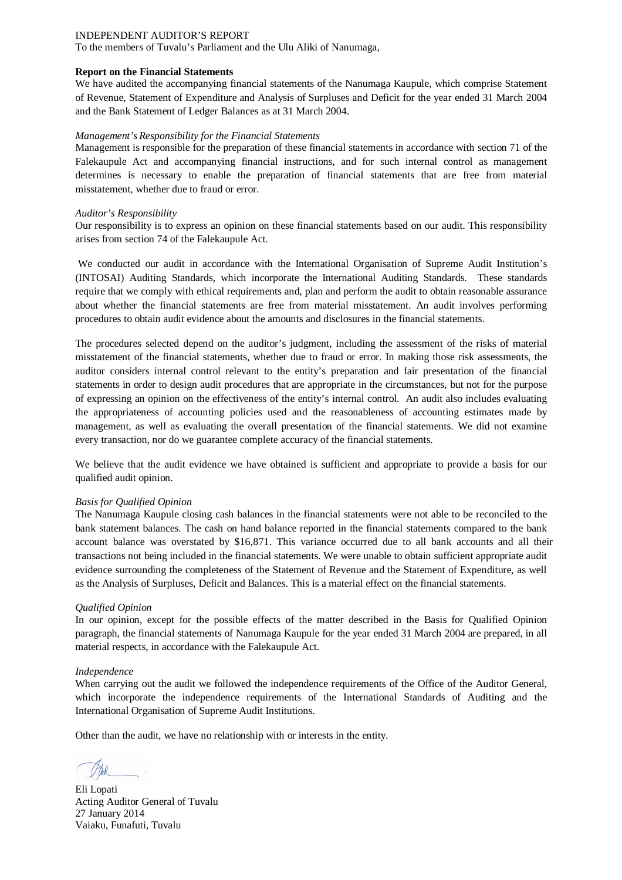INDEPENDENT AUDITOR'S REPORT

To the members of Tuvalu's Parliament and the Ulu Aliki of Nanumaga,

**Report on the Financial Statements**

We have audited the accompanying financial statements of the Nanumaga Kaupule, which comprise Statement of Revenue, Statement of Expenditure and Analysis of Surpluses and Deficit for the year ended 31 March 2004 and the Bank Statement of Ledger Balances as at 31 March 2004.

*Management's Responsibility for the Financial Statements*

Management is responsible for the preparation of these financial statements in accordance with section 71 of the Falekaupule Act and accompanying financial instructions, and for such internal control as management determines is necessary to enable the preparation of financial statements that are free from material misstatement, whether due to fraud or error.

*Auditor's Responsibility*

Our responsibility is to express an opinion on these financial statements based on our audit. This responsibility arises from section 74 of the Falekaupule Act.

We conducted our audit in accordance with the International Organisation of Supreme Audit Institution's (INTOSAI) Auditing Standards, which incorporate the International Auditing Standards. These standards require that we comply with ethical requirements and, plan and perform the audit to obtain reasonable assurance about whether the financial statements are free from material misstatement. An audit involves performing procedures to obtain audit evidence about the amounts and disclosures in the financial statements.

The procedures selected depend on the auditor's judgment, including the assessment of the risks of material misstatement of the financial statements, whether due to fraud or error. In making those risk assessments, the auditor considers internal control relevant to the entity's preparation and fair presentation of the financial statements in order to design audit procedures that are appropriate in the circumstances, but not for the purpose of expressing an opinion on the effectiveness of the entity's internal control. An audit also includes evaluating the appropriateness of accounting policies used and the reasonableness of accounting estimates made by management, as well as evaluating the overall presentation of the financial statements. We did not examine every transaction, nor do we guarantee complete accuracy of the financial statements.

We believe that the audit evidence we have obtained is sufficient and appropriate to provide a basis for our qualified audit opinion.

*Basis for Qualified Opinion*

The Nanumaga Kaupule closing cash balances in the financial statements were not able to be reconciled to the bank statement balances. The cash on hand balance reported in the financial statements compared to the bank account balance was overstated by $16,871. This variance occurred due to all bank accounts and all their transactions not being included in the financial statements. We were unable to obtain sufficient appropriate audit evidence surrounding the completeness of the Statement of Revenue and the Statement of Expenditure, as well as the Analysis of Surpluses, Deficit and Balances. This is a material effect on the financial statements.

*Qualified Opinion*

In our opinion, except for the possible effects of the matter described in the Basis for Qualified Opinion paragraph, the financial statements of Nanumaga Kaupule for the year ended 31 March 2004 are prepared, in all material respects, in accordance with the Falekaupule Act.

*Independence*

When carrying out the audit we followed the independence requirements of the Office of the Auditor General, which incorporate the independence requirements of the International Standards of Auditing and the International Organisation of Supreme Audit Institutions.

Other than the audit, we have no relationship with or interests in the entity.

Eli Lopati
Acting Auditor General of Tuvalu
27 January 2014
Vaiaku, Funafuti, Tuvalu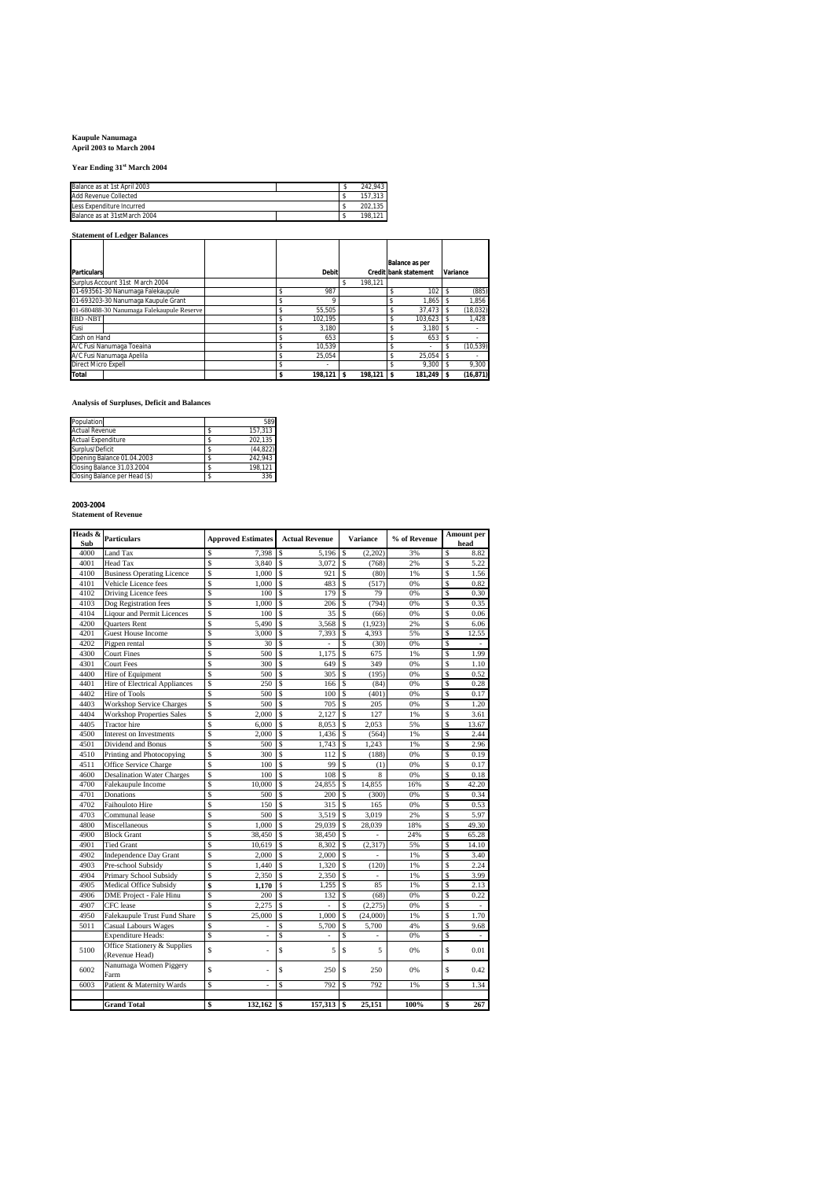**Kaupule Nanumaga**
**April 2003 to March 2004**

**Year Ending 31st March 2004**

| | | | |
|---|---|---|---|
| Balance as at 1st April 2003 | | $ | 242,943 |
| Add Revenue Collected | | $ | 157,313 |
| Less Expenditure Incurred | | $ | 202,135 |
| Balance as at 31stMarch 2004 | | $ | 198,121 |

**Statement of Ledger Balances**

| Particulars | | Debit | Credit | Balance as per bank statement | Variance |
|---|---|---|---|---|---|
| Surplus Account 31st March 2004 | | | $ 198,121 | | |
| 01-693561-30 Nanumaga Falekaupule | | $ 987 | | $ 102 | $ (885) |
| 01-693203-30 Nanumaga Kaupule Grant | | $ 9 | | $ 1,865 | $ 1,856 |
| 01-680488-30 Nanumaga Falekaupule Reserve | | $ 55,505 | | $ 37,473 | $ (18,032) |
| IBD -NBT | | $ 102,195 | | $ 103,623 | $ 1,428 |
| Fusi | | $ 3,180 | | $ 3,180 | $ - |
| Cash on Hand | | $ 653 | | $ 653 | $ - |
| A/C Fusi Nanumaga Toeaina | | $ 10,539 | | $ - | $ (10,539) |
| A/C Fusi Nanumaga Apelila | | $ 25,054 | | $ 25,054 | $ - |
| Direct Micro Expell | | $ - | | $ 9,300 | $ 9,300 |
| **Total** | | **$ 198,121** | **$ 198,121** | **$ 181,249** | **$ (16,871)** |

**Analysis of Surpluses, Deficit and Balances**

| | | |
|---|---|---|
| Population | | 589 |
| Actual Revenue | $ | 157,313 |
| Actual Expenditure | $ | 202,135 |
| Surplus/Deficit | $ | (44,822) |
| Opening Balance 01.04.2003 | $ | 242,943 |
| Closing Balance 31.03.2004 | $ | 198,121 |
| Closing Balance per Head ($) | $ | 336 |

**2003-2004**
**Statement of Revenue**

| Heads & Sub | Particulars | Approved Estimates | Actual Revenue | Variance | % of Revenue | Amount per head |
|---|---|---|---|---|---|---|
| 4000 | Land Tax | $ 7,398 | $ 5,196 | $ (2,202) | 3% | $ 8.82 |
| 4001 | Head Tax | $ 3,840 | $ 3,072 | $ (768) | 2% | $ 5.22 |
| 4100 | Business Operating Licence | $ 1,000 | $ 921 | $ (80) | 1% | $ 1.56 |
| 4101 | Vehicle Licence fees | $ 1,000 | $ 483 | $ (517) | 0% | $ 0.82 |
| 4102 | Driving Licence fees | $ 100 | $ 179 | $ 79 | 0% | $ 0.30 |
| 4103 | Dog Registration fees | $ 1,000 | $ 206 | $ (794) | 0% | $ 0.35 |
| 4104 | Liqour and Permit Licences | $ 100 | $ 35 | $ (66) | 0% | $ 0.06 |
| 4200 | Quarters Rent | $ 5,490 | $ 3,568 | $ (1,923) | 2% | $ 6.06 |
| 4201 | Guest House Income | $ 3,000 | $ 7,393 | $ 4,393 | 5% | $ 12.55 |
| 4202 | Pigpen rental | $ 30 | $ - | $ (30) | 0% | $ - |
| 4300 | Court Fines | $ 500 | $ 1,175 | $ 675 | 1% | $ 1.99 |
| 4301 | Court Fees | $ 300 | $ 649 | $ 349 | 0% | $ 1.10 |
| 4400 | Hire of Equipment | $ 500 | $ 305 | $ (195) | 0% | $ 0.52 |
| 4401 | Hire of Electrical Appliances | $ 250 | $ 166 | $ (84) | 0% | $ 0.28 |
| 4402 | Hire of Tools | $ 500 | $ 100 | $ (401) | 0% | $ 0.17 |
| 4403 | Workshop Service Charges | $ 500 | $ 705 | $ 205 | 0% | $ 1.20 |
| 4404 | Workshop Properties Sales | $ 2,000 | $ 2,127 | $ 127 | 1% | $ 3.61 |
| 4405 | Tractor hire | $ 6,000 | $ 8,053 | $ 2,053 | 5% | $ 13.67 |
| 4500 | Interest on Investments | $ 2,000 | $ 1,436 | $ (564) | 1% | $ 2.44 |
| 4501 | Dividend and Bonus | $ 500 | $ 1,743 | $ 1,243 | 1% | $ 2.96 |
| 4510 | Printing and Photocopying | $ 300 | $ 112 | $ (188) | 0% | $ 0.19 |
| 4511 | Office Service Charge | $ 100 | $ 99 | $ (1) | 0% | $ 0.17 |
| 4600 | Desalination Water Charges | $ 100 | $ 108 | $ 8 | 0% | $ 0.18 |
| 4700 | Falekaupule Income | $ 10,000 | $ 24,855 | $ 14,855 | 16% | $ 42.20 |
| 4701 | Donations | $ 500 | $ 200 | $ (300) | 0% | $ 0.34 |
| 4702 | Faihouloto Hire | $ 150 | $ 315 | $ 165 | 0% | $ 0.53 |
| 4703 | Communal lease | $ 500 | $ 3,519 | $ 3,019 | 2% | $ 5.97 |
| 4800 | Miscellaneous | $ 1,000 | $ 29,039 | $ 28,039 | 18% | $ 49.30 |
| 4900 | Block Grant | $ 38,450 | $ 38,450 | $ - | 24% | $ 65.28 |
| 4901 | Tied Grant | $ 10,619 | $ 8,302 | $ (2,317) | 5% | $ 14.10 |
| 4902 | Independence Day Grant | $ 2,000 | $ 2,000 | $ - | 1% | $ 3.40 |
| 4903 | Pre-school Subsidy | $ 1,440 | $ 1,320 | $ (120) | 1% | $ 2.24 |
| 4904 | Primary School Subsidy | $ 2,350 | $ 2,350 | $ - | 1% | $ 3.99 |
| 4905 | Medical Office Subsidy | **$ 1,170** | $ 1,255 | $ 85 | 1% | $ 2.13 |
| 4906 | DME Project - Fale Hinu | $ 200 | $ 132 | $ (68) | 0% | $ 0.22 |
| 4907 | CFC lease | $ 2,275 | $ - | $ (2,275) | 0% | $ - |
| 4950 | Falekaupule Trust Fund Share | $ 25,000 | $ 1,000 | $ (24,000) | 1% | $ 1.70 |
| 5011 | Casual Labours Wages | $ - | $ 5,700 | $ 5,700 | 4% | $ 9.68 |
| | Expenditure Heads: | $ - | $ - | $ - | 0% | $ - |
| 5100 | Office Stationery & Supplies (Revenue Head) | $ - | $ 5 | $ 5 | 0% | $ 0.01 |
| 6002 | Nanumaga Women Piggery Farm | $ - | $ 250 | $ 250 | 0% | $ 0.42 |
| 6003 | Patient & Maternity Wards | $ - | $ 792 | $ 792 | 1% | $ 1.34 |
| | | | | | | |
| | **Grand Total** | **$ 132,162** | **$ 157,313** | **$ 25,151** | **100%** | **$ 267** |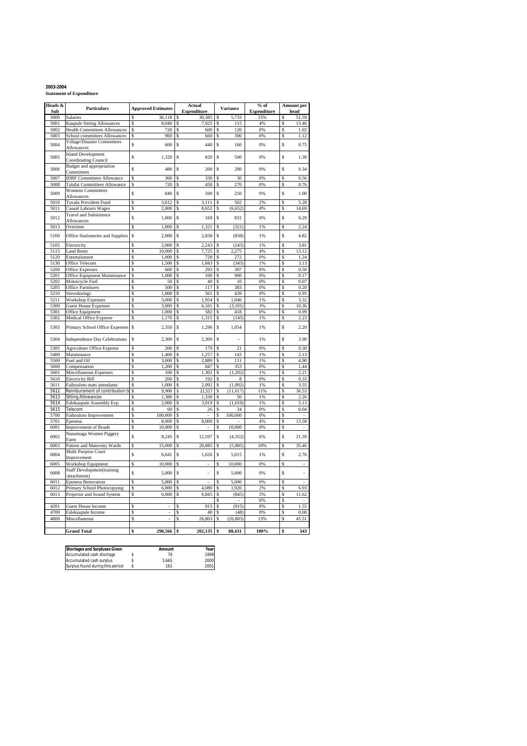**2003-2004**

**Statement of Expenditure**

| Heads & Sub | Particulars | Approved Estimates | Actual Expenditure | Variance | % of Expenditure | Amount per head |
|---|---|---|---|---|---|---|
| 5000 | Salaries | $ 36,118 | $ 30,385 | $ 5,733 | 15% | $ 51.59 |
| 5001 | Kaupule Sitting Allowances | $ 8,040 | $ 7,925 | $ 115 | 4% | $ 13.46 |
| 5002 | Health Committees Allowances | $ 720 | $ 600 | $ 120 | 0% | $ 1.02 |
| 5003 | School committees Allowances | $ 960 | $ 660 | $ 300 | 0% | $ 1.12 |
| 5004 | Village/Disaster Committees Allowances | $ 600 | $ 440 | $ 160 | 0% | $ 0.75 |
| 5005 | Island Development Coordinating Council | $ 1,320 | $ 820 | $ 500 | 0% | $ 1.39 |
| 5006 | Budget and appropriation Committees | $ 480 | $ 200 | $ 280 | 0% | $ 0.34 |
| 5007 | IDRF Committees Allowance | $ 360 | $ 330 | $ 30 | 0% | $ 0.56 |
| 5008 | Talafai Committees Allowance | $ 720 | $ 450 | $ 270 | 0% | $ 0.76 |
| 5009 | Womens Committees Allowances | $ 840 | $ 590 | $ 250 | 0% | $ 1.00 |
| 5010 | Tuvalu Provident Fund | $ 3,612 | $ 3,111 | $ 502 | 2% | $ 5.28 |
| 5011 | Casual Labours Wages | $ 2,000 | $ 8,652 | $ (6,652) | 4% | $ 14.69 |
| 5012 | Travel and Subsistence Allowances | $ 1,000 | $ 169 | $ 831 | 0% | $ 0.29 |
| 5013 | Overtime | $ 1,000 | $ 1,321 | $ (321) | 1% | $ 2.24 |
| 5100 | Office Stationeries and Supplies | $ 2,000 | $ 2,838 | $ (838) | 1% | $ 4.82 |
| 5105 | Electricity | $ 2,000 | $ 2,243 | $ (243) | 1% | $ 3.81 |
| 5115 | Land Rents | $ 10,000 | $ 7,725 | $ 2,275 | 4% | $ 13.12 |
| 5120 | Entertainment | $ 1,000 | $ 728 | $ 272 | 0% | $ 1.24 |
| 5130 | Office Telecom | $ 1,500 | $ 1,843 | $ (343) | 1% | $ 3.13 |
| 5200 | Office Expenses | $ 600 | $ 293 | $ 307 | 0% | $ 0.50 |
| 5201 | Office Equipment Maintenance | $ 1,000 | $ 100 | $ 900 | 0% | $ 0.17 |
| 5202 | Motorcycle Fuel | $ 50 | $ 40 | $ 10 | 0% | $ 0.07 |
| 5205 | Office Furnitures | $ 500 | $ 117 | $ 383 | 0% | $ 0.20 |
| 5210 | Stevedorings | $ 1,000 | $ 561 | $ 439 | 0% | $ 0.95 |
| 5211 | Workshop Expenses | $ 3,000 | $ 1,954 | $ 1,046 | 1% | $ 3.32 |
| 5300 | Guest House Expenses | $ 3,000 | $ 6,101 | $ (3,101) | 3% | $ 10.36 |
| 5301 | Office Equipment | $ 1,000 | $ 582 | $ 418 | 0% | $ 0.99 |
| 5302 | Medical Office Expense | $ 1,170 | $ 1,315 | $ (145) | 1% | $ 2.23 |
| 5303 | Primary School Office Expenses | $ 2,350 | $ 1,296 | $ 1,054 | 1% | $ 2.20 |
| 5304 | Independence Day Celebrations | $ 2,300 | $ 2,300 | $ - | 1% | $ 3.90 |
| 5305 | Agriculture Office Expense | $ 200 | $ 179 | $ 21 | 0% | $ 0.30 |
| 5400 | Maintenance | $ 1,400 | $ 1,257 | $ 143 | 1% | $ 2.13 |
| 5500 | Fuel and Oil | $ 3,000 | $ 2,889 | $ 111 | 1% | $ 4.90 |
| 5600 | Compensation | $ 1,200 | $ 847 | $ 353 | 0% | $ 1.44 |
| 5601 | Miscellaneous Expenses | $ 100 | $ 1,302 | $ (1,202) | 1% | $ 2.21 |
| 5610 | Electricity Bill | $ 200 | $ 192 | $ 8 | 0% | $ 0.33 |
| 5611 | Faihouloto mats attendants | $ 1,000 | $ 2,092 | $ (1,092) | 1% | $ 3.55 |
| 5612 | Reimbursment of contribution to | $ 9,900 | $ 21,517 | $ (11,617) | 11% | $ 36.53 |
| 5613 | Sitting Allowances | $ 1,380 | $ 1,330 | $ 50 | 1% | $ 2.26 |
| 5614 | Falekaupule Assembly Exp | $ 2,000 | $ 3,019 | $ (1,019) | 1% | $ 5.13 |
| 5615 | Telecom | $ 60 | $ 26 | $ 34 | 0% | $ 0.04 |
| 5700 | Faihouloto Improvement | $ 100,000 | $ - | $ 100,000 | 0% | $ - |
| 5701 | Epenesa | $ 8,000 | $ 8,000 | $ - | 4% | $ 13.58 |
| 6001 | Improvement of Roads | $ 10,000 | $ - | $ 10,000 | 0% | $ - |
| 6002 | Nanumaga Women Piggery Farm | $ 8,245 | $ 12,597 | $ (4,352) | 6% | $ 21.39 |
| 6003 | Patient and Maternity Wards | $ 15,000 | $ 20,885 | $ (5,885) | 10% | $ 35.46 |
| 6004 | Multi Purpose Court Improvement | $ 6,641 | $ 1,626 | $ 5,015 | 1% | $ 2.76 |
| 6005 | Workshop Equipment | $ 10,000 | $ - | $ 10,000 | 0% | $ - |
| 6008 | Staff Development(training /attachment) | $ 5,000 | $ - | $ 5,000 | 0% | $ - |
| 6011 | Epenesa Renovation | $ 5,000 | $ - | $ 5,000 | 0% | $ - |
| 6012 | Primary School Photocopying | $ 6,000 | $ 4,080 | $ 1,920 | 2% | $ 6.93 |
| 6013 | Projector and Sound System | $ 6,000 | $ 6,845 | $ (845) | 3% | $ 11.62 |
| | | | | $ - | 0% | $ - |
| 4201 | Guest House Income | $ - | $ 915 | $ (915) | 0% | $ 1.55 |
| 4700 | Falekaupule Income | $ - | $ 48 | $ (48) | 0% | $ 0.08 |
| 4800 | Miscellaneous | $ - | $ 26,803 | $ (26,803) | 13% | $ 45.51 |
| | **Grand Total** | **$ 290,566** | **$ 202,135** | **$ 88,431** | **100%** | **$ 343** |

| Shortages and Surpluses Given | Amount | Year |
|---|---|---|
| Accumulated cash shortage | $ 79 | 1999 |
| Accumulated cash surplus | $ 3,665 | 2000 |
| Surplus found during this period | $ 161 | 2001 |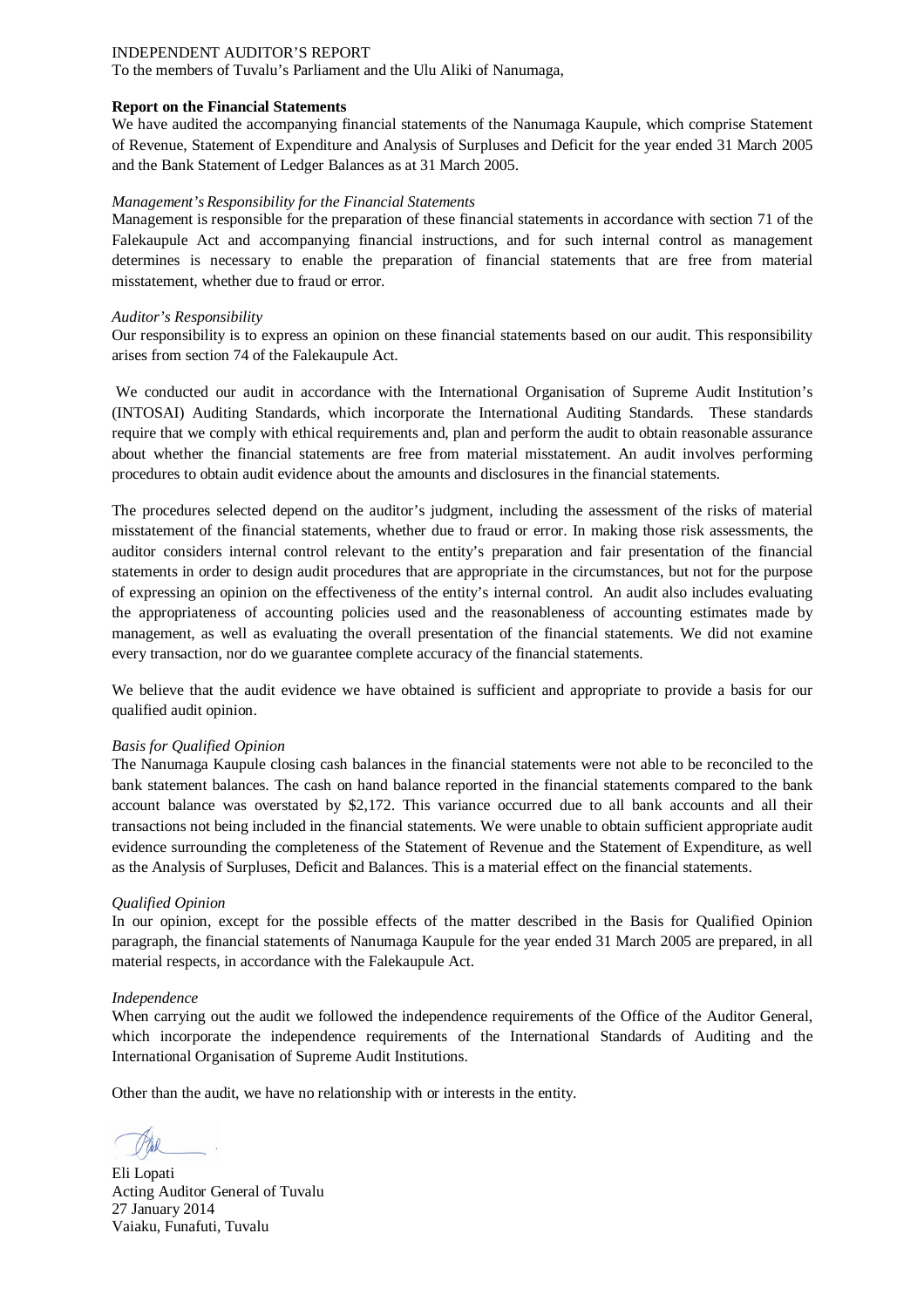INDEPENDENT AUDITOR'S REPORT

To the members of Tuvalu's Parliament and the Ulu Aliki of Nanumaga,

**Report on the Financial Statements**

We have audited the accompanying financial statements of the Nanumaga Kaupule, which comprise Statement of Revenue, Statement of Expenditure and Analysis of Surpluses and Deficit for the year ended 31 March 2005 and the Bank Statement of Ledger Balances as at 31 March 2005.

*Management's Responsibility for the Financial Statements*

Management is responsible for the preparation of these financial statements in accordance with section 71 of the Falekaupule Act and accompanying financial instructions, and for such internal control as management determines is necessary to enable the preparation of financial statements that are free from material misstatement, whether due to fraud or error.

*Auditor's Responsibility*

Our responsibility is to express an opinion on these financial statements based on our audit. This responsibility arises from section 74 of the Falekaupule Act.

We conducted our audit in accordance with the International Organisation of Supreme Audit Institution's (INTOSAI) Auditing Standards, which incorporate the International Auditing Standards. These standards require that we comply with ethical requirements and, plan and perform the audit to obtain reasonable assurance about whether the financial statements are free from material misstatement. An audit involves performing procedures to obtain audit evidence about the amounts and disclosures in the financial statements.

The procedures selected depend on the auditor's judgment, including the assessment of the risks of material misstatement of the financial statements, whether due to fraud or error. In making those risk assessments, the auditor considers internal control relevant to the entity's preparation and fair presentation of the financial statements in order to design audit procedures that are appropriate in the circumstances, but not for the purpose of expressing an opinion on the effectiveness of the entity's internal control. An audit also includes evaluating the appropriateness of accounting policies used and the reasonableness of accounting estimates made by management, as well as evaluating the overall presentation of the financial statements. We did not examine every transaction, nor do we guarantee complete accuracy of the financial statements.

We believe that the audit evidence we have obtained is sufficient and appropriate to provide a basis for our qualified audit opinion.

*Basis for Qualified Opinion*

The Nanumaga Kaupule closing cash balances in the financial statements were not able to be reconciled to the bank statement balances. The cash on hand balance reported in the financial statements compared to the bank account balance was overstated by $2,172. This variance occurred due to all bank accounts and all their transactions not being included in the financial statements. We were unable to obtain sufficient appropriate audit evidence surrounding the completeness of the Statement of Revenue and the Statement of Expenditure, as well as the Analysis of Surpluses, Deficit and Balances. This is a material effect on the financial statements.

*Qualified Opinion*

In our opinion, except for the possible effects of the matter described in the Basis for Qualified Opinion paragraph, the financial statements of Nanumaga Kaupule for the year ended 31 March 2005 are prepared, in all material respects, in accordance with the Falekaupule Act.

*Independence*

When carrying out the audit we followed the independence requirements of the Office of the Auditor General, which incorporate the independence requirements of the International Standards of Auditing and the International Organisation of Supreme Audit Institutions.

Other than the audit, we have no relationship with or interests in the entity.

Eli Lopati
Acting Auditor General of Tuvalu
27 January 2014
Vaiaku, Funafuti, Tuvalu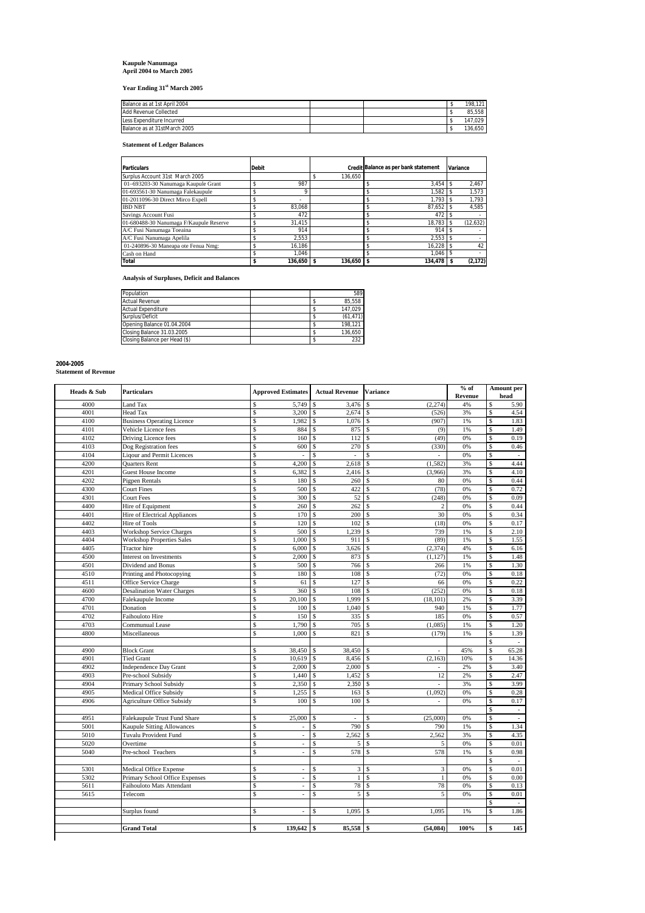**Kaupule Nanumaga**
**April 2004 to March 2005**

**Year Ending 31st March 2005**

| | | | |
|---|---|---|---|
| Balance as at 1st April 2004 | | | $ 198,121 |
| Add Revenue Collected | | | $ 85,558 |
| Less Expenditure Incurred | | | $ 147,029 |
| Balance as at 31stMarch 2005 | | | $ 136,650 |

**Statement of Ledger Balances**

| Particulars | Debit | Credit | Balance as per bank statement | Variance |
|---|---|---|---|---|
| Surplus Account 31st March 2005 | | $ 136,650 | | |
| 01–693203-30 Nanumaga Kaupule Grant | $ 987 | | $ 3,454 | $ 2,467 |
| 01-693561-30 Nanumaga Falekaupule | $ 9 | | $ 1,582 | $ 1,573 |
| 01-2011096-30 Direct Mirco Expell | $ - | | $ 1,793 | $ 1,793 |
| IBD NBT | $ 83,068 | | $ 87,652 | $ 4,585 |
| Savings Account Fusi | $ 472 | | $ 472 | $ - |
| 01-680488-30 Nanumaga F/Kaupule Reserve | $ 31,415 | | $ 18,783 | $ (12,632) |
| A/C Fusi Nanumaga Toeaina | $ 914 | | $ 914 | $ - |
| A/C Fusi Nanumaga Apelila | $ 2,553 | | $ 2,553 | $ - |
| 01-240896-30 Maneapa ote Fenua Nmg: | $ 16,186 | | $ 16,228 | $ 42 |
| Cash on Hand | $ 1,046 | | $ 1,046 | $ - |
| **Total** | **$ 136,650** | **$ 136,650** | **$ 134,478** | **$ (2,172)** |

**Analysis of Surpluses, Deficit and Balances**

| | | |
|---|---|---|
| Population | | 589 |
| Actual Revenue | | $ 85,558 |
| Actual Expenditure | | $ 147,029 |
| Surplus/Deficit | | $ (61,471) |
| Opening Balance 01.04.2004 | | $ 198,121 |
| Closing Balance 31.03.2005 | | $ 136,650 |
| Closing Balance per Head ($) | | $ 232 |

**2004-2005**
**Statement of Revenue**

| Heads & Sub | Particulars | Approved Estimates | Actual Revenue | Variance | % of Revenue | Amount per head |
|---|---|---|---|---|---|---|
| 4000 | Land Tax | $ 5,749 | $ 3,476 | $ (2,274) | 4% | $ 5.90 |
| 4001 | Head Tax | $ 3,200 | $ 2,674 | $ (526) | 3% | $ 4.54 |
| 4100 | Business Operating Licence | $ 1,982 | $ 1,076 | $ (907) | 1% | $ 1.83 |
| 4101 | Vehicle Licence fees | $ 884 | $ 875 | $ (9) | 1% | $ 1.49 |
| 4102 | Driving Licence fees | $ 160 | $ 112 | $ (49) | 0% | $ 0.19 |
| 4103 | Dog Registration fees | $ 600 | $ 270 | $ (330) | 0% | $ 0.46 |
| 4104 | Liqour and Permit Licences | $ - | $ - | $ - | 0% | $ - |
| 4200 | Quarters Rent | $ 4,200 | $ 2,618 | $ (1,582) | 3% | $ 4.44 |
| 4201 | Guest House Income | $ 6,382 | $ 2,416 | $ (3,966) | 3% | $ 4.10 |
| 4202 | Pigpen Rentals | $ 180 | $ 260 | $ 80 | 0% | $ 0.44 |
| 4300 | Court Fines | $ 500 | $ 422 | $ (78) | 0% | $ 0.72 |
| 4301 | Court Fees | $ 300 | $ 52 | $ (248) | 0% | $ 0.09 |
| 4400 | Hire of Equipment | $ 260 | $ 262 | $ 2 | 0% | $ 0.44 |
| 4401 | Hire of Electrical Appliances | $ 170 | $ 200 | $ 30 | 0% | $ 0.34 |
| 4402 | Hire of Tools | $ 120 | $ 102 | $ (18) | 0% | $ 0.17 |
| 4403 | Workshop Service Charges | $ 500 | $ 1,239 | $ 739 | 1% | $ 2.10 |
| 4404 | Workshop Properties Sales | $ 1,000 | $ 911 | $ (89) | 1% | $ 1.55 |
| 4405 | Tractor hire | $ 6,000 | $ 3,626 | $ (2,374) | 4% | $ 6.16 |
| 4500 | Interest on Investments | $ 2,000 | $ 873 | $ (1,127) | 1% | $ 1.48 |
| 4501 | Dividend and Bonus | $ 500 | $ 766 | $ 266 | 1% | $ 1.30 |
| 4510 | Printing and Photocopying | $ 180 | $ 108 | $ (72) | 0% | $ 0.18 |
| 4511 | Office Service Charge | $ 61 | $ 127 | $ 66 | 0% | $ 0.22 |
| 4600 | Desalination Water Charges | $ 360 | $ 108 | $ (252) | 0% | $ 0.18 |
| 4700 | Falekaupule Income | $ 20,100 | $ 1,999 | $ (18,101) | 2% | $ 3.39 |
| 4701 | Donation | $ 100 | $ 1,040 | $ 940 | 1% | $ 1.77 |
| 4702 | Faihouloto Hire | $ 150 | $ 335 | $ 185 | 0% | $ 0.57 |
| 4703 | Communual Lease | $ 1,790 | $ 705 | $ (1,085) | 1% | $ 1.20 |
| 4800 | Miscellaneous | $ 1,000 | $ 821 | $ (179) | 1% | $ 1.39 |
| | | | | | | $ - |
| 4900 | Block Grant | $ 38,450 | $ 38,450 | $ - | 45% | $ 65.28 |
| 4901 | Tied Grant | $ 10,619 | $ 8,456 | $ (2,163) | 10% | $ 14.36 |
| 4902 | Independence Day Grant | $ 2,000 | $ 2,000 | $ - | 2% | $ 3.40 |
| 4903 | Pre-school Subsidy | $ 1,440 | $ 1,452 | $ 12 | 2% | $ 2.47 |
| 4904 | Primary School Subsidy | $ 2,350 | $ 2,350 | $ - | 3% | $ 3.99 |
| 4905 | Medical Office Subsidy | $ 1,255 | $ 163 | $ (1,092) | 0% | $ 0.28 |
| 4906 | Agriculture Office Subsidy | $ 100 | $ 100 | $ - | 0% | $ 0.17 |
| | | | | | | $ - |
| 4951 | Falekaupule Trust Fund Share | $ 25,000 | $ - | $ (25,000) | 0% | $ - |
| 5001 | Kaupule Sitting Allowances | $ - | $ 790 | $ 790 | 1% | $ 1.34 |
| 5010 | Tuvalu Provident Fund | $ - | $ 2,562 | $ 2,562 | 3% | $ 4.35 |
| 5020 | Overtime | $ - | $ 5 | $ 5 | 0% | $ 0.01 |
| 5040 | Pre-school Teachers | $ - | $ 578 | $ 578 | 1% | $ 0.98 |
| | | | | | | $ - |
| 5301 | Medical Office Expense | $ - | $ 3 | $ 3 | 0% | $ 0.01 |
| 5302 | Primary School Office Expenses | $ - | $ 1 | $ 1 | 0% | $ 0.00 |
| 5611 | Faihouloto Mats Attendant | $ - | $ 78 | $ 78 | 0% | $ 0.13 |
| 5615 | Telecom | $ - | $ 5 | $ 5 | 0% | $ 0.01 |
| | | | | | | $ - |
| | Surplus found | $ - | $ 1,095 | $ 1,095 | 1% | $ 1.86 |
| | | | | | | |
| | **Grand Total** | **$ 139,642** | **$ 85,558** | **$ (54,084)** | **100%** | **$ 145** |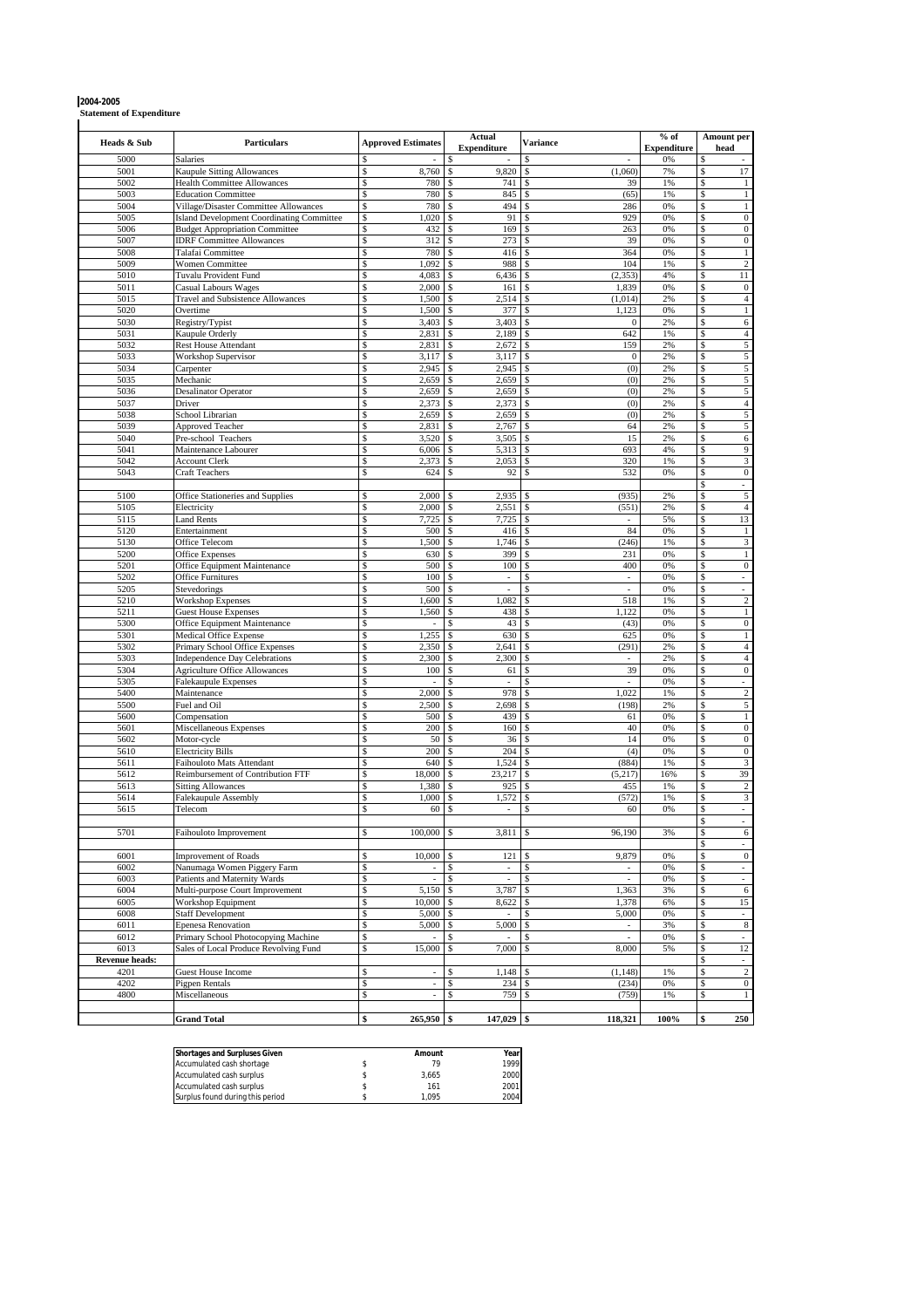**2004-2005**
**Statement of Expenditure**

| Heads & Sub | Particulars | Approved Estimates | Actual Expenditure | Variance | % of Expenditure | Amount per head |
|---|---|---|---|---|---|---|
| 5000 | Salaries | $ - | $ - | $ - | 0% | $ - |
| 5001 | Kaupule Sitting Allowances | $ 8,760 | $ 9,820 | $ (1,060) | 7% | $ 17 |
| 5002 | Health Committee Allowances | $ 780 | $ 741 | $ 39 | 1% | $ 1 |
| 5003 | Education Committee | $ 780 | $ 845 | $ (65) | 1% | $ 1 |
| 5004 | Village/Disaster Committee Allowances | $ 780 | $ 494 | $ 286 | 0% | $ 1 |
| 5005 | Island Development Coordinating Committee | $ 1,020 | $ 91 | $ 929 | 0% | $ 0 |
| 5006 | Budget Appropriation Committee | $ 432 | $ 169 | $ 263 | 0% | $ 0 |
| 5007 | IDRF Committee Allowances | $ 312 | $ 273 | $ 39 | 0% | $ 0 |
| 5008 | Talafai Committee | $ 780 | $ 416 | $ 364 | 0% | $ 1 |
| 5009 | Women Committee | $ 1,092 | $ 988 | $ 104 | 1% | $ 2 |
| 5010 | Tuvalu Provident Fund | $ 4,083 | $ 6,436 | $ (2,353) | 4% | $ 11 |
| 5011 | Casual Labours Wages | $ 2,000 | $ 161 | $ 1,839 | 0% | $ 0 |
| 5015 | Travel and Subsistence Allowances | $ 1,500 | $ 2,514 | $ (1,014) | 2% | $ 4 |
| 5020 | Overtime | $ 1,500 | $ 377 | $ 1,123 | 0% | $ 1 |
| 5030 | Registry/Typist | $ 3,403 | $ 3,403 | $ 0 | 2% | $ 6 |
| 5031 | Kaupule Orderly | $ 2,831 | $ 2,189 | $ 642 | 1% | $ 4 |
| 5032 | Rest House Attendant | $ 2,831 | $ 2,672 | $ 159 | 2% | $ 5 |
| 5033 | Workshop Supervisor | $ 3,117 | $ 3,117 | $ 0 | 2% | $ 5 |
| 5034 | Carpenter | $ 2,945 | $ 2,945 | $ (0) | 2% | $ 5 |
| 5035 | Mechanic | $ 2,659 | $ 2,659 | $ (0) | 2% | $ 5 |
| 5036 | Desalinator Operator | $ 2,659 | $ 2,659 | $ (0) | 2% | $ 5 |
| 5037 | Driver | $ 2,373 | $ 2,373 | $ (0) | 2% | $ 4 |
| 5038 | School Librarian | $ 2,659 | $ 2,659 | $ (0) | 2% | $ 5 |
| 5039 | Approved Teacher | $ 2,831 | $ 2,767 | $ 64 | 2% | $ 5 |
| 5040 | Pre-school Teachers | $ 3,520 | $ 3,505 | $ 15 | 2% | $ 6 |
| 5041 | Maintenance Labourer | $ 6,006 | $ 5,313 | $ 693 | 4% | $ 9 |
| 5042 | Account Clerk | $ 2,373 | $ 2,053 | $ 320 | 1% | $ 3 |
| 5043 | Craft Teachers | $ 624 | $ 92 | $ 532 | 0% | $ 0 |
| | | | | | | $ - |
| 5100 | Office Stationeries and Supplies | $ 2,000 | $ 2,935 | $ (935) | 2% | $ 5 |
| 5105 | Electricity | $ 2,000 | $ 2,551 | $ (551) | 2% | $ 4 |
| 5115 | Land Rents | $ 7,725 | $ 7,725 | $ - | 5% | $ 13 |
| 5120 | Entertainment | $ 500 | $ 416 | $ 84 | 0% | $ 1 |
| 5130 | Office Telecom | $ 1,500 | $ 1,746 | $ (246) | 1% | $ 3 |
| 5200 | Office Expenses | $ 630 | $ 399 | $ 231 | 0% | $ 1 |
| 5201 | Office Equipment Maintenance | $ 500 | $ 100 | $ 400 | 0% | $ 0 |
| 5202 | Office Furnitures | $ 100 | $ - | $ - | 0% | $ - |
| 5205 | Stevedorings | $ 500 | $ - | $ - | 0% | $ - |
| 5210 | Workshop Expenses | $ 1,600 | $ 1,082 | $ 518 | 1% | $ 2 |
| 5211 | Guest House Expenses | $ 1,560 | $ 438 | $ 1,122 | 0% | $ 1 |
| 5300 | Office Equipment Maintenance | $ - | $ 43 | $ (43) | 0% | $ 0 |
| 5301 | Medical Office Expense | $ 1,255 | $ 630 | $ 625 | 0% | $ 1 |
| 5302 | Primary School Office Expenses | $ 2,350 | $ 2,641 | $ (291) | 2% | $ 4 |
| 5303 | Independence Day Celebrations | $ 2,300 | $ 2,300 | $ - | 2% | $ 4 |
| 5304 | Agriculture Office Allowances | $ 100 | $ 61 | $ 39 | 0% | $ 0 |
| 5305 | Falekaupule Expenses | $ - | $ - | $ - | 0% | $ - |
| 5400 | Maintenance | $ 2,000 | $ 978 | $ 1,022 | 1% | $ 2 |
| 5500 | Fuel and Oil | $ 2,500 | $ 2,698 | $ (198) | 2% | $ 5 |
| 5600 | Compensation | $ 500 | $ 439 | $ 61 | 0% | $ 1 |
| 5601 | Miscellaneous Expenses | $ 200 | $ 160 | $ 40 | 0% | $ 0 |
| 5602 | Motor-cycle | $ 50 | $ 36 | $ 14 | 0% | $ 0 |
| 5610 | Electricity Bills | $ 200 | $ 204 | $ (4) | 0% | $ 0 |
| 5611 | Faihouloto Mats Attendant | $ 640 | $ 1,524 | $ (884) | 1% | $ 3 |
| 5612 | Reimbursement of Contribution FTF | $ 18,000 | $ 23,217 | $ (5,217) | 16% | $ 39 |
| 5613 | Sitting Allowances | $ 1,380 | $ 925 | $ 455 | 1% | $ 2 |
| 5614 | Falekaupule Assembly | $ 1,000 | $ 1,572 | $ (572) | 1% | $ 3 |
| 5615 | Telecom | $ 60 | $ - | $ 60 | 0% | $ - |
| | | | | | | $ - |
| 5701 | Faihouloto Improvement | $ 100,000 | $ 3,811 | $ 96,190 | 3% | $ 6 |
| | | | | | | $ - |
| 6001 | Improvement of Roads | $ 10,000 | $ 121 | $ 9,879 | 0% | $ 0 |
| 6002 | Nanumaga Women Piggery Farm | $ - | $ - | $ - | 0% | $ - |
| 6003 | Patients and Maternity Wards | $ - | $ - | $ - | 0% | $ - |
| 6004 | Multi-purpose Court Improvement | $ 5,150 | $ 3,787 | $ 1,363 | 3% | $ 6 |
| 6005 | Workshop Equipment | $ 10,000 | $ 8,622 | $ 1,378 | 6% | $ 15 |
| 6008 | Staff Development | $ 5,000 | $ - | $ 5,000 | 0% | $ - |
| 6011 | Epenesa Renovation | $ 5,000 | $ 5,000 | $ - | 3% | $ 8 |
| 6012 | Primary School Photocopying Machine | $ - | $ - | $ - | 0% | $ - |
| 6013 | Sales of Local Produce Revolving Fund | $ 15,000 | $ 7,000 | $ 8,000 | 5% | $ 12 |
| **Revenue heads:** | | | | | | $ - |
| 4201 | Guest House Income | $ - | $ 1,148 | $ (1,148) | 1% | $ 2 |
| 4202 | Pigpen Rentals | $ - | $ 234 | $ (234) | 0% | $ 0 |
| 4800 | Miscellaneous | $ - | $ 759 | $ (759) | 1% | $ 1 |
| | | | | | | |
| | **Grand Total** | **$ 265,950** | **$ 147,029** | **$ 118,321** | **100%** | **$ 250** |

| Shortages and Surpluses Given | Amount | Year |
|---|---|---|
| Accumulated cash shortage | $ 79 | 1999 |
| Accumulated cash surplus | $ 3,665 | 2000 |
| Accumulated cash surplus | $ 161 | 2001 |
| Surplus found during this period | $ 1,095 | 2004 |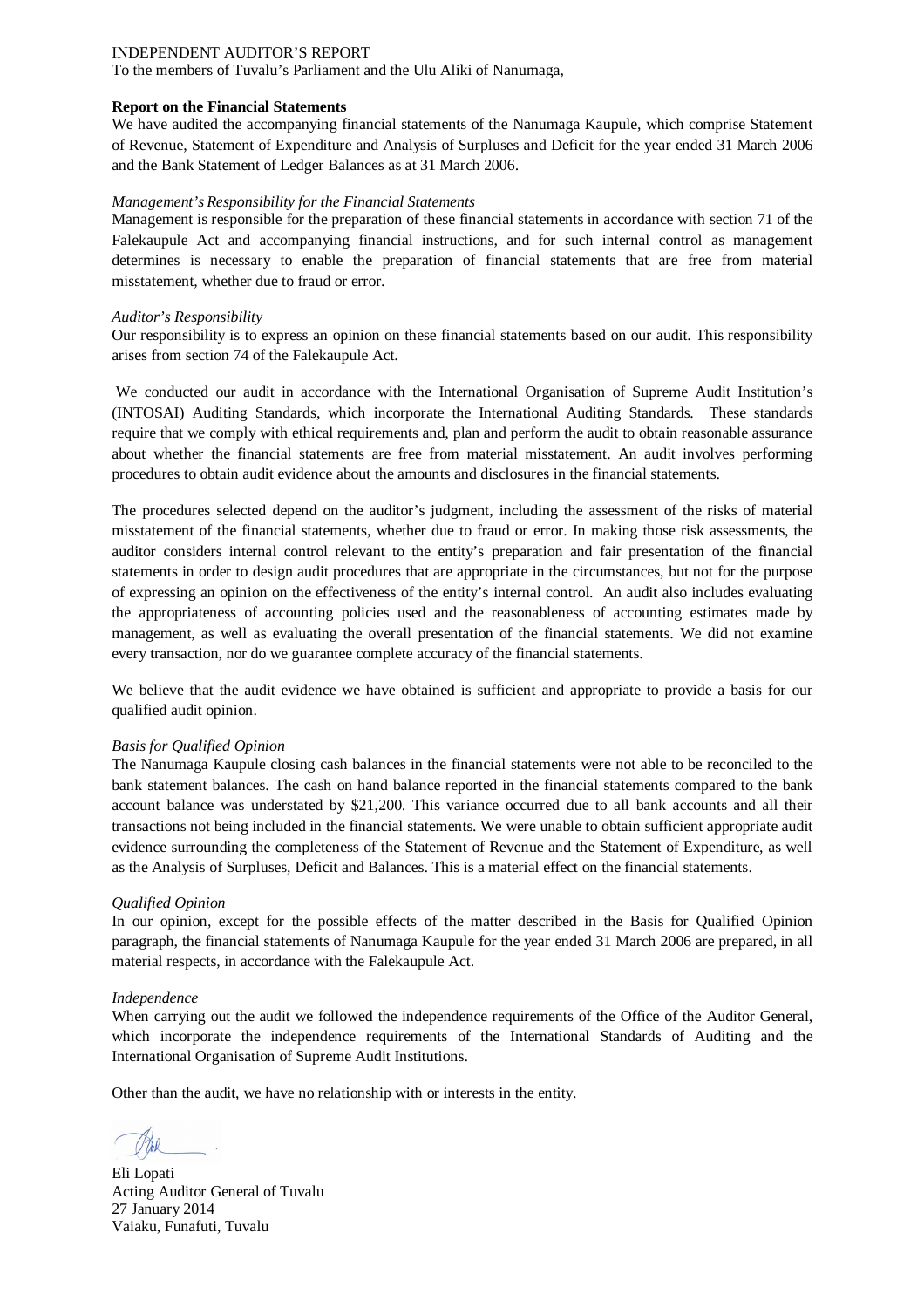INDEPENDENT AUDITOR'S REPORT

To the members of Tuvalu's Parliament and the Ulu Aliki of Nanumaga,

**Report on the Financial Statements**

We have audited the accompanying financial statements of the Nanumaga Kaupule, which comprise Statement of Revenue, Statement of Expenditure and Analysis of Surpluses and Deficit for the year ended 31 March 2006 and the Bank Statement of Ledger Balances as at 31 March 2006.

*Management's Responsibility for the Financial Statements*

Management is responsible for the preparation of these financial statements in accordance with section 71 of the Falekaupule Act and accompanying financial instructions, and for such internal control as management determines is necessary to enable the preparation of financial statements that are free from material misstatement, whether due to fraud or error.

*Auditor's Responsibility*

Our responsibility is to express an opinion on these financial statements based on our audit. This responsibility arises from section 74 of the Falekaupule Act.

We conducted our audit in accordance with the International Organisation of Supreme Audit Institution's (INTOSAI) Auditing Standards, which incorporate the International Auditing Standards. These standards require that we comply with ethical requirements and, plan and perform the audit to obtain reasonable assurance about whether the financial statements are free from material misstatement. An audit involves performing procedures to obtain audit evidence about the amounts and disclosures in the financial statements.

The procedures selected depend on the auditor's judgment, including the assessment of the risks of material misstatement of the financial statements, whether due to fraud or error. In making those risk assessments, the auditor considers internal control relevant to the entity's preparation and fair presentation of the financial statements in order to design audit procedures that are appropriate in the circumstances, but not for the purpose of expressing an opinion on the effectiveness of the entity's internal control. An audit also includes evaluating the appropriateness of accounting policies used and the reasonableness of accounting estimates made by management, as well as evaluating the overall presentation of the financial statements. We did not examine every transaction, nor do we guarantee complete accuracy of the financial statements.

We believe that the audit evidence we have obtained is sufficient and appropriate to provide a basis for our qualified audit opinion.

*Basis for Qualified Opinion*

The Nanumaga Kaupule closing cash balances in the financial statements were not able to be reconciled to the bank statement balances. The cash on hand balance reported in the financial statements compared to the bank account balance was understated by $21,200. This variance occurred due to all bank accounts and all their transactions not being included in the financial statements. We were unable to obtain sufficient appropriate audit evidence surrounding the completeness of the Statement of Revenue and the Statement of Expenditure, as well as the Analysis of Surpluses, Deficit and Balances. This is a material effect on the financial statements.

*Qualified Opinion*

In our opinion, except for the possible effects of the matter described in the Basis for Qualified Opinion paragraph, the financial statements of Nanumaga Kaupule for the year ended 31 March 2006 are prepared, in all material respects, in accordance with the Falekaupule Act.

*Independence*

When carrying out the audit we followed the independence requirements of the Office of the Auditor General, which incorporate the independence requirements of the International Standards of Auditing and the International Organisation of Supreme Audit Institutions.

Other than the audit, we have no relationship with or interests in the entity.

Eli Lopati
Acting Auditor General of Tuvalu
27 January 2014
Vaiaku, Funafuti, Tuvalu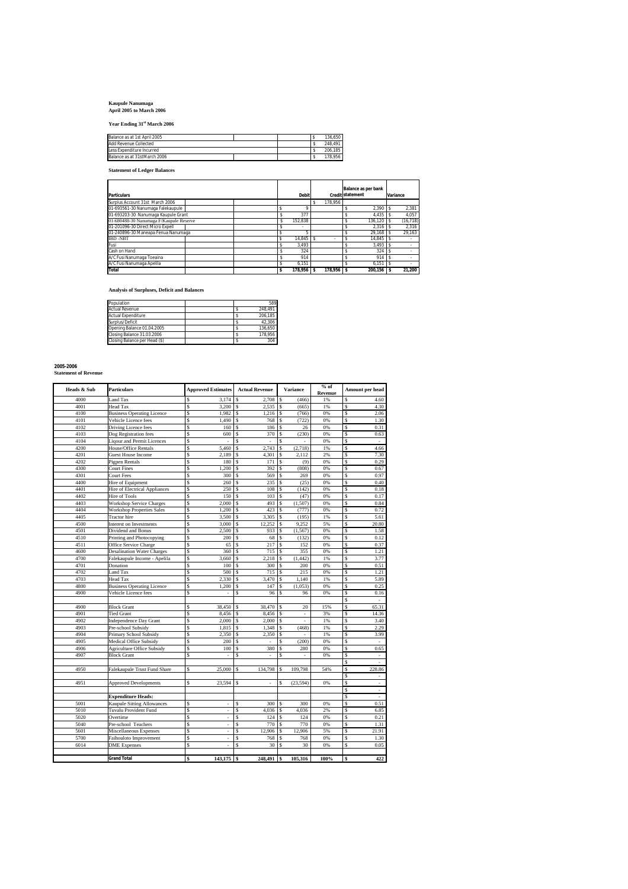**Kaupule Nanumaga**
**April 2005 to March 2006**

**Year Ending 31st March 2006**

| | | |
|---|---|---|
| Balance as at 1st April 2005 | | $ 136,650 |
| Add Revenue Collected | | $ 248,491 |
| Less Expenditure Incurred | | $ 206,185 |
| Balance as at 31stMarch 2006 | | $ 178,956 |

**Statement of Ledger Balances**

| Particulars | Debit | Credit | Balance as per bank statement | Variance |
|---|---|---|---|---|
| Surplus Account 31st March 2006 | | $ 178,956 | | |
| 01-693561-30 Nanumaga Falekaupule | $ 9 | | $ 2,390 | $ 2,381 |
| 01-693203-30 Nanumaga Kaupule Grant | $ 377 | | $ 4,435 | $ 4,057 |
| 01-680488-30 Nanumaga F/Kaupule Reserve | $ 152,838 | | $ 136,120 | $ (16,718) |
| 01-201096-30 Direct Micro Expell | $ - | | $ 2,316 | $ 2,316 |
| 01-240896-30 Maneapa Fenua Nanumaga | $ 5 | | $ 29,168 | $ 29,163 |
| IBD -NBT | $ 14,845 | $ - | $ 14,845 | $ - |
| Fusi | $ 3,493 | | $ 3,493 | $ - |
| Cash on Hand | $ 324 | | $ 324 | $ - |
| A/C Fusi Nanumaga Toeaina | $ 914 | | $ 914 | $ - |
| A/C Fusi Nanumaga Apelila | $ 6,151 | | $ 6,151 | $ - |
| **Total** | **$ 178,956** | **$ 178,956** | **$ 200,156** | **$ 21,200** |

**Analysis of Surpluses, Deficit and Balances**

| | |
|---|---|
| Population | 589 |
| Actual Revenue | $ 248,491 |
| Actual Expenditure | $ 206,185 |
| Surplus/Deficit | $ 42,306 |
| Opening Balance 01.04.2005 | $ 136,650 |
| Closing Balance 31.03.2006 | $ 178,956 |
| Closing Balance per Head ($) | $ 304 |

**2005-2006**
**Statement of Revenue**

| Heads & Sub | Particulars | Approved Estimates | Actual Revenue | Variance | % of Revenue | Amount per head |
|---|---|---|---|---|---|---|
| 4000 | Land Tax | $ 3,174 | $ 2,708 | $ (466) | 1% | $ 4.60 |
| 4001 | Head Tax | $ 3,200 | $ 2,535 | $ (665) | 1% | $ 4.30 |
| 4100 | Business Operating Licence | $ 1,982 | $ 1,216 | $ (766) | 0% | $ 2.06 |
| 4101 | Vehicle Licence fees | $ 1,490 | $ 768 | $ (722) | 0% | $ 1.30 |
| 4102 | Driving Licence fees | $ 160 | $ 186 | $ 26 | 0% | $ 0.31 |
| 4103 | Dog Registration fees | $ 600 | $ 370 | $ (230) | 0% | $ 0.63 |
| 4104 | Liqour and Permit Licences | $ - | $ - | $ - | 0% | $ - |
| 4200 | House/Office Rentals | $ 5,460 | $ 2,743 | $ (2,718) | 1% | $ 4.66 |
| 4201 | Guest House Income | $ 2,189 | $ 4,301 | $ 2,112 | 2% | $ 7.30 |
| 4202 | Pigpen Rentals | $ 180 | $ 171 | $ (9) | 0% | $ 0.29 |
| 4300 | Court Fines | $ 1,200 | $ 392 | $ (808) | 0% | $ 0.67 |
| 4301 | Court Fees | $ 300 | $ 569 | $ 269 | 0% | $ 0.97 |
| 4400 | Hire of Equipment | $ 260 | $ 235 | $ (25) | 0% | $ 0.40 |
| 4401 | Hire of Electrical Appliances | $ 250 | $ 108 | $ (142) | 0% | $ 0.18 |
| 4402 | Hire of Tools | $ 150 | $ 103 | $ (47) | 0% | $ 0.17 |
| 4403 | Workshop Service Charges | $ 2,000 | $ 493 | $ (1,507) | 0% | $ 0.84 |
| 4404 | Workshop Properties Sales | $ 1,200 | $ 423 | $ (777) | 0% | $ 0.72 |
| 4405 | Tractor hire | $ 3,500 | $ 3,305 | $ (195) | 1% | $ 5.61 |
| 4500 | Interest on Investments | $ 3,000 | $ 12,252 | $ 9,252 | 5% | $ 20.80 |
| 4501 | Dividend and Bonus | $ 2,500 | $ 933 | $ (1,567) | 0% | $ 1.58 |
| 4510 | Printing and Photocopying | $ 200 | $ 68 | $ (132) | 0% | $ 0.12 |
| 4511 | Office Service Charge | $ 65 | $ 217 | $ 152 | 0% | $ 0.37 |
| 4600 | Desalination Water Charges | $ 360 | $ 715 | $ 355 | 0% | $ 1.21 |
| 4700 | Falekaupule Income - Apelila | $ 3,660 | $ 2,218 | $ (1,442) | 1% | $ 3.77 |
| 4701 | Donation | $ 100 | $ 300 | $ 200 | 0% | $ 0.51 |
| 4702 | Land Tax | $ 500 | $ 715 | $ 215 | 0% | $ 1.21 |
| 4703 | Head Tax | $ 2,330 | $ 3,470 | $ 1,140 | 1% | $ 5.89 |
| 4800 | Business Operating Licence | $ 1,200 | $ 147 | $ (1,053) | 0% | $ 0.25 |
| 4900 | Vehicle Licence fees | $ - | $ 96 | $ 96 | 0% | $ 0.16 |
| | | | | | | $ - |
| 4900 | Block Grant | $ 38,450 | $ 38,470 | $ 20 | 15% | $ 65.31 |
| 4901 | Tied Grant | $ 8,456 | $ 8,456 | $ - | 3% | $ 14.36 |
| 4902 | Independence Day Grant | $ 2,000 | $ 2,000 | $ - | 1% | $ 3.40 |
| 4903 | Pre-school Subsidy | $ 1,815 | $ 1,348 | $ (468) | 1% | $ 2.29 |
| 4904 | Primary School Subsidy | $ 2,350 | $ 2,350 | $ - | 1% | $ 3.99 |
| 4905 | Medical Office Subsidy | $ 200 | $ - | $ (200) | 0% | $ - |
| 4906 | Agriculture Office Subsidy | $ 100 | $ 380 | $ 280 | 0% | $ 0.65 |
| 4907 | Block Grant | $ - | $ - | $ - | 0% | $ - |
| | | | | | | $ - |
| 4950 | Falekaupule Trust Fund Share | $ 25,000 | $ 134,798 | $ 109,798 | 54% | $ 228.86 |
| | | | | | | $ - |
| 4951 | Approved Developments | $ 23,594 | $ - | $ (23,594) | 0% | $ - |
| | | | | | | $ - |
| | **Expenditure Heads:** | | | | | $ - |
| 5001 | Kaupule Sitting Allowances | $ - | $ 300 | $ 300 | 0% | $ 0.51 |
| 5010 | Tuvalu Provident Fund | $ - | $ 4,036 | $ 4,036 | 2% | $ 6.85 |
| 5020 | Overtime | $ - | $ 124 | $ 124 | 0% | $ 0.21 |
| 5040 | Pre-school Teachers | $ - | $ 770 | $ 770 | 0% | $ 1.31 |
| 5601 | Miscellaneous Expenses | $ - | $ 12,906 | $ 12,906 | 5% | $ 21.91 |
| 5700 | Faihouloto Improvement | $ - | $ 768 | $ 768 | 0% | $ 1.30 |
| 6014 | DME Expenses | $ - | $ 30 | $ 30 | 0% | $ 0.05 |
| | **Grand Total** | **$ 143,175** | **$ 248,491** | **$ 105,316** | **100%** | **$ 422** |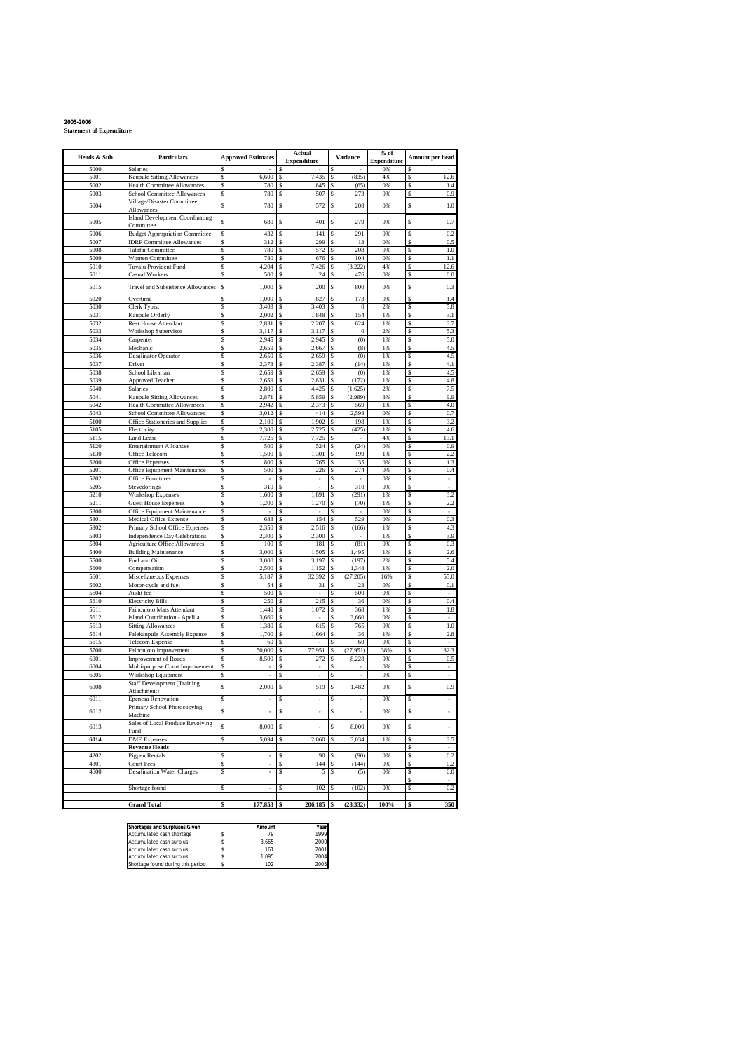**2005-2006**

**Statement of Expenditure**

| Heads & Sub | Particulars | Approved Estimates | Actual Expenditure | Variance | % of Expenditure | Amount per head |
|---|---|---|---|---|---|---|
| 5000 | Salaries | $ - | $ - | $ - | 0% | $ - |
| 5001 | Kaupule Sitting Allowances | $ 6,600 | $ 7,435 | $ (835) | 4% | $ 12.6 |
| 5002 | Health Committee Allowances | $ 780 | $ 845 | $ (65) | 0% | $ 1.4 |
| 5003 | School Committee Allowances | $ 780 | $ 507 | $ 273 | 0% | $ 0.9 |
| 5004 | Village/Disaster Committee Allowances | $ 780 | $ 572 | $ 208 | 0% | $ 1.0 |
| 5005 | Island Development Coordinating Committee | $ 680 | $ 401 | $ 279 | 0% | $ 0.7 |
| 5006 | Budget Appropriation Committee | $ 432 | $ 141 | $ 291 | 0% | $ 0.2 |
| 5007 | IDRF Committee Allowances | $ 312 | $ 299 | $ 13 | 0% | $ 0.5 |
| 5008 | Talafai Committee | $ 780 | $ 572 | $ 208 | 0% | $ 1.0 |
| 5009 | Women Committee | $ 780 | $ 676 | $ 104 | 0% | $ 1.1 |
| 5010 | Tuvalu Provident Fund | $ 4,204 | $ 7,426 | $ (3,222) | 4% | $ 12.6 |
| 5011 | Casual Workers | $ 500 | $ 24 | $ 476 | 0% | $ 0.0 |
| 5015 | Travel and Subsistence Allowances | $ 1,000 | $ 200 | $ 800 | 0% | $ 0.3 |
| 5020 | Overtime | $ 1,000 | $ 827 | $ 173 | 0% | $ 1.4 |
| 5030 | Clerk Typist | $ 3,403 | $ 3,403 | $ 0 | 2% | $ 5.8 |
| 5031 | Kaupule Orderly | $ 2,002 | $ 1,848 | $ 154 | 1% | $ 3.1 |
| 5032 | Rest House Attendant | $ 2,831 | $ 2,207 | $ 624 | 1% | $ 3.7 |
| 5033 | Workshop Supervisor | $ 3,117 | $ 3,117 | $ 0 | 2% | $ 5.3 |
| 5034 | Carpenter | $ 2,945 | $ 2,945 | $ (0) | 1% | $ 5.0 |
| 5035 | Mechanic | $ 2,659 | $ 2,667 | $ (8) | 1% | $ 4.5 |
| 5036 | Desalinator Operator | $ 2,659 | $ 2,659 | $ (0) | 1% | $ 4.5 |
| 5037 | Driver | $ 2,373 | $ 2,387 | $ (14) | 1% | $ 4.1 |
| 5038 | School Librarian | $ 2,659 | $ 2,659 | $ (0) | 1% | $ 4.5 |
| 5039 | Approved Teacher | $ 2,659 | $ 2,831 | $ (172) | 1% | $ 4.8 |
| 5040 | Salaries | $ 2,800 | $ 4,425 | $ (1,625) | 2% | $ 7.5 |
| 5041 | Kaupule Sitting Allowances | $ 2,871 | $ 5,859 | $ (2,989) | 3% | $ 9.9 |
| 5042 | Health Committee Allowances | $ 2,942 | $ 2,373 | $ 569 | 1% | $ 4.0 |
| 5043 | School Committee Allowances | $ 3,012 | $ 414 | $ 2,598 | 0% | $ 0.7 |
| 5100 | Office Stationeries and Supplies | $ 2,100 | $ 1,902 | $ 198 | 1% | $ 3.2 |
| 5105 | Electricity | $ 2,300 | $ 2,725 | $ (425) | 1% | $ 4.6 |
| 5115 | Land Lease | $ 7,725 | $ 7,725 | $ - | 4% | $ 13.1 |
| 5120 | Entertainment Alloances | $ 500 | $ 524 | $ (24) | 0% | $ 0.9 |
| 5130 | Office Telecom | $ 1,500 | $ 1,301 | $ 199 | 1% | $ 2.2 |
| 5200 | Office Expenses | $ 800 | $ 765 | $ 35 | 0% | $ 1.3 |
| 5201 | Office Equipment Maintenance | $ 500 | $ 226 | $ 274 | 0% | $ 0.4 |
| 5202 | Office Furnitures | $ - | $ - | $ - | 0% | $ - |
| 5205 | Stevedorings | $ 310 | $ - | $ 310 | 0% | $ - |
| 5210 | Workshop Expenses | $ 1,600 | $ 1,891 | $ (291) | 1% | $ 3.2 |
| 5211 | Guest House Expenses | $ 1,200 | $ 1,270 | $ (70) | 1% | $ 2.2 |
| 5300 | Office Equipment Maintenance | $ - | $ - | $ - | 0% | $ - |
| 5301 | Medical Office Expense | $ 683 | $ 154 | $ 529 | 0% | $ 0.3 |
| 5302 | Primary School Office Expenses | $ 2,350 | $ 2,516 | $ (166) | 1% | $ 4.3 |
| 5303 | Independence Day Celebrations | $ 2,300 | $ 2,300 | $ - | 1% | $ 3.9 |
| 5304 | Agriculture Office Allowances | $ 100 | $ 181 | $ (81) | 0% | $ 0.3 |
| 5400 | Building Maintenance | $ 3,000 | $ 1,505 | $ 1,495 | 1% | $ 2.6 |
| 5500 | Fuel and Oil | $ 3,000 | $ 3,197 | $ (197) | 2% | $ 5.4 |
| 5600 | Compensation | $ 2,500 | $ 1,152 | $ 1,348 | 1% | $ 2.0 |
| 5601 | Miscellaneous Expenses | $ 5,187 | $ 32,392 | $ (27,205) | 16% | $ 55.0 |
| 5602 | Motor-cycle and fuel | $ 54 | $ 31 | $ 23 | 0% | $ 0.1 |
| 5604 | Audit fee | $ 500 | $ - | $ 500 | 0% | $ - |
| 5610 | Electricity Bills | $ 250 | $ 215 | $ 36 | 0% | $ 0.4 |
| 5611 | Faihouloto Mats Attendant | $ 1,440 | $ 1,072 | $ 368 | 1% | $ 1.8 |
| 5612 | Island Contribution - Apelila | $ 3,660 | $ - | $ 3,660 | 0% | $ - |
| 5613 | Sitting Allowances | $ 1,380 | $ 615 | $ 765 | 0% | $ 1.0 |
| 5614 | Falekaupule Assembly Expense | $ 1,700 | $ 1,664 | $ 36 | 1% | $ 2.8 |
| 5615 | Telecom Expense | $ 60 | $ - | $ 60 | 0% | $ - |
| 5700 | Faihouloto Improvement | $ 50,000 | $ 77,951 | $ (27,951) | 38% | $ 132.3 |
| 6001 | Improvement of Roads | $ 8,500 | $ 272 | $ 8,228 | 0% | $ 0.5 |
| 6004 | Multi-purpose Court Improvement | $ - | $ - | $ - | 0% | $ - |
| 6005 | Workshop Equipment | $ - | $ - | $ - | 0% | $ - |
| 6008 | Staff Development (Training Attachment) | $ 2,000 | $ 519 | $ 1,482 | 0% | $ 0.9 |
| 6011 | Epenesa Renovation | $ - | $ - | $ - | 0% | $ - |
| 6012 | Primary School Photocopying Machine | $ - | $ - | $ - | 0% | $ - |
| 6013 | Sales of Local Produce Revolving Fund | $ 8,000 | $ - | $ 8,000 | 0% | $ - |
| **6014** | DME Expenses | $ 5,094 | $ 2,060 | $ 3,034 | 1% | $ 3.5 |
| | **Revenue Heads** | | | | | $ - |
| 4202 | Piggen Rentals | $ - | $ 90 | $ (90) | 0% | $ 0.2 |
| 4301 | Court Fees | $ - | $ 144 | $ (144) | 0% | $ 0.2 |
| 4600 | Desalination Water Charges | $ - | $ 5 | $ (5) | 0% | $ 0.0 |
| | | | | | | $ - |
| | Shortage found | $ - | $ 102 | $ (102) | 0% | $ 0.2 |
| | **Grand Total** | **$ 177,853** | **$ 206,185** | **$ (28,332)** | **100%** | **$ 350** |

| Shortages and Surpluses Given | Amount | Year |
|---|---|---|
| Accumulated cash shortage | $ 79 | 1999 |
| Accumulated cash surplus | $ 3,665 | 2000 |
| Accumulated cash surplus | $ 161 | 2001 |
| Accumulated cash surplus | $ 1,095 | 2004 |
| Shortage found during this period | $ 102 | 2005 |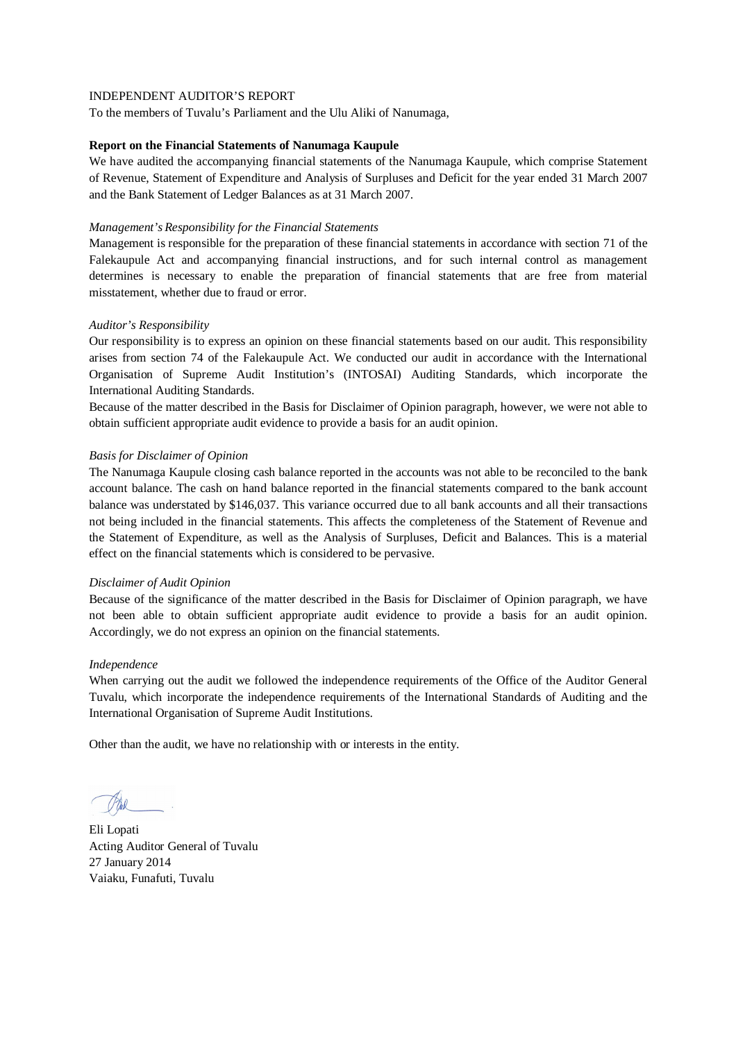INDEPENDENT AUDITOR'S REPORT

To the members of Tuvalu's Parliament and the Ulu Aliki of Nanumaga,

**Report on the Financial Statements of Nanumaga Kaupule**

We have audited the accompanying financial statements of the Nanumaga Kaupule, which comprise Statement of Revenue, Statement of Expenditure and Analysis of Surpluses and Deficit for the year ended 31 March 2007 and the Bank Statement of Ledger Balances as at 31 March 2007.

*Management's Responsibility for the Financial Statements*

Management is responsible for the preparation of these financial statements in accordance with section 71 of the Falekaupule Act and accompanying financial instructions, and for such internal control as management determines is necessary to enable the preparation of financial statements that are free from material misstatement, whether due to fraud or error.

*Auditor's Responsibility*

Our responsibility is to express an opinion on these financial statements based on our audit. This responsibility arises from section 74 of the Falekaupule Act. We conducted our audit in accordance with the International Organisation of Supreme Audit Institution's (INTOSAI) Auditing Standards, which incorporate the International Auditing Standards.

Because of the matter described in the Basis for Disclaimer of Opinion paragraph, however, we were not able to obtain sufficient appropriate audit evidence to provide a basis for an audit opinion.

*Basis for Disclaimer of Opinion*

The Nanumaga Kaupule closing cash balance reported in the accounts was not able to be reconciled to the bank account balance. The cash on hand balance reported in the financial statements compared to the bank account balance was understated by $146,037. This variance occurred due to all bank accounts and all their transactions not being included in the financial statements. This affects the completeness of the Statement of Revenue and the Statement of Expenditure, as well as the Analysis of Surpluses, Deficit and Balances. This is a material effect on the financial statements which is considered to be pervasive.

*Disclaimer of Audit Opinion*

Because of the significance of the matter described in the Basis for Disclaimer of Opinion paragraph, we have not been able to obtain sufficient appropriate audit evidence to provide a basis for an audit opinion. Accordingly, we do not express an opinion on the financial statements.

*Independence*

When carrying out the audit we followed the independence requirements of the Office of the Auditor General Tuvalu, which incorporate the independence requirements of the International Standards of Auditing and the International Organisation of Supreme Audit Institutions.

Other than the audit, we have no relationship with or interests in the entity.

Eli Lopati
Acting Auditor General of Tuvalu
27 January 2014
Vaiaku, Funafuti, Tuvalu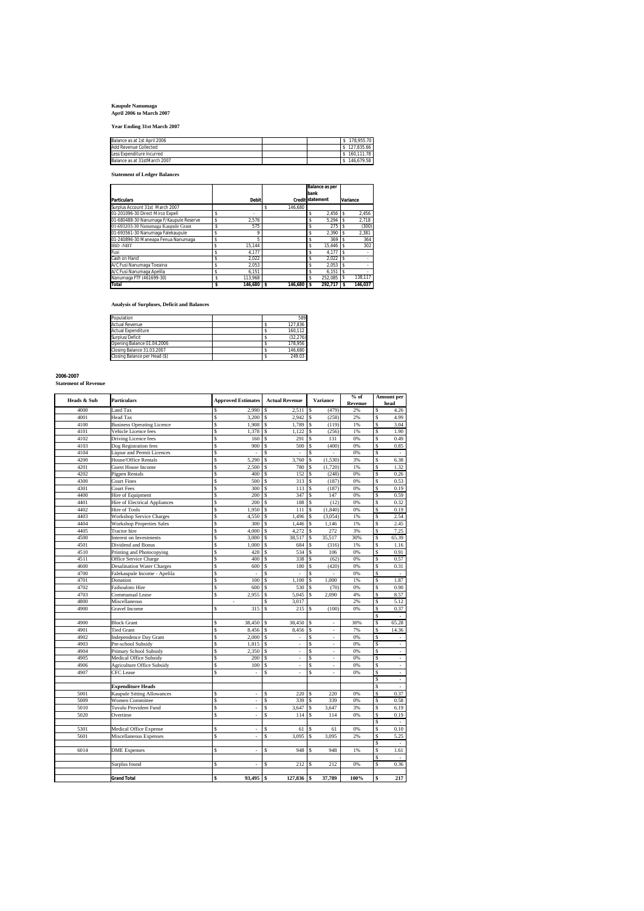**Kaupule Nanumaga**
**April 2006 to March 2007**

**Year Ending 31st March 2007**

| | | | |
|---|---|---|---|
| Balance as at 1st April 2006 | | | $ 178,955.70 |
| Add Revenue Collected | | | $ 127,835.66 |
| Less Expenditure Incurred | | | $ 160,111.78 |
| Balance as at 31stMarch 2007 | | | $ 146,679.58 |

**Statement of Ledger Balances**

| Particulars | Debit | Credit | Balance as per bank statement | Variance |
|---|---|---|---|---|
| Surplus Account 31st March 2007 | | $ 146,680 | | |
| 01-201096-30 Direct Mirco Expell | $ - | | $ 2,456 | $ 2,456 |
| 01-680488-30 Nanumaga F/Kaupule Reserve | $ 2,576 | | $ 5,294 | $ 2,718 |
| 01-693203-30 Nanumaga Kaupule Grant | $ 575 | | $ 275 | $ (300) |
| 01-693561-30 Nanumaga Falekaupule | $ 9 | | $ 2,390 | $ 2,381 |
| 01-240896-30 Maneapa Fenua Nanumaga | $ 5 | | $ 369 | $ 364 |
| IBD -NBT | $ 15,144 | | $ 15,446 | $ 302 |
| Fusi | $ 4,177 | | $ 4,177 | $ - |
| Cash on Hand | $ 2,022 | | $ 2,022 | $ - |
| A/C Fusi Nanumaga Toeaina | $ 2,053 | | $ 2,053 | $ - |
| A/C Fusi Nanumaga Apelila | $ 6,151 | | $ 6,151 | $ - |
| Nanumaga FTF (461699-30) | $ 113,968 | | $ 252,085 | $ 138,117 |
| **Total** | **$ 146,680** | **$ 146,680** | **$ 292,717** | **$ 146,037** |

**Analysis of Surpluses, Deficit and Balances**

| | | |
|---|---|---|
| Population | | 589 |
| Actual Revenue | | $ 127,836 |
| Actual Expenditure | | $ 160,112 |
| Surplus/Deficit | | $ (32,276) |
| Opening Balance 01.04.2006 | | $ 178,956 |
| Closing Balance 31.03.2007 | | $ 146,680 |
| Closing Balance per Head ($) | | $ 249.03 |

**2006-2007**
**Statement of Revenue**

| Heads & Sub | Particulars | Approved Estimates | Actual Revenue | Variance | % of Revenue | Amount per head |
|---|---|---|---|---|---|---|
| 4000 | Land Tax | $ 2,990 | $ 2,511 | $ (479) | 2% | $ 4.26 |
| 4001 | Head Tax | $ 3,200 | $ 2,942 | $ (258) | 2% | $ 4.99 |
| 4100 | Business Operating Licence | $ 1,908 | $ 1,789 | $ (119) | 1% | $ 3.04 |
| 4101 | Vehicle Licence fees | $ 1,378 | $ 1,122 | $ (256) | 1% | $ 1.90 |
| 4102 | Driving Licence fees | $ 160 | $ 291 | $ 131 | 0% | $ 0.49 |
| 4103 | Dog Registration fees | $ 900 | $ 500 | $ (400) | 0% | $ 0.85 |
| 4104 | Liqour and Permit Licences | $ - | $ - | $ - | 0% | $ - |
| 4200 | House/Office Rentals | $ 5,290 | $ 3,760 | $ (1,530) | 3% | $ 6.38 |
| 4201 | Guest House Income | $ 2,500 | $ 780 | $ (1,720) | 1% | $ 1.32 |
| 4202 | Pigpen Rentals | $ 400 | $ 152 | $ (248) | 0% | $ 0.26 |
| 4300 | Court Fines | $ 500 | $ 313 | $ (187) | 0% | $ 0.53 |
| 4301 | Court Fees | $ 300 | $ 113 | $ (187) | 0% | $ 0.19 |
| 4400 | Hire of Equipment | $ 200 | $ 347 | $ 147 | 0% | $ 0.59 |
| 4401 | Hire of Electrical Appliances | $ 200 | $ 188 | $ (12) | 0% | $ 0.32 |
| 4402 | Hire of Tools | $ 1,950 | $ 111 | $ (1,840) | 0% | $ 0.19 |
| 4403 | Workshop Service Charges | $ 4,550 | $ 1,496 | $ (3,054) | 1% | $ 2.54 |
| 4404 | Workshop Properties Sales | $ 300 | $ 1,446 | $ 1,146 | 1% | $ 2.45 |
| 4405 | Tractor hire | $ 4,000 | $ 4,272 | $ 272 | 3% | $ 7.25 |
| 4500 | Interest on Investments | $ 3,000 | $ 38,517 | $ 35,517 | 30% | $ 65.39 |
| 4501 | Dividend and Bonus | $ 1,000 | $ 684 | $ (316) | 1% | $ 1.16 |
| 4510 | Printing and Photocopying | $ 428 | $ 534 | $ 106 | 0% | $ 0.91 |
| 4511 | Office Service Charge | $ 400 | $ 338 | $ (62) | 0% | $ 0.57 |
| 4600 | Desalination Water Charges | $ 600 | $ 180 | $ (420) | 0% | $ 0.31 |
| 4700 | Falekaupule Income - Apelila | $ - | $ - | $ - | 0% | $ - |
| 4701 | Donation | $ 100 | $ 1,100 | $ 1,000 | 1% | $ 1.87 |
| 4702 | Faihouloto Hire | $ 600 | $ 530 | $ (70) | 0% | $ 0.90 |
| 4703 | Communual Lease | $ 2,955 | $ 5,045 | $ 2,090 | 4% | $ 8.57 |
| 4800 | Miscellaneous | - | $ 3,017 | | 2% | $ 5.12 |
| 4900 | Gravel Income | $ 315 | $ 215 | $ (100) | 0% | $ 0.37 |
| | | | | | | $ - |
| 4900 | Block Grant | $ 38,450 | $ 38,450 | $ - | 30% | $ 65.28 |
| 4901 | Tied Grant | $ 8,456 | $ 8,456 | $ - | 7% | $ 14.36 |
| 4902 | Independence Day Grant | $ 2,000 | $ - | $ - | 0% | $ - |
| 4903 | Pre-school Subsidy | $ 1,815 | $ - | $ - | 0% | $ - |
| 4904 | Primary School Subsidy | $ 2,350 | $ - | $ - | 0% | $ - |
| 4905 | Medical Office Subsidy | $ 200 | $ - | $ - | 0% | $ - |
| 4906 | Agriculture Office Subsidy | $ 100 | $ - | $ - | 0% | $ - |
| 4907 | CFC Lease | $ - | $ - | $ - | 0% | $ - |
| | | | | | | $ - |
| | **Expenditure Heads** | | | | | $ - |
| 5001 | Kaupule Sitting Allowances | $ - | $ 220 | $ 220 | 0% | $ 0.37 |
| 5009 | Women Committee | $ - | $ 339 | $ 339 | 0% | $ 0.58 |
| 5010 | Tuvalu Provident Fund | $ - | $ 3,647 | $ 3,647 | 3% | $ 6.19 |
| 5020 | Overtime | $ - | $ 114 | $ 114 | 0% | $ 0.19 |
| | | | | | | $ - |
| 5301 | Medical Office Expense | $ - | $ 61 | $ 61 | 0% | $ 0.10 |
| 5601 | Miscellaneous Expenses | $ - | $ 3,095 | $ 3,095 | 2% | $ 5.25 |
| | | | | | | $ - |
| 6014 | DME Expenses | $ - | $ 948 | $ 948 | 1% | $ 1.61 |
| | | | | | | $ - |
| | Surplus found | $ - | $ 212 | $ 212 | 0% | $ 0.36 |
| | | | | | | |
| | **Grand Total** | **$ 93,495** | **$ 127,836** | **$ 37,789** | **100%** | **$ 217** |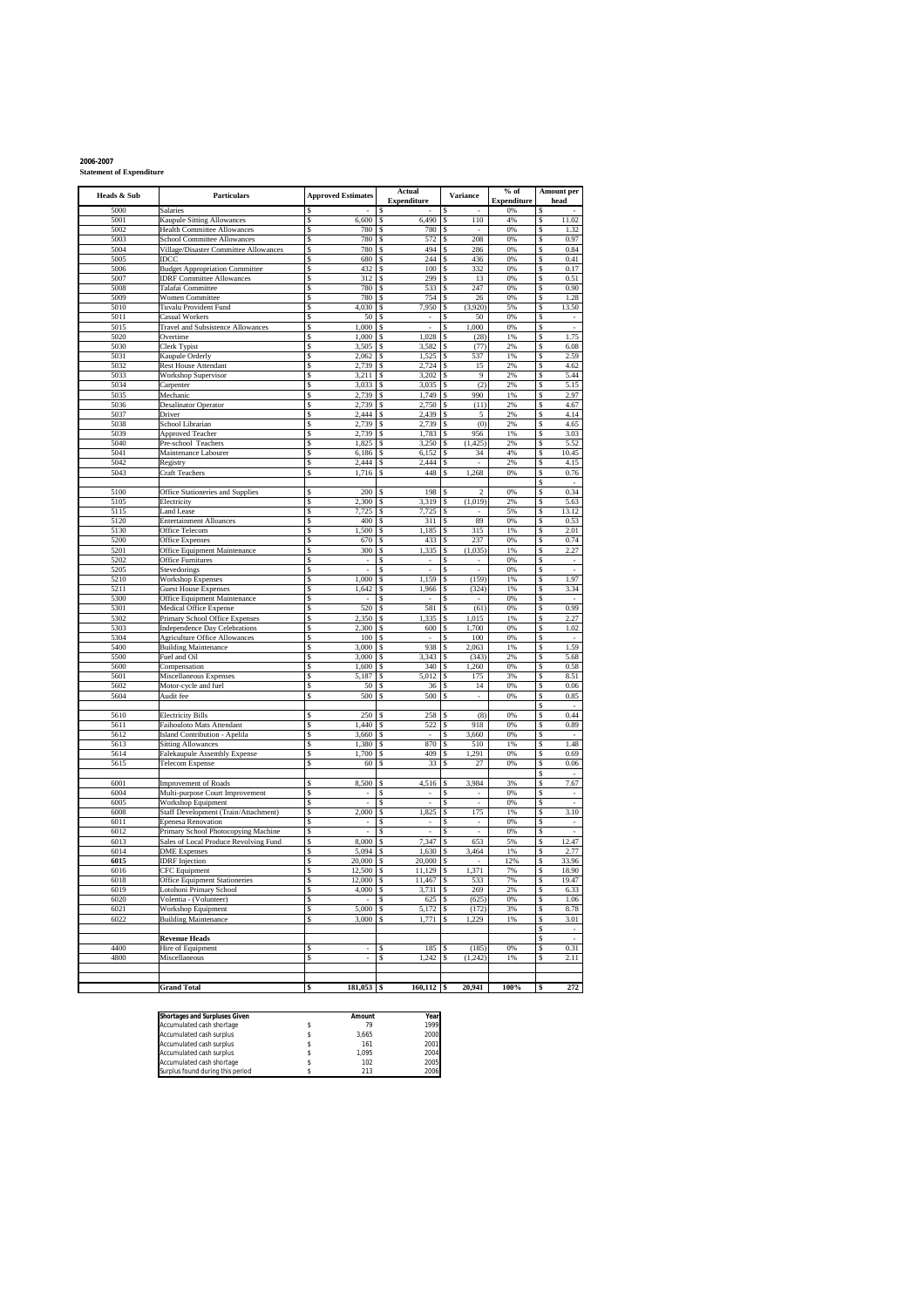**2006-2007**
**Statement of Expenditure**

| Heads & Sub | Particulars | Approved Estimates | Actual Expenditure | Variance | % of Expenditure | Amount per head |
|---|---|---|---|---|---|---|
| 5000 | Salaries | $ - | $ - | $ - | 0% | $ - |
| 5001 | Kaupule Sitting Allowances | $ 6,600 | $ 6,490 | $ 110 | 4% | $ 11.02 |
| 5002 | Health Committee Allowances | $ 780 | $ 780 | $ - | 0% | $ 1.32 |
| 5003 | School Committee Allowances | $ 780 | $ 572 | $ 208 | 0% | $ 0.97 |
| 5004 | Village/Disaster Committee Allowances | $ 780 | $ 494 | $ 286 | 0% | $ 0.84 |
| 5005 | IDCC | $ 680 | $ 244 | $ 436 | 0% | $ 0.41 |
| 5006 | Budget Appropriation Committee | $ 432 | $ 100 | $ 332 | 0% | $ 0.17 |
| 5007 | IDRF Committee Allowances | $ 312 | $ 299 | $ 13 | 0% | $ 0.51 |
| 5008 | Talafai Committee | $ 780 | $ 533 | $ 247 | 0% | $ 0.90 |
| 5009 | Women Committee | $ 780 | $ 754 | $ 26 | 0% | $ 1.28 |
| 5010 | Tuvalu Provident Fund | $ 4,030 | $ 7,950 | $ (3,920) | 5% | $ 13.50 |
| 5011 | Casual Workers | $ 50 | $ - | $ 50 | 0% | $ - |
| 5015 | Travel and Subsistence Allowances | $ 1,000 | $ - | $ 1,000 | 0% | $ - |
| 5020 | Overtime | $ 1,000 | $ 1,028 | $ (28) | 1% | $ 1.75 |
| 5030 | Clerk Typist | $ 3,505 | $ 3,582 | $ (77) | 2% | $ 6.08 |
| 5031 | Kaupule Orderly | $ 2,062 | $ 1,525 | $ 537 | 1% | $ 2.59 |
| 5032 | Rest House Attendant | $ 2,739 | $ 2,724 | $ 15 | 2% | $ 4.62 |
| 5033 | Workshop Supervisor | $ 3,211 | $ 3,202 | $ 9 | 2% | $ 5.44 |
| 5034 | Carpenter | $ 3,033 | $ 3,035 | $ (2) | 2% | $ 5.15 |
| 5035 | Mechanic | $ 2,739 | $ 1,749 | $ 990 | 1% | $ 2.97 |
| 5036 | Desalinator Operator | $ 2,739 | $ 2,750 | $ (11) | 2% | $ 4.67 |
| 5037 | Driver | $ 2,444 | $ 2,439 | $ 5 | 2% | $ 4.14 |
| 5038 | School Librarian | $ 2,739 | $ 2,739 | $ (0) | 2% | $ 4.65 |
| 5039 | Approved Teacher | $ 2,739 | $ 1,783 | $ 956 | 1% | $ 3.03 |
| 5040 | Pre-school Teachers | $ 1,825 | $ 3,250 | $ (1,425) | 2% | $ 5.52 |
| 5041 | Maintenance Labourer | $ 6,186 | $ 6,152 | $ 34 | 4% | $ 10.45 |
| 5042 | Registry | $ 2,444 | $ 2,444 | $ - | 2% | $ 4.15 |
| 5043 | Craft Teachers | $ 1,716 | $ 448 | $ 1,268 | 0% | $ 0.76 |
| | | | | | | $ - |
| 5100 | Office Stationeries and Supplies | $ 200 | $ 198 | $ 2 | 0% | $ 0.34 |
| 5105 | Electricity | $ 2,300 | $ 3,319 | $ (1,019) | 2% | $ 5.63 |
| 5115 | Land Lease | $ 7,725 | $ 7,725 | $ - | 5% | $ 13.12 |
| 5120 | Entertainment Alloances | $ 400 | $ 311 | $ 89 | 0% | $ 0.53 |
| 5130 | Office Telecom | $ 1,500 | $ 1,185 | $ 315 | 1% | $ 2.01 |
| 5200 | Office Expenses | $ 670 | $ 433 | $ 237 | 0% | $ 0.74 |
| 5201 | Office Equipment Maintenance | $ 300 | $ 1,335 | $ (1,035) | 1% | $ 2.27 |
| 5202 | Office Furnitures | $ - | $ - | $ - | 0% | $ - |
| 5205 | Stevedorings | $ - | $ - | $ - | 0% | $ - |
| 5210 | Workshop Expenses | $ 1,000 | $ 1,159 | $ (159) | 1% | $ 1.97 |
| 5211 | Guest House Expenses | $ 1,642 | $ 1,966 | $ (324) | 1% | $ 3.34 |
| 5300 | Office Equipment Maintenance | $ - | $ - | $ - | 0% | $ - |
| 5301 | Medical Office Expense | $ 520 | $ 581 | $ (61) | 0% | $ 0.99 |
| 5302 | Primary School Office Expenses | $ 2,350 | $ 1,335 | $ 1,015 | 1% | $ 2.27 |
| 5303 | Independence Day Celebrations | $ 2,300 | $ 600 | $ 1,700 | 0% | $ 1.02 |
| 5304 | Agriculture Office Allowances | $ 100 | $ - | $ 100 | 0% | $ - |
| 5400 | Building Maintenance | $ 3,000 | $ 938 | $ 2,063 | 1% | $ 1.59 |
| 5500 | Fuel and Oil | $ 3,000 | $ 3,343 | $ (343) | 2% | $ 5.68 |
| 5600 | Compensation | $ 1,600 | $ 340 | $ 1,260 | 0% | $ 0.58 |
| 5601 | Miscellaneous Expenses | $ 5,187 | $ 5,012 | $ 175 | 3% | $ 8.51 |
| 5602 | Motor-cycle and fuel | $ 50 | $ 36 | $ 14 | 0% | $ 0.06 |
| 5604 | Audit fee | $ 500 | $ 500 | $ - | 0% | $ 0.85 |
| | | | | | | $ - |
| 5610 | Electricity Bills | $ 250 | $ 258 | $ (8) | 0% | $ 0.44 |
| 5611 | Faihouloto Mats Attendant | $ 1,440 | $ 522 | $ 918 | 0% | $ 0.89 |
| 5612 | Island Contribution - Apelila | $ 3,660 | $ - | $ 3,660 | 0% | $ - |
| 5613 | Sitting Allowances | $ 1,380 | $ 870 | $ 510 | 1% | $ 1.48 |
| 5614 | Falekaupule Assembly Expense | $ 1,700 | $ 409 | $ 1,291 | 0% | $ 0.69 |
| 5615 | Telecom Expense | $ 60 | $ 33 | $ 27 | 0% | $ 0.06 |
| | | | | | | $ - |
| 6001 | Improvement of Roads | $ 8,500 | $ 4,516 | $ 3,984 | 3% | $ 7.67 |
| 6004 | Multi-purpose Court Improvement | $ - | $ - | $ - | 0% | $ - |
| 6005 | Workshop Equipment | $ - | $ - | $ - | 0% | $ - |
| 6008 | Staff Development (Train/Attachment) | $ 2,000 | $ 1,825 | $ 175 | 1% | $ 3.10 |
| 6011 | Epenesa Renovation | $ - | $ - | $ - | 0% | $ - |
| 6012 | Primary School Photocopying Machine | $ - | $ - | $ - | 0% | $ - |
| 6013 | Sales of Local Produce Revolving Fund | $ 8,000 | $ 7,347 | $ 653 | 5% | $ 12.47 |
| 6014 | DME Expenses | $ 5,094 | $ 1,630 | $ 3,464 | 1% | $ 2.77 |
| **6015** | IDRF Injection | $ 20,000 | $ 20,000 | $ - | 12% | $ 33.96 |
| 6016 | CFC Equipment | $ 12,500 | $ 11,129 | $ 1,371 | 7% | $ 18.90 |
| 6018 | Office Equipment Stationeries | $ 12,000 | $ 11,467 | $ 533 | 7% | $ 19.47 |
| 6019 | Lotohoni Primary School | $ 4,000 | $ 3,731 | $ 269 | 2% | $ 6.33 |
| 6020 | Volentia - (Volunteer) | $ - | $ 625 | $ (625) | 0% | $ 1.06 |
| 6021 | Workshop Equipment | $ 5,000 | $ 5,172 | $ (172) | 3% | $ 8.78 |
| 6022 | Building Maintenance | $ 3,000 | $ 1,771 | $ 1,229 | 1% | $ 3.01 |
| | | | | | | $ - |
| | **Revenue Heads** | | | | | $ - |
| 4400 | Hire of Equipment | $ - | $ 185 | $ (185) | 0% | $ 0.31 |
| 4800 | Miscellaneous | $ - | $ 1,242 | $ (1,242) | 1% | $ 2.11 |
| | | | | | | |
| | **Grand Total** | **$ 181,053** | **$ 160,112** | **$ 20,941** | **100%** | **$ 272** |

| Shortages and Surpluses Given | Amount | Year |
|---|---|---|
| Accumulated cash shortage | $ 79 | 1999 |
| Accumulated cash surplus | $ 3,665 | 2000 |
| Accumulated cash surplus | $ 161 | 2001 |
| Accumulated cash surplus | $ 1,095 | 2004 |
| Accumulated cash shortage | $ 102 | 2005 |
| Surplus found during this period | $ 213 | 2006 |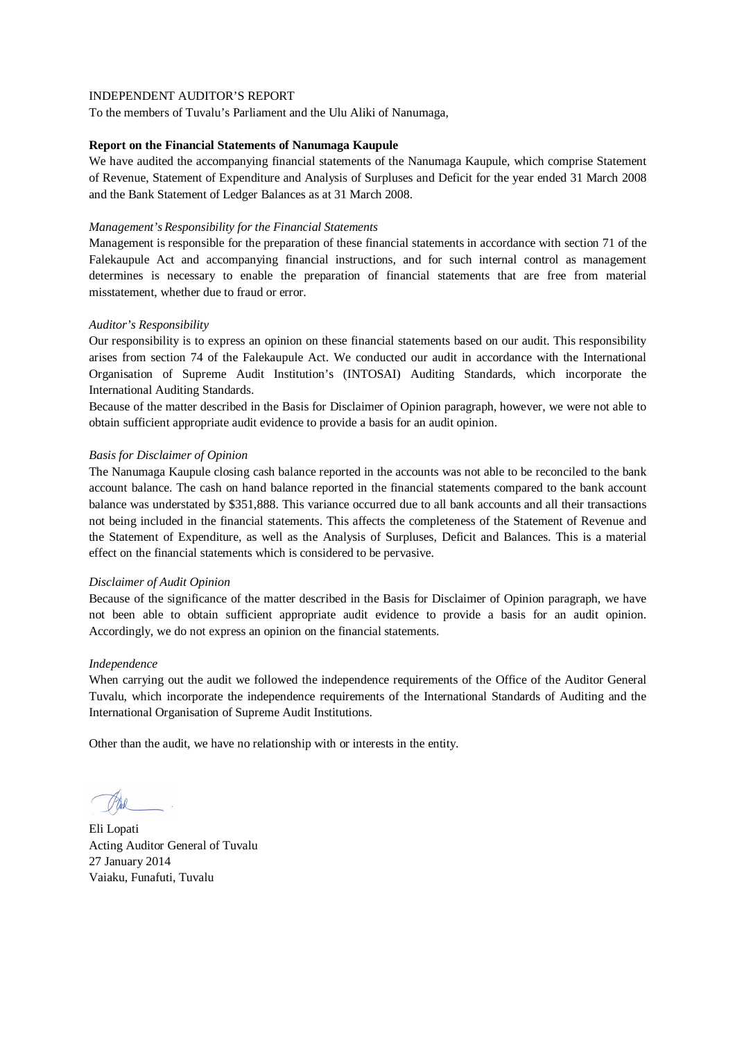INDEPENDENT AUDITOR'S REPORT

To the members of Tuvalu's Parliament and the Ulu Aliki of Nanumaga,

**Report on the Financial Statements of Nanumaga Kaupule**

We have audited the accompanying financial statements of the Nanumaga Kaupule, which comprise Statement of Revenue, Statement of Expenditure and Analysis of Surpluses and Deficit for the year ended 31 March 2008 and the Bank Statement of Ledger Balances as at 31 March 2008.

*Management's Responsibility for the Financial Statements*

Management is responsible for the preparation of these financial statements in accordance with section 71 of the Falekaupule Act and accompanying financial instructions, and for such internal control as management determines is necessary to enable the preparation of financial statements that are free from material misstatement, whether due to fraud or error.

*Auditor's Responsibility*

Our responsibility is to express an opinion on these financial statements based on our audit. This responsibility arises from section 74 of the Falekaupule Act. We conducted our audit in accordance with the International Organisation of Supreme Audit Institution's (INTOSAI) Auditing Standards, which incorporate the International Auditing Standards.

Because of the matter described in the Basis for Disclaimer of Opinion paragraph, however, we were not able to obtain sufficient appropriate audit evidence to provide a basis for an audit opinion.

*Basis for Disclaimer of Opinion*

The Nanumaga Kaupule closing cash balance reported in the accounts was not able to be reconciled to the bank account balance. The cash on hand balance reported in the financial statements compared to the bank account balance was understated by $351,888. This variance occurred due to all bank accounts and all their transactions not being included in the financial statements. This affects the completeness of the Statement of Revenue and the Statement of Expenditure, as well as the Analysis of Surpluses, Deficit and Balances. This is a material effect on the financial statements which is considered to be pervasive.

*Disclaimer of Audit Opinion*

Because of the significance of the matter described in the Basis for Disclaimer of Opinion paragraph, we have not been able to obtain sufficient appropriate audit evidence to provide a basis for an audit opinion. Accordingly, we do not express an opinion on the financial statements.

*Independence*

When carrying out the audit we followed the independence requirements of the Office of the Auditor General Tuvalu, which incorporate the independence requirements of the International Standards of Auditing and the International Organisation of Supreme Audit Institutions.

Other than the audit, we have no relationship with or interests in the entity.

Eli Lopati  
Acting Auditor General of Tuvalu  
27 January 2014  
Vaiaku, Funafuti, Tuvalu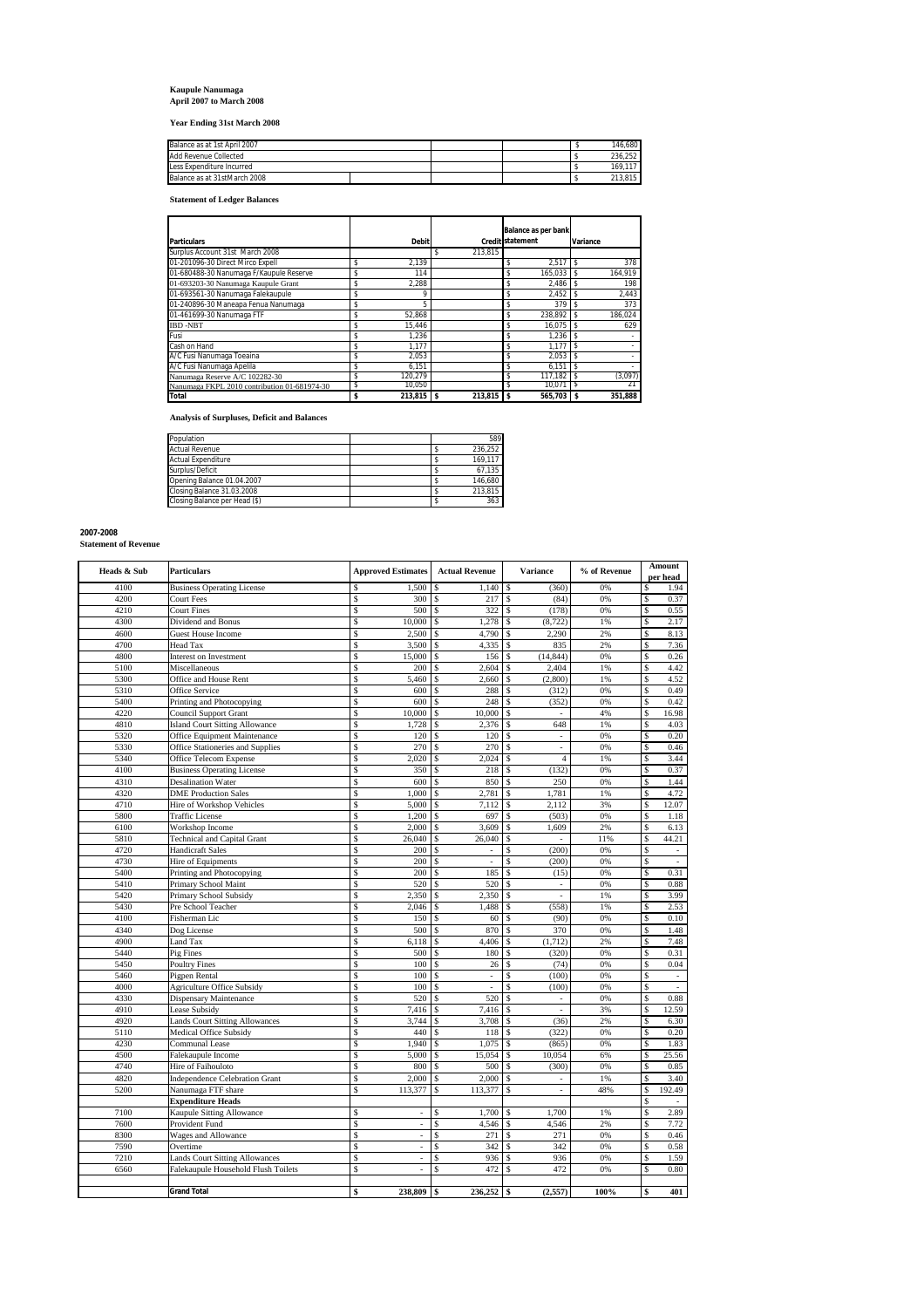**Kaupule Nanumaga**
**April 2007 to March 2008**

**Year Ending 31st March 2008**

| | | | |
|---|---|---|---|
| Balance as at 1st April 2007 | | | $ 146,680 |
| Add Revenue Collected | | | $ 236,252 |
| Less Expenditure Incurred | | | $ 169,117 |
| Balance as at 31stMarch 2008 | | | $ 213,815 |

**Statement of Ledger Balances**

| Particulars | Debit | Credit | Balance as per bank statement | Variance |
|---|---|---|---|---|
| Surplus Account 31st March 2008 | | $ 213,815 | | |
| 01-201096-30 Direct Mirco Expell | $ 2,139 | | $ 2,517 | $ 378 |
| 01-680488-30 Nanumaga F/Kaupule Reserve | $ 114 | | $ 165,033 | $ 164,919 |
| 01-693203-30 Nanumaga Kaupule Grant | $ 2,288 | | $ 2,486 | $ 198 |
| 01-693561-30 Nanumaga Falekaupule | $ 9 | | $ 2,452 | $ 2,443 |
| 01-240896-30 Maneapa Fenua Nanumaga | $ 5 | | $ 379 | $ 373 |
| 01-461699-30 Nanumaga FTF | $ 52,868 | | $ 238,892 | $ 186,024 |
| IBD -NBT | $ 15,446 | | $ 16,075 | $ 629 |
| Fusi | $ 1,236 | | $ 1,236 | $ - |
| Cash on Hand | $ 1,177 | | $ 1,177 | $ - |
| A/C Fusi Nanumaga Toeaina | $ 2,053 | | $ 2,053 | $ - |
| A/C Fusi Nanumaga Apelila | $ 6,151 | | $ 6,151 | $ - |
| Nanumaga Reserve A/C 102282-30 | $ 120,279 | | $ 117,182 | $ (3,097) |
| Nanumaga FKPL 2010 contribution 01-681974-30 | $ 10,050 | | $ 10,071 | $ 21 |
| **Total** | **$ 213,815** | **$ 213,815** | **$ 565,703** | **$ 351,888** |

**Analysis of Surpluses, Deficit and Balances**

| | | |
|---|---|---|
| Population | | 589 |
| Actual Revenue | | $ 236,252 |
| Actual Expenditure | | $ 169,117 |
| Surplus/Deficit | | $ 67,135 |
| Opening Balance 01.04.2007 | | $ 146,680 |
| Closing Balance 31.03.2008 | | $ 213,815 |
| Closing Balance per Head ($) | | $ 363 |

**2007-2008**
**Statement of Revenue**

| Heads & Sub | Particulars | Approved Estimates | Actual Revenue | Variance | % of Revenue | Amount per head |
|---|---|---|---|---|---|---|
| 4100 | Business Operating License | $ 1,500 | $ 1,140 | $ (360) | 0% | $ 1.94 |
| 4200 | Court Fees | $ 300 | $ 217 | $ (84) | 0% | $ 0.37 |
| 4210 | Court Fines | $ 500 | $ 322 | $ (178) | 0% | $ 0.55 |
| 4300 | Dividend and Bonus | $ 10,000 | $ 1,278 | $ (8,722) | 1% | $ 2.17 |
| 4600 | Guest House Income | $ 2,500 | $ 4,790 | $ 2,290 | 2% | $ 8.13 |
| 4700 | Head Tax | $ 3,500 | $ 4,335 | $ 835 | 2% | $ 7.36 |
| 4800 | Interest on Investment | $ 15,000 | $ 156 | $ (14,844) | 0% | $ 0.26 |
| 5100 | Miscellaneous | $ 200 | $ 2,604 | $ 2,404 | 1% | $ 4.42 |
| 5300 | Office and House Rent | $ 5,460 | $ 2,660 | $ (2,800) | 1% | $ 4.52 |
| 5310 | Office Service | $ 600 | $ 288 | $ (312) | 0% | $ 0.49 |
| 5400 | Printing and Photocopying | $ 600 | $ 248 | $ (352) | 0% | $ 0.42 |
| 4220 | Council Support Grant | $ 10,000 | $ 10,000 | $ - | 4% | $ 16.98 |
| 4810 | Island Court Sitting Allowance | $ 1,728 | $ 2,376 | $ 648 | 1% | $ 4.03 |
| 5320 | Office Equipment Maintenance | $ 120 | $ 120 | $ - | 0% | $ 0.20 |
| 5330 | Office Stationeries and Supplies | $ 270 | $ 270 | $ - | 0% | $ 0.46 |
| 5340 | Office Telecom Expense | $ 2,020 | $ 2,024 | $ 4 | 1% | $ 3.44 |
| 4100 | Business Operating License | $ 350 | $ 218 | $ (132) | 0% | $ 0.37 |
| 4310 | Desalination Water | $ 600 | $ 850 | $ 250 | 0% | $ 1.44 |
| 4320 | DME Production Sales | $ 1,000 | $ 2,781 | $ 1,781 | 1% | $ 4.72 |
| 4710 | Hire of Workshop Vehicles | $ 5,000 | $ 7,112 | $ 2,112 | 3% | $ 12.07 |
| 5800 | Traffic License | $ 1,200 | $ 697 | $ (503) | 0% | $ 1.18 |
| 6100 | Workshop Income | $ 2,000 | $ 3,609 | $ 1,609 | 2% | $ 6.13 |
| 5810 | Technical and Capital Grant | $ 26,040 | $ 26,040 | $ - | 11% | $ 44.21 |
| 4720 | Handicraft Sales | $ 200 | $ - | $ (200) | 0% | $ - |
| 4730 | Hire of Equipments | $ 200 | $ - | $ (200) | 0% | $ - |
| 5400 | Printing and Photocopying | $ 200 | $ 185 | $ (15) | 0% | $ 0.31 |
| 5410 | Primary School Maint | $ 520 | $ 520 | $ - | 0% | $ 0.88 |
| 5420 | Primary School Subsidy | $ 2,350 | $ 2,350 | $ - | 1% | $ 3.99 |
| 5430 | Pre School Teacher | $ 2,046 | $ 1,488 | $ (558) | 1% | $ 2.53 |
| 4100 | Fisherman Lic | $ 150 | $ 60 | $ (90) | 0% | $ 0.10 |
| 4340 | Dog License | $ 500 | $ 870 | $ 370 | 0% | $ 1.48 |
| 4900 | Land Tax | $ 6,118 | $ 4,406 | $ (1,712) | 2% | $ 7.48 |
| 5440 | Pig Fines | $ 500 | $ 180 | $ (320) | 0% | $ 0.31 |
| 5450 | Poultry Fines | $ 100 | $ 26 | $ (74) | 0% | $ 0.04 |
| 5460 | Pigpen Rental | $ 100 | $ - | $ (100) | 0% | $ - |
| 4000 | Agriculture Office Subsidy | $ 100 | $ - | $ (100) | 0% | $ - |
| 4330 | Dispensary Maintenance | $ 520 | $ 520 | $ - | 0% | $ 0.88 |
| 4910 | Lease Subsidy | $ 7,416 | $ 7,416 | $ - | 3% | $ 12.59 |
| 4920 | Lands Court Sitting Allowances | $ 3,744 | $ 3,708 | $ (36) | 2% | $ 6.30 |
| 5110 | Medical Office Subsidy | $ 440 | $ 118 | $ (322) | 0% | $ 0.20 |
| 4230 | Communal Lease | $ 1,940 | $ 1,075 | $ (865) | 0% | $ 1.83 |
| 4500 | Falekaupule Income | $ 5,000 | $ 15,054 | $ 10,054 | 6% | $ 25.56 |
| 4740 | Hire of Faihouloto | $ 800 | $ 500 | $ (300) | 0% | $ 0.85 |
| 4820 | Independence Celebration Grant | $ 2,000 | $ 2,000 | $ - | 1% | $ 3.40 |
| 5200 | Nanumaga FTF share | $ 113,377 | $ 113,377 | $ - | 48% | $ 192.49 |
| | **Expenditure Heads** | | | | | $ - |
| 7100 | Kaupule Sitting Allowance | $ - | $ 1,700 | $ 1,700 | 1% | $ 2.89 |
| 7600 | Provident Fund | $ - | $ 4,546 | $ 4,546 | 2% | $ 7.72 |
| 8300 | Wages and Allowance | $ - | $ 271 | $ 271 | 0% | $ 0.46 |
| 7590 | Overtime | $ - | $ 342 | $ 342 | 0% | $ 0.58 |
| 7210 | Lands Court Sitting Allowances | $ - | $ 936 | $ 936 | 0% | $ 1.59 |
| 6560 | Falekaupule Household Flush Toilets | $ - | $ 472 | $ 472 | 0% | $ 0.80 |
| | | | | | | |
| | **Grand Total** | **$ 238,809** | **$ 236,252** | **$ (2,557)** | **100%** | **$ 401** |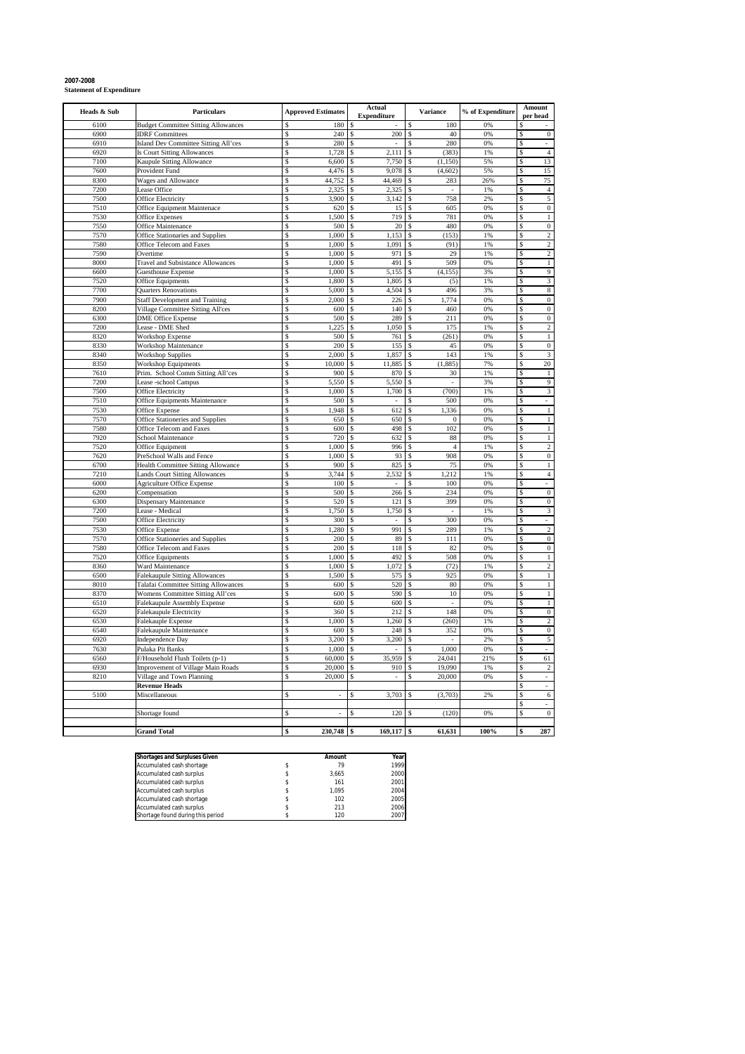**2007-2008**
**Statement of Expenditure**

| Heads & Sub | Particulars | Approved Estimates | Actual Expenditure | Variance | % of Expenditure | Amount per head |
|---|---|---|---|---|---|---|
| 6100 | Budget Committee Sitting Allowances | $ 180 | $ - | $ 180 | 0% | $ - |
| 6900 | IDRF Committees | $ 240 | $ 200 | $ 40 | 0% | $ 0 |
| 6910 | Island Dev Committee Sitting All'ces | $ 280 | $ - | $ 280 | 0% | $ - |
| 6920 | Is Court Sitting Allowances | $ 1,728 | $ 2,111 | $ (383) | 1% | $ 4 |
| 7100 | Kaupule Sitting Allowance | $ 6,600 | $ 7,750 | $ (1,150) | 5% | $ 13 |
| 7600 | Provident Fund | $ 4,476 | $ 9,078 | $ (4,602) | 5% | $ 15 |
| 8300 | Wages and Allowance | $ 44,752 | $ 44,469 | $ 283 | 26% | $ 75 |
| 7200 | Lease Office | $ 2,325 | $ 2,325 | $ - | 1% | $ 4 |
| 7500 | Office Electricity | $ 3,900 | $ 3,142 | $ 758 | 2% | $ 5 |
| 7510 | Office Equipment Maintenace | $ 620 | $ 15 | $ 605 | 0% | $ 0 |
| 7530 | Office Expenses | $ 1,500 | $ 719 | $ 781 | 0% | $ 1 |
| 7550 | Office Maintenance | $ 500 | $ 20 | $ 480 | 0% | $ 0 |
| 7570 | Office Stationaries and Supplies | $ 1,000 | $ 1,153 | $ (153) | 1% | $ 2 |
| 7580 | Office Telecom and Faxes | $ 1,000 | $ 1,091 | $ (91) | 1% | $ 2 |
| 7590 | Overtime | $ 1,000 | $ 971 | $ 29 | 1% | $ 2 |
| 8000 | Travel and Subsistance Allowances | $ 1,000 | $ 491 | $ 509 | 0% | $ 1 |
| 6600 | Guesthouse Expense | $ 1,000 | $ 5,155 | $ (4,155) | 3% | $ 9 |
| 7520 | Office Equipments | $ 1,800 | $ 1,805 | $ (5) | 1% | $ 3 |
| 7700 | Quarters Renovations | $ 5,000 | $ 4,504 | $ 496 | 3% | $ 8 |
| 7900 | Staff Development and Training | $ 2,000 | $ 226 | $ 1,774 | 0% | $ 0 |
| 8200 | Village Committee Sitting All'ces | $ 600 | $ 140 | $ 460 | 0% | $ 0 |
| 6300 | DME Office Expense | $ 500 | $ 289 | $ 211 | 0% | $ 0 |
| 7200 | Lease - DME Shed | $ 1,225 | $ 1,050 | $ 175 | 1% | $ 2 |
| 8320 | Workshop Expense | $ 500 | $ 761 | $ (261) | 0% | $ 1 |
| 8330 | Workshop Maintenance | $ 200 | $ 155 | $ 45 | 0% | $ 0 |
| 8340 | Workshop Supplies | $ 2,000 | $ 1,857 | $ 143 | 1% | $ 3 |
| 8350 | Workshop Equipments | $ 10,000 | $ 11,885 | $ (1,885) | 7% | $ 20 |
| 7610 | Prim. School Comm Sitting All'ces | $ 900 | $ 870 | $ 30 | 1% | $ 1 |
| 7200 | Lease -school Campus | $ 5,550 | $ 5,550 | $ - | 3% | $ 9 |
| 7500 | Office Electricity | $ 1,000 | $ 1,700 | $ (700) | 1% | $ 3 |
| 7510 | Office Equipments Maintenance | $ 500 | $ - | $ 500 | 0% | $ - |
| 7530 | Office Expense | $ 1,948 | $ 612 | $ 1,336 | 0% | $ 1 |
| 7570 | Office Stationeries and Supplies | $ 650 | $ 650 | $ 0 | 0% | $ 1 |
| 7580 | Office Telecom and Faxes | $ 600 | $ 498 | $ 102 | 0% | $ 1 |
| 7920 | School Maintenance | $ 720 | $ 632 | $ 88 | 0% | $ 1 |
| 7520 | Office Equipment | $ 1,000 | $ 996 | $ 4 | 1% | $ 2 |
| 7620 | PreSchool Walls and Fence | $ 1,000 | $ 93 | $ 908 | 0% | $ 0 |
| 6700 | Health Committee Sitting Allowance | $ 900 | $ 825 | $ 75 | 0% | $ 1 |
| 7210 | Lands Court Sitting Allowances | $ 3,744 | $ 2,532 | $ 1,212 | 1% | $ 4 |
| 6000 | Agriculture Office Expense | $ 100 | $ - | $ 100 | 0% | $ - |
| 6200 | Compensation | $ 500 | $ 266 | $ 234 | 0% | $ 0 |
| 6300 | Dispensary Maintenance | $ 520 | $ 121 | $ 399 | 0% | $ 0 |
| 7200 | Lease - Medical | $ 1,750 | $ 1,750 | $ - | 1% | $ 3 |
| 7500 | Office Electricity | $ 300 | $ - | $ 300 | 0% | $ - |
| 7530 | Office Expense | $ 1,280 | $ 991 | $ 289 | 1% | $ 2 |
| 7570 | Office Stationeries and Supplies | $ 200 | $ 89 | $ 111 | 0% | $ 0 |
| 7580 | Office Telecom and Faxes | $ 200 | $ 118 | $ 82 | 0% | $ 0 |
| 7520 | Office Equipments | $ 1,000 | $ 492 | $ 508 | 0% | $ 1 |
| 8360 | Ward Maintenance | $ 1,000 | $ 1,072 | $ (72) | 1% | $ 2 |
| 6500 | Falekaupule Sitting Allowances | $ 1,500 | $ 575 | $ 925 | 0% | $ 1 |
| 8010 | Talafai Committee Sitting Allowances | $ 600 | $ 520 | $ 80 | 0% | $ 1 |
| 8370 | Womens Committee Sitting All'ces | $ 600 | $ 590 | $ 10 | 0% | $ 1 |
| 6510 | Falekaupule Assembly Expense | $ 600 | $ 600 | $ - | 0% | $ 1 |
| 6520 | Falekaupule Electricity | $ 360 | $ 212 | $ 148 | 0% | $ 0 |
| 6530 | Falekauple Expense | $ 1,000 | $ 1,260 | $ (260) | 1% | $ 2 |
| 6540 | Falekaupule Maintenance | $ 600 | $ 248 | $ 352 | 0% | $ 0 |
| 6920 | Independence Day | $ 3,200 | $ 3,200 | $ - | 2% | $ 5 |
| 7630 | Pulaka Pit Banks | $ 1,000 | $ - | $ 1,000 | 0% | $ - |
| 6560 | F/Household Flush Toilets (p-1) | $ 60,000 | $ 35,959 | $ 24,041 | 21% | $ 61 |
| 6930 | Improvement of Village Main Roads | $ 20,000 | $ 910 | $ 19,090 | 1% | $ 2 |
| 8210 | Village and Town Planning | $ 20,000 | $ - | $ 20,000 | 0% | $ - |
| | **Revenue Heads** | | | | | $ - |
| 5100 | Miscellaneous | $ - | $ 3,703 | $ (3,703) | 2% | $ 6 |
| | | | | | | $ - |
| | Shortage found | $ - | $ 120 | $ (120) | 0% | $ 0 |
| | | | | | | |
| | **Grand Total** | **$ 230,748** | **$ 169,117** | **$ 61,631** | **100%** | **$ 287** |

| Shortages and Surpluses Given | Amount | Year |
|---|---|---|
| Accumulated cash shortage | $ 79 | 1999 |
| Accumulated cash surplus | $ 3,665 | 2000 |
| Accumulated cash surplus | $ 161 | 2001 |
| Accumulated cash surplus | $ 1,095 | 2004 |
| Accumulated cash shortage | $ 102 | 2005 |
| Accumulated cash surplus | $ 213 | 2006 |
| Shortage found during this period | $ 120 | 2007 |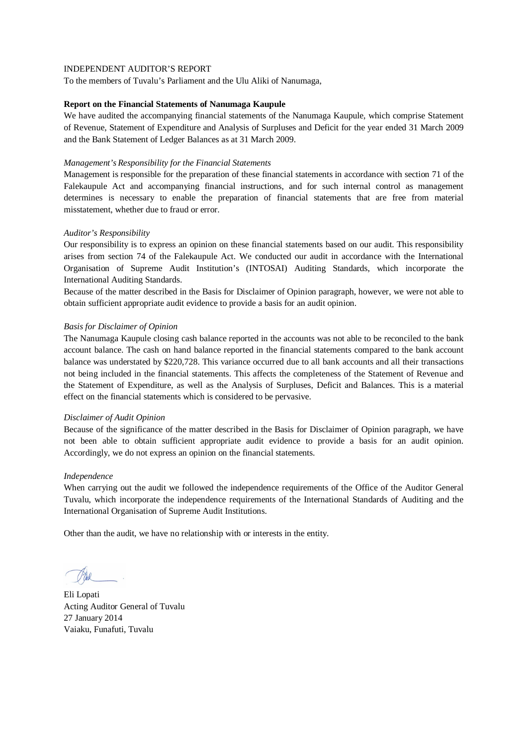INDEPENDENT AUDITOR'S REPORT

To the members of Tuvalu's Parliament and the Ulu Aliki of Nanumaga,

**Report on the Financial Statements of Nanumaga Kaupule**

We have audited the accompanying financial statements of the Nanumaga Kaupule, which comprise Statement of Revenue, Statement of Expenditure and Analysis of Surpluses and Deficit for the year ended 31 March 2009 and the Bank Statement of Ledger Balances as at 31 March 2009.

*Management's Responsibility for the Financial Statements*

Management is responsible for the preparation of these financial statements in accordance with section 71 of the Falekaupule Act and accompanying financial instructions, and for such internal control as management determines is necessary to enable the preparation of financial statements that are free from material misstatement, whether due to fraud or error.

*Auditor's Responsibility*

Our responsibility is to express an opinion on these financial statements based on our audit. This responsibility arises from section 74 of the Falekaupule Act. We conducted our audit in accordance with the International Organisation of Supreme Audit Institution's (INTOSAI) Auditing Standards, which incorporate the International Auditing Standards.

Because of the matter described in the Basis for Disclaimer of Opinion paragraph, however, we were not able to obtain sufficient appropriate audit evidence to provide a basis for an audit opinion.

*Basis for Disclaimer of Opinion*

The Nanumaga Kaupule closing cash balance reported in the accounts was not able to be reconciled to the bank account balance. The cash on hand balance reported in the financial statements compared to the bank account balance was understated by $220,728. This variance occurred due to all bank accounts and all their transactions not being included in the financial statements. This affects the completeness of the Statement of Revenue and the Statement of Expenditure, as well as the Analysis of Surpluses, Deficit and Balances. This is a material effect on the financial statements which is considered to be pervasive.

*Disclaimer of Audit Opinion*

Because of the significance of the matter described in the Basis for Disclaimer of Opinion paragraph, we have not been able to obtain sufficient appropriate audit evidence to provide a basis for an audit opinion. Accordingly, we do not express an opinion on the financial statements.

*Independence*

When carrying out the audit we followed the independence requirements of the Office of the Auditor General Tuvalu, which incorporate the independence requirements of the International Standards of Auditing and the International Organisation of Supreme Audit Institutions.

Other than the audit, we have no relationship with or interests in the entity.

Eli Lopati
Acting Auditor General of Tuvalu
27 January 2014
Vaiaku, Funafuti, Tuvalu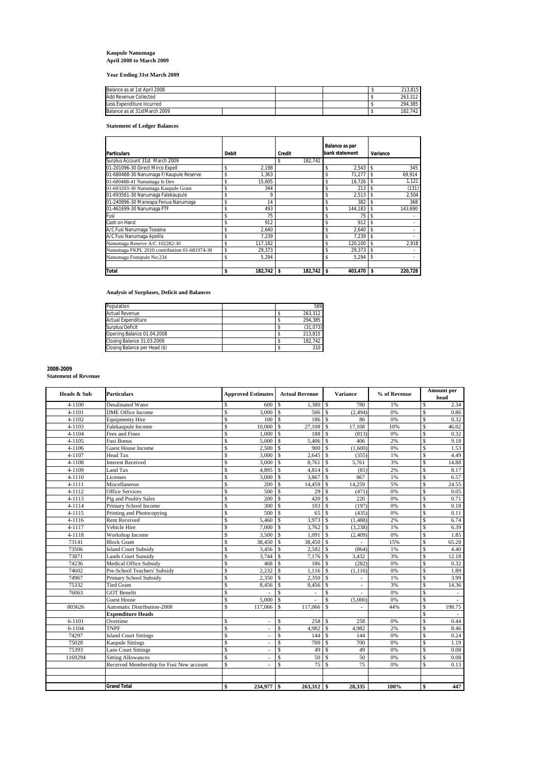**Kaupule Nanumaga**
**April 2008 to March 2009**

**Year Ending 31st March 2009**

| | | | |
|---|---|---|---|
| Balance as at 1st April 2008 | | | $ 213,815 |
| Add Revenue Collected | | | $ 263,312 |
| Less Expenditure Incurred | | | $ 294,385 |
| Balance as at 31stMarch 2009 | | | $ 182,742 |

**Statement of Ledger Balances**

| Particulars | Debit | Credit | Balance as per bank statement | Variance |
|---|---|---|---|---|
| Surplus Account 31st March 2009 | | $ 182,742 | | |
| 01-201096-30 Direct Mirco Expell | $ 2,198 | | $ 2,543 | $ 345 |
| 01-680488-30 Nanumaga F/Kaupule Reserve | $ 1,363 | | $ 71,277 | $ 69,914 |
| 01-680488-41 Nanumaga Is Dev | $ 15,605 | | $ 16,726 | $ 1,121 |
| 01-693203-30 Nanumaga Kaupule Grant | $ 344 | | $ 213 | $ (131) |
| 01-693561-30 Nanumaga Falekaupule | $ 9 | | $ 2,513 | $ 2,504 |
| 01-240896-30 Maneapa Fenua Nanumaga | $ 14 | | $ 382 | $ 368 |
| 01-461699-30 Nanumaga FTF | $ 493 | | $ 144,183 | $ 143,690 |
| Fusi | $ 75 | | $ 75 | $ - |
| Cash on Hand | $ 912 | | $ 912 | $ - |
| A/C Fusi Nanumaga Toeaina | $ 2,640 | | $ 2,640 | $ - |
| A/C Fusi Nanumaga Apelila | $ 7,239 | | $ 7,239 | $ - |
| Nanumaga Reserve A/C 102282-30 | $ 117,182 | | $ 120,100 | $ 2,918 |
| Nanumaga FKPL 2010 contribution 01-681974-30 | $ 29,373 | | $ 29,373 | $ - |
| Nanumaga Fonopule No:234 | $ 5,294 | | $ 5,294 | $ - |
| | | | | |
| **Total** | **$ 182,742** | **$ 182,742** | **$ 403,470** | **$ 220,728** |

**Analysis of Surpluses, Deficit and Balances**

| | | |
|---|---|---|
| Population | | 589 |
| Actual Revenue | | $ 263,312 |
| Actual Expenditure | | $ 294,385 |
| Surplus/Deficit | | $ (31,073) |
| Opening Balance 01.04.2008 | | $ 213,815 |
| Closing Balance 31.03.2009 | | $ 182,742 |
| Closing Balance per Head ($) | | $ 310 |

**2008-2009**
**Statement of Revenue**

| Heads & Sub | Particulars | Approved Estimates | Actual Revenue | Variance | % of Revenue | Amount per head |
|---|---|---|---|---|---|---|
| 4-1100 | Desalinated Water | $ 600 | $ 1,380 | $ 780 | 1% | $ 2.34 |
| 4-1101 | DME Office Income | $ 3,000 | $ 506 | $ (2,494) | 0% | $ 0.86 |
| 4-1102 | Equipmenty Hire | $ 100 | $ 186 | $ 86 | 0% | $ 0.32 |
| 4-1103 | Falekaupule Income | $ 10,000 | $ 27,108 | $ 17,108 | 10% | $ 46.02 |
| 4-1104 | Fees and Fines | $ 1,000 | $ 188 | $ (813) | 0% | $ 0.32 |
| 4-1105 | Fusi Bonus | $ 5,000 | $ 5,406 | $ 406 | 2% | $ 9.18 |
| 4-1106 | Guest House Income | $ 2,500 | $ 900 | $ (1,600) | 0% | $ 1.53 |
| 4-1107 | Head Tax | $ 3,000 | $ 2,645 | $ (355) | 1% | $ 4.49 |
| 4-1108 | Interest Received | $ 3,000 | $ 8,761 | $ 5,761 | 3% | $ 14.88 |
| 4-1109 | Land Tax | $ 4,895 | $ 4,814 | $ (81) | 2% | $ 8.17 |
| 4-1110 | Licenses | $ 3,000 | $ 3,867 | $ 867 | 1% | $ 6.57 |
| 4-1111 | Miscellaneous | $ 200 | $ 14,459 | $ 14,259 | 5% | $ 24.55 |
| 4-1112 | Office Services | $ 500 | $ 29 | $ (471) | 0% | $ 0.05 |
| 4-1113 | Pig and Poultry Sales | $ 200 | $ 420 | $ 220 | 0% | $ 0.71 |
| 4-1114 | Primary School Income | $ 300 | $ 103 | $ (197) | 0% | $ 0.18 |
| 4-1115 | Printing and Photocopying | $ 500 | $ 65 | $ (435) | 0% | $ 0.11 |
| 4-1116 | Rent Received | $ 5,460 | $ 3,973 | $ (1,488) | 2% | $ 6.74 |
| 4-1117 | Vehicle Hire | $ 7,000 | $ 3,762 | $ (3,238) | 1% | $ 6.39 |
| 4-1118 | Workshop Income | $ 3,500 | $ 1,091 | $ (2,409) | 0% | $ 1.85 |
| 73141 | Block Grant | $ 38,450 | $ 38,450 | $ - | 15% | $ 65.28 |
| 73506 | Island Court Subsidy | $ 3,456 | $ 2,592 | $ (864) | 1% | $ 4.40 |
| 73871 | Lands Court Sunsidy | $ 3,744 | $ 7,176 | $ 3,432 | 3% | $ 12.18 |
| 74236 | Medical Office Subsidy | $ 468 | $ 186 | $ (282) | 0% | $ 0.32 |
| 74602 | Pre-School Teachers' Subsidy | $ 2,232 | $ 1,116 | $ (1,116) | 0% | $ 1.89 |
| 74967 | Primary School Subsidy | $ 2,350 | $ 2,350 | $ - | 1% | $ 3.99 |
| 75332 | Tied Grant | $ 8,456 | $ 8,456 | $ - | 3% | $ 14.36 |
| 76063 | GOT Benefit | $ - | $ - | $ - | 0% | $ - |
| | Guest House | $ 5,000 | $ - | $ (5,000) | 0% | $ - |
| 803626 | Automatic Distribution-2008 | $ 117,066 | $ 117,066 | $ - | 44% | $ 198.75 |
| | **Expenditure Heads** | | | | | $ - |
| 6-1101 | Overtime | $ - | $ 258 | $ 258 | 0% | $ 0.44 |
| 6-1104 | TNPF | $ - | $ 4,982 | $ 4,982 | 2% | $ 8.46 |
| 74297 | Island Court Sittings | $ - | $ 144 | $ 144 | 0% | $ 0.24 |
| 75028 | Kaupule Sittings | $ - | $ 700 | $ 700 | 0% | $ 1.19 |
| 75393 | Lans Court Sittings | $ - | $ 49 | $ 49 | 0% | $ 0.08 |
| 1169294 | Sitting Allowances | $ - | $ 50 | $ 50 | 0% | $ 0.08 |
| | Received Membership for Fusi New account | $ - | $ 75 | $ 75 | 0% | $ 0.13 |
| | | | | | | |
| | **Grand Total** | **$ 234,977** | **$ 263,312** | **$ 28,335** | **100%** | **$ 447** |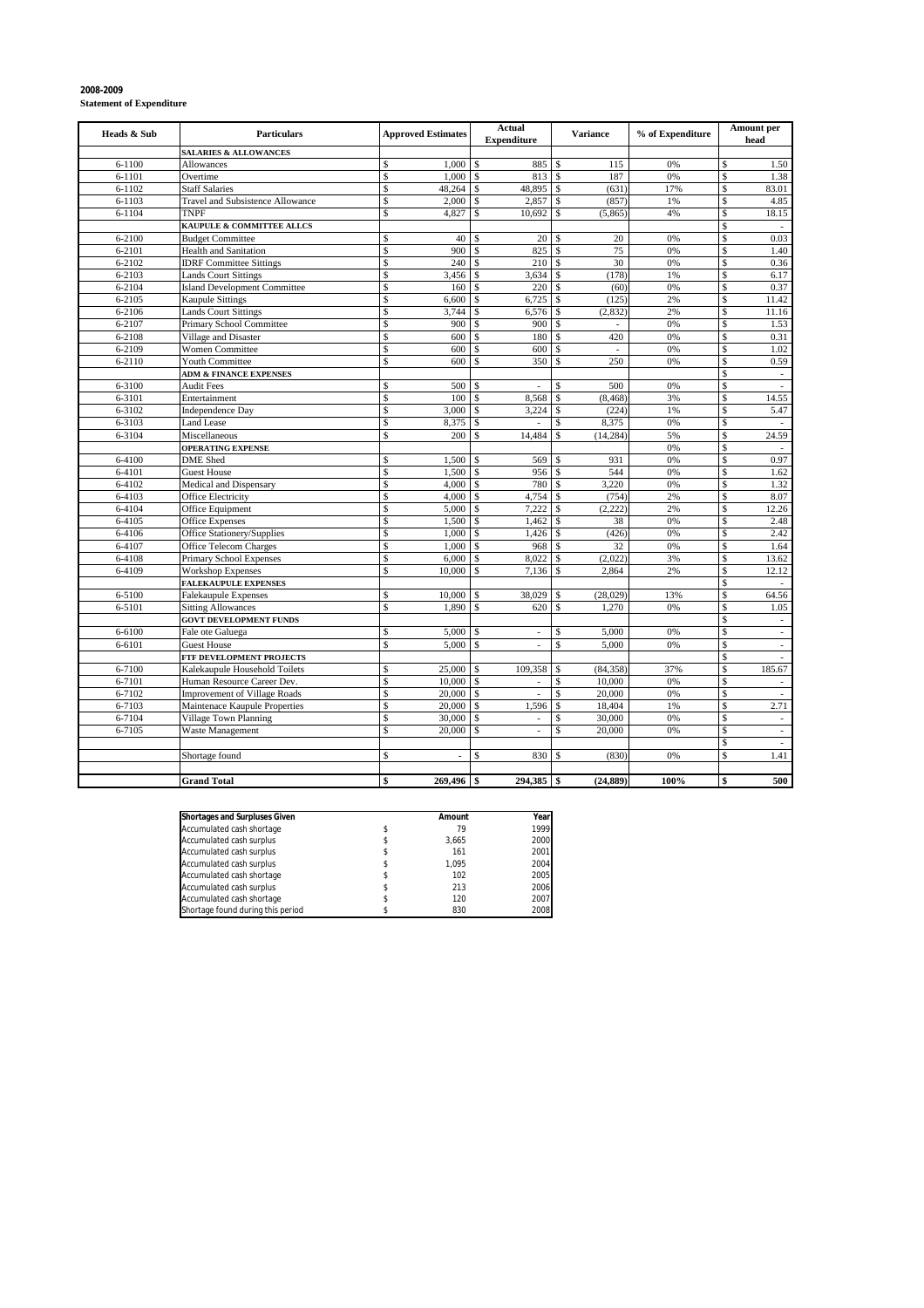**2008-2009**

**Statement of Expenditure**

| Heads & Sub | Particulars | Approved Estimates | Actual Expenditure | Variance | % of Expenditure | Amount per head |
|---|---|---|---|---|---|---|
| | **SALARIES & ALLOWANCES** | | | | | |
| 6-1100 | Allowances | $ 1,000 | $ 885 | $ 115 | 0% | $ 1.50 |
| 6-1101 | Overtime | $ 1,000 | $ 813 | $ 187 | 0% | $ 1.38 |
| 6-1102 | Staff Salaries | $ 48,264 | $ 48,895 | $ (631) | 17% | $ 83.01 |
| 6-1103 | Travel and Subsistence Allowance | $ 2,000 | $ 2,857 | $ (857) | 1% | $ 4.85 |
| 6-1104 | TNPF | $ 4,827 | $ 10,692 | $ (5,865) | 4% | $ 18.15 |
| | **KAUPULE & COMMITTEE ALLCS** | | | | | $ - |
| 6-2100 | Budget Committee | $ 40 | $ 20 | $ 20 | 0% | $ 0.03 |
| 6-2101 | Health and Sanitation | $ 900 | $ 825 | $ 75 | 0% | $ 1.40 |
| 6-2102 | IDRF Committee Sittings | $ 240 | $ 210 | $ 30 | 0% | $ 0.36 |
| 6-2103 | Lands Court Sittings | $ 3,456 | $ 3,634 | $ (178) | 1% | $ 6.17 |
| 6-2104 | Island Development Committee | $ 160 | $ 220 | $ (60) | 0% | $ 0.37 |
| 6-2105 | Kaupule Sittings | $ 6,600 | $ 6,725 | $ (125) | 2% | $ 11.42 |
| 6-2106 | Lands Court Sittings | $ 3,744 | $ 6,576 | $ (2,832) | 2% | $ 11.16 |
| 6-2107 | Primary School Committee | $ 900 | $ 900 | $ - | 0% | $ 1.53 |
| 6-2108 | Village and Disaster | $ 600 | $ 180 | $ 420 | 0% | $ 0.31 |
| 6-2109 | Women Committee | $ 600 | $ 600 | $ - | 0% | $ 1.02 |
| 6-2110 | Youth Committee | $ 600 | $ 350 | $ 250 | 0% | $ 0.59 |
| | **ADM & FINANCE EXPENSES** | | | | | $ - |
| 6-3100 | Audit Fees | $ 500 | $ - | $ 500 | 0% | $ - |
| 6-3101 | Entertainment | $ 100 | $ 8,568 | $ (8,468) | 3% | $ 14.55 |
| 6-3102 | Independence Day | $ 3,000 | $ 3,224 | $ (224) | 1% | $ 5.47 |
| 6-3103 | Land Lease | $ 8,375 | $ - | $ 8,375 | 0% | $ - |
| 6-3104 | Miscellaneous | $ 200 | $ 14,484 | $ (14,284) | 5% | $ 24.59 |
| | **OPERATING EXPENSE** | | | | 0% | $ - |
| 6-4100 | DME Shed | $ 1,500 | $ 569 | $ 931 | 0% | $ 0.97 |
| 6-4101 | Guest House | $ 1,500 | $ 956 | $ 544 | 0% | $ 1.62 |
| 6-4102 | Medical and Dispensary | $ 4,000 | $ 780 | $ 3,220 | 0% | $ 1.32 |
| 6-4103 | Office Electricity | $ 4,000 | $ 4,754 | $ (754) | 2% | $ 8.07 |
| 6-4104 | Office Equipment | $ 5,000 | $ 7,222 | $ (2,222) | 2% | $ 12.26 |
| 6-4105 | Office Expenses | $ 1,500 | $ 1,462 | $ 38 | 0% | $ 2.48 |
| 6-4106 | Office Stationery/Supplies | $ 1,000 | $ 1,426 | $ (426) | 0% | $ 2.42 |
| 6-4107 | Office Telecom Charges | $ 1,000 | $ 968 | $ 32 | 0% | $ 1.64 |
| 6-4108 | Primary School Expenses | $ 6,000 | $ 8,022 | $ (2,022) | 3% | $ 13.62 |
| 6-4109 | Workshop Expenses | $ 10,000 | $ 7,136 | $ 2,864 | 2% | $ 12.12 |
| | **FALEKAUPULE EXPENSES** | | | | | $ - |
| 6-5100 | Falekaupule Expenses | $ 10,000 | $ 38,029 | $ (28,029) | 13% | $ 64.56 |
| 6-5101 | Sitting Allowances | $ 1,890 | $ 620 | $ 1,270 | 0% | $ 1.05 |
| | **GOVT DEVELOPMENT FUNDS** | | | | | $ - |
| 6-6100 | Fale ote Galuega | $ 5,000 | $ - | $ 5,000 | 0% | $ - |
| 6-6101 | Guest House | $ 5,000 | $ - | $ 5,000 | 0% | $ - |
| | **FTF DEVELOPMENT PROJECTS** | | | | | $ - |
| 6-7100 | Kalekaupule Household Toilets | $ 25,000 | $ 109,358 | $ (84,358) | 37% | $ 185.67 |
| 6-7101 | Human Resource Career Dev. | $ 10,000 | $ - | $ 10,000 | 0% | $ - |
| 6-7102 | Improvement of Village Roads | $ 20,000 | $ - | $ 20,000 | 0% | $ - |
| 6-7103 | Maintenace Kaupule Properties | $ 20,000 | $ 1,596 | $ 18,404 | 1% | $ 2.71 |
| 6-7104 | Village Town Planning | $ 30,000 | $ - | $ 30,000 | 0% | $ - |
| 6-7105 | Waste Management | $ 20,000 | $ - | $ 20,000 | 0% | $ - |
| | | | | | | $ - |
| | Shortage found | $ - | $ 830 | $ (830) | 0% | $ 1.41 |
| | | | | | | |
| | **Grand Total** | **$ 269,496** | **$ 294,385** | **$ (24,889)** | **100%** | **$ 500** |

| Shortages and Surpluses Given | Amount | Year |
|---|---|---|
| Accumulated cash shortage | $ 79 | 1999 |
| Accumulated cash surplus | $ 3,665 | 2000 |
| Accumulated cash surplus | $ 161 | 2001 |
| Accumulated cash surplus | $ 1,095 | 2004 |
| Accumulated cash shortage | $ 102 | 2005 |
| Accumulated cash surplus | $ 213 | 2006 |
| Accumulated cash shortage | $ 120 | 2007 |
| Shortage found during this period | $ 830 | 2008 |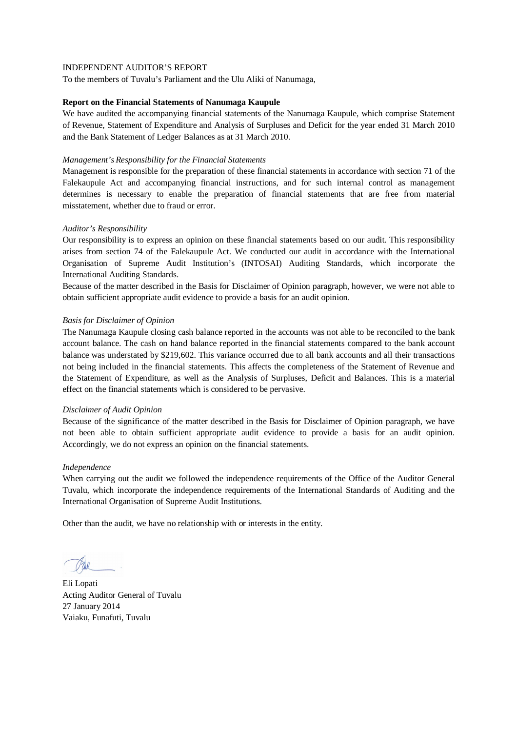INDEPENDENT AUDITOR'S REPORT

To the members of Tuvalu's Parliament and the Ulu Aliki of Nanumaga,

**Report on the Financial Statements of Nanumaga Kaupule**

We have audited the accompanying financial statements of the Nanumaga Kaupule, which comprise Statement of Revenue, Statement of Expenditure and Analysis of Surpluses and Deficit for the year ended 31 March 2010 and the Bank Statement of Ledger Balances as at 31 March 2010.

*Management's Responsibility for the Financial Statements*

Management is responsible for the preparation of these financial statements in accordance with section 71 of the Falekaupule Act and accompanying financial instructions, and for such internal control as management determines is necessary to enable the preparation of financial statements that are free from material misstatement, whether due to fraud or error.

*Auditor's Responsibility*

Our responsibility is to express an opinion on these financial statements based on our audit. This responsibility arises from section 74 of the Falekaupule Act. We conducted our audit in accordance with the International Organisation of Supreme Audit Institution's (INTOSAI) Auditing Standards, which incorporate the International Auditing Standards.

Because of the matter described in the Basis for Disclaimer of Opinion paragraph, however, we were not able to obtain sufficient appropriate audit evidence to provide a basis for an audit opinion.

*Basis for Disclaimer of Opinion*

The Nanumaga Kaupule closing cash balance reported in the accounts was not able to be reconciled to the bank account balance. The cash on hand balance reported in the financial statements compared to the bank account balance was understated by $219,602. This variance occurred due to all bank accounts and all their transactions not being included in the financial statements. This affects the completeness of the Statement of Revenue and the Statement of Expenditure, as well as the Analysis of Surpluses, Deficit and Balances. This is a material effect on the financial statements which is considered to be pervasive.

*Disclaimer of Audit Opinion*

Because of the significance of the matter described in the Basis for Disclaimer of Opinion paragraph, we have not been able to obtain sufficient appropriate audit evidence to provide a basis for an audit opinion. Accordingly, we do not express an opinion on the financial statements.

*Independence*

When carrying out the audit we followed the independence requirements of the Office of the Auditor General Tuvalu, which incorporate the independence requirements of the International Standards of Auditing and the International Organisation of Supreme Audit Institutions.

Other than the audit, we have no relationship with or interests in the entity.

Eli Lopati
Acting Auditor General of Tuvalu
27 January 2014
Vaiaku, Funafuti, Tuvalu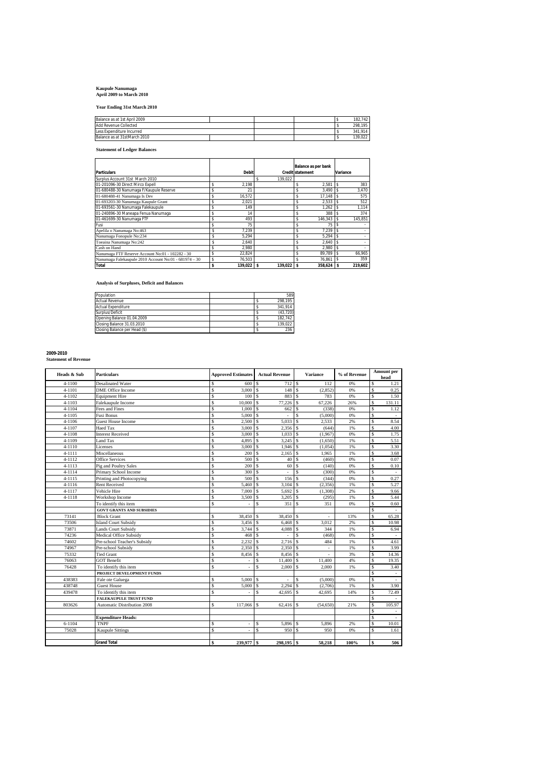**Kaupule Nanumaga**
**April 2009 to March 2010**

**Year Ending 31st March 2010**

| | | | | |
|---|---|---|---|---|
| Balance as at 1st April 2009 | | | | $ 182,742 |
| Add Revenue Collected | | | | $ 298,195 |
| Less Expenditure Incurred | | | | $ 341,914 |
| Balance as at 31stMarch 2010 | | | | $ 139,022 |

**Statement of Ledger Balances**

| Particulars | Debit | Credit | Balance as per bank statement | Variance |
|---|---|---|---|---|
| Surplus Account 31st March 2010 | | $ 139,022 | | |
| 01-201096-30 Direct Mirco Expell | $ 2,198 | | $ 2,581 | $ 383 |
| 01-680488-30 Nanumaga F/Kaupule Reserve | $ 21 | | $ 3,490 | $ 3,470 |
| 01-680488-41 Nanumaga Is Dev | $ 16,572 | | $ 17,148 | $ 575 |
| 01-693203-30 Nanumaga Kaupule Grant | $ 2,021 | | $ 2,533 | $ 512 |
| 01-693561-30 Nanumaga Falekaupule | $ 149 | | $ 1,262 | $ 1,114 |
| 01-240896-30 Maneapa Fenua Nanumaga | $ 14 | | $ 388 | $ 374 |
| 01-461699-30 Nanumaga FTF | $ 493 | | $ 146,343 | $ 145,851 |
| Fusi | $ 75 | | $ 75 | $ - |
| Apelila o Nanumaga No:463 | $ 7,239 | | $ 7,239 | $ - |
| Nanumaga Fonopule No:234 | $ 5,294 | | $ 5,294 | $ - |
| Toeaina Nanumaga No:242 | $ 2,640 | | $ 2,640 | $ - |
| Cash on Hand | $ 2,980 | | $ 2,980 | $ - |
| Nanumaga FTF Reserve Account No:01 - 102282 - 30 | $ 22,824 | | $ 89,789 | $ 66,965 |
| Nanumaga Falekaupule 2010 Account No:01 - 681974 – 30 | $ 76,503 | | $ 76,861 | $ 359 |
| **Total** | **$ 139,022** | **$ 139,022** | **$ 358,624** | **$ 219,602** |

**Analysis of Surpluses, Deficit and Balances**

| | | |
|---|---|---|
| Population | | 589 |
| Actual Revenue | | $ 298,195 |
| Actual Expenditure | | $ 341,914 |
| Surplus/Deficit | | $ (43,720) |
| Opening Balance 01.04.2009 | | $ 182,742 |
| Closing Balance 31.03.2010 | | $ 139,022 |
| Closing Balance per Head ($) | | $ 236 |

**2009-2010**
**Statement of Revenue**

| Heads & Sub | Particulars | Approved Estimates | Actual Revenue | Variance | % of Revenue | Amount per head |
|---|---|---|---|---|---|---|
| 4-1100 | Desalinated Water | $ 600 | $ 712 | $ 112 | 0% | $ 1.21 |
| 4-1101 | DME Office Income | $ 3,000 | $ 148 | $ (2,852) | 0% | $ 0.25 |
| 4-1102 | Equipment Hire | $ 100 | $ 883 | $ 783 | 0% | $ 1.50 |
| 4-1103 | Falekaupule Income | $ 10,000 | $ 77,226 | $ 67,226 | 26% | $ 131.11 |
| 4-1104 | Fees and Fines | $ 1,000 | $ 662 | $ (338) | 0% | $ 1.12 |
| 4-1105 | Fusi Bonus | $ 5,000 | $ - | $ (5,000) | 0% | $ - |
| 4-1106 | Guest House Income | $ 2,500 | $ 5,033 | $ 2,533 | 2% | $ 8.54 |
| 4-1107 | Haed Tax | $ 3,000 | $ 2,356 | $ (644) | 1% | $ 4.00 |
| 4-1108 | Interest Received | $ 3,000 | $ 1,033 | $ (1,967) | 0% | $ 1.75 |
| 4-1109 | Land Tax | $ 4,895 | $ 3,245 | $ (1,650) | 1% | $ 5.51 |
| 4-1110 | Licenses | $ 3,000 | $ 1,946 | $ (1,054) | 1% | $ 3.30 |
| 4-1111 | Miscellaneous | $ 200 | $ 2,165 | $ 1,965 | 1% | $ 3.68 |
| 4-1112 | Office Services | $ 500 | $ 40 | $ (460) | 0% | $ 0.07 |
| 4-1113 | Pig and Poultry Sales | $ 200 | $ 60 | $ (140) | 0% | $ 0.10 |
| 4-1114 | Primary School Income | $ 300 | $ - | $ (300) | 0% | $ - |
| 4-1115 | Printing and Photocopying | $ 500 | $ 156 | $ (344) | 0% | $ 0.27 |
| 4-1116 | Rent Received | $ 5,460 | $ 3,104 | $ (2,356) | 1% | $ 5.27 |
| 4-1117 | Vehicle Hire | $ 7,000 | $ 5,692 | $ (1,308) | 2% | $ 9.66 |
| 4-1118 | Workshop Income | $ 3,500 | $ 3,205 | $ (295) | 1% | $ 5.44 |
| | To identify this item | $ - | $ 351 | $ 351 | 0% | $ 0.60 |
| | **GOVT GRANTS AND SUBSIDIES** | | | | | $ - |
| 73141 | Block Grant | $ 38,450 | $ 38,450 | $ - | 13% | $ 65.28 |
| 73506 | Island Court Subsidy | $ 3,456 | $ 6,468 | $ 3,012 | 2% | $ 10.98 |
| 73871 | Lands Court Subsidy | $ 3,744 | $ 4,088 | $ 344 | 1% | $ 6.94 |
| 74236 | Medical Office Subsidy | $ 468 | $ - | $ (468) | 0% | $ - |
| 74602 | Pre-school Teacher's Subsidy | $ 2,232 | $ 2,716 | $ 484 | 1% | $ 4.61 |
| 74967 | Pre-school Subsidy | $ 2,350 | $ 2,350 | $ - | 1% | $ 3.99 |
| 75332 | Tied Grant | $ 8,456 | $ 8,456 | $ - | 3% | $ 14.36 |
| 76063 | GOT Benefit | $ - | $ 11,400 | $ 11,400 | 4% | $ 19.35 |
| 76428 | To identify this item | $ - | $ 2,000 | $ 2,000 | 1% | $ 3.40 |
| | **PROJECT DEVELOPMENT FUNDS** | | | | | $ - |
| 438383 | Fale ote Galuega | $ 5,000 | $ - | $ (5,000) | 0% | $ - |
| 438748 | Guest House | $ 5,000 | $ 2,294 | $ (2,706) | 1% | $ 3.90 |
| 439478 | To identify this item | $ - | $ 42,695 | $ 42,695 | 14% | $ 72.49 |
| | **FALEKAUPULE TRUST FUND** | | | | | $ - |
| 803626 | Automatic Distribution 2008 | $ 117,066 | $ 62,416 | $ (54,650) | 21% | $ 105.97 |
| | | | | | | $ - |
| | **Expenditure Heads:** | | | | | $ - |
| 6-1104 | TNPF | $ - | $ 5,896 | $ 5,896 | 2% | $ 10.01 |
| 75028 | Kaupule Sittings | $ - | $ 950 | $ 950 | 0% | $ 1.61 |
| | | | | | | |
| | **Grand Total** | **$ 239,977** | **$ 298,195** | **$ 58,218** | **100%** | **$ 506** |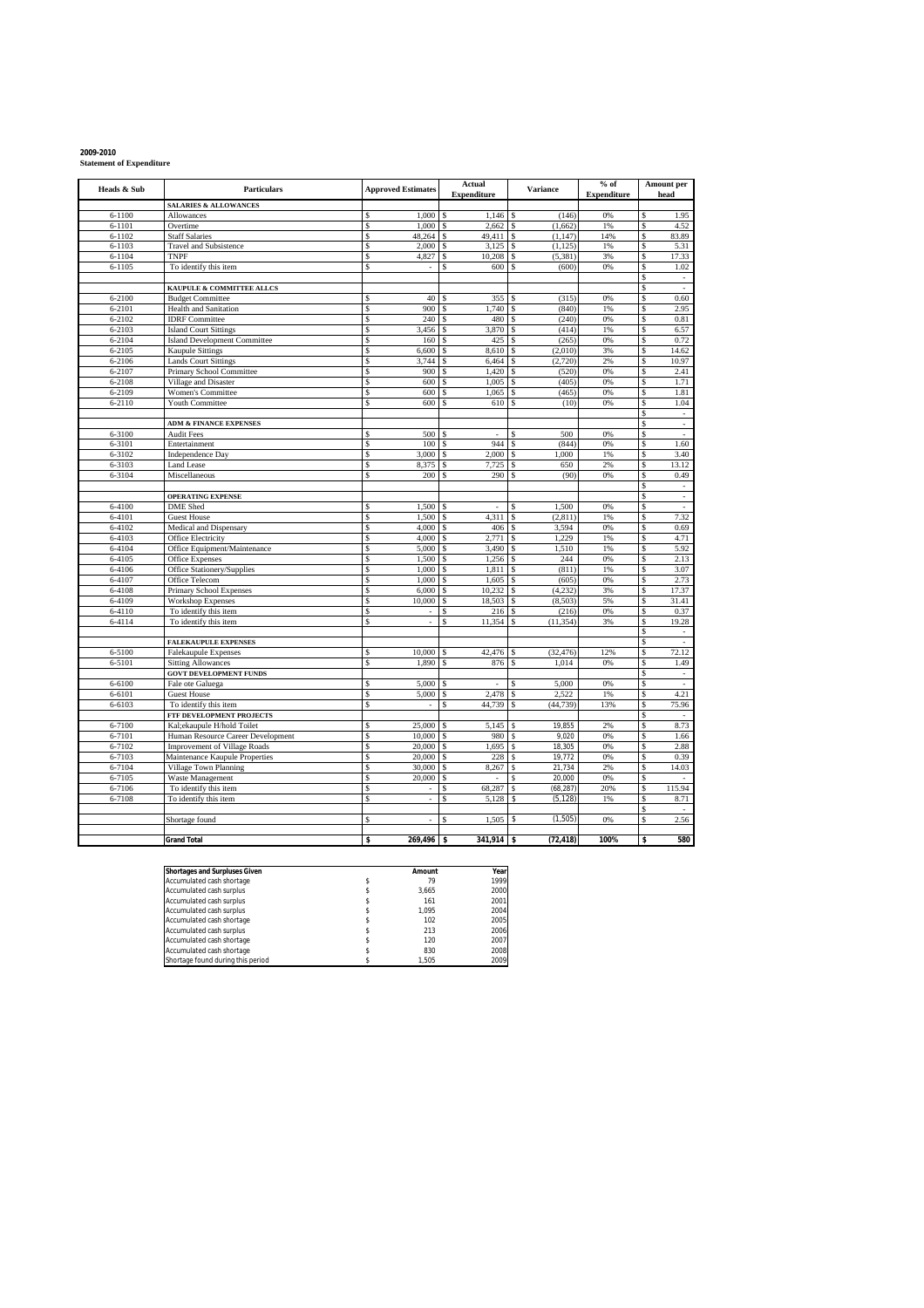**2009-2010**
**Statement of Expenditure**

| Heads & Sub | Particulars | Approved Estimates | Actual Expenditure | Variance | % of Expenditure | Amount per head |
|---|---|---|---|---|---|---|
| | **SALARIES & ALLOWANCES** | | | | | |
| 6-1100 | Allowances | $ 1,000 | $ 1,146 | $ (146) | 0% | $ 1.95 |
| 6-1101 | Overtime | $ 1,000 | $ 2,662 | $ (1,662) | 1% | $ 4.52 |
| 6-1102 | Staff Salaries | $ 48,264 | $ 49,411 | $ (1,147) | 14% | $ 83.89 |
| 6-1103 | Travel and Subsistence | $ 2,000 | $ 3,125 | $ (1,125) | 1% | $ 5.31 |
| 6-1104 | TNPF | $ 4,827 | $ 10,208 | $ (5,381) | 3% | $ 17.33 |
| 6-1105 | To identify this item | $ - | $ 600 | $ (600) | 0% | $ 1.02 |
| | | | | | | $ - |
| | **KAUPULE & COMMITTEE ALLCS** | | | | | $ - |
| 6-2100 | Budget Committee | $ 40 | $ 355 | $ (315) | 0% | $ 0.60 |
| 6-2101 | Health and Sanitation | $ 900 | $ 1,740 | $ (840) | 1% | $ 2.95 |
| 6-2102 | IDRF Committee | $ 240 | $ 480 | $ (240) | 0% | $ 0.81 |
| 6-2103 | Island Court Sittings | $ 3,456 | $ 3,870 | $ (414) | 1% | $ 6.57 |
| 6-2104 | Island Development Committee | $ 160 | $ 425 | $ (265) | 0% | $ 0.72 |
| 6-2105 | Kaupule Sittings | $ 6,600 | $ 8,610 | $ (2,010) | 3% | $ 14.62 |
| 6-2106 | Lands Court Sittings | $ 3,744 | $ 6,464 | $ (2,720) | 2% | $ 10.97 |
| 6-2107 | Primary School Committee | $ 900 | $ 1,420 | $ (520) | 0% | $ 2.41 |
| 6-2108 | Village and Disaster | $ 600 | $ 1,005 | $ (405) | 0% | $ 1.71 |
| 6-2109 | Women's Committee | $ 600 | $ 1,065 | $ (465) | 0% | $ 1.81 |
| 6-2110 | Youth Committee | $ 600 | $ 610 | $ (10) | 0% | $ 1.04 |
| | | | | | | $ - |
| | **ADM & FINANCE EXPENSES** | | | | | $ - |
| 6-3100 | Audit Fees | $ 500 | $ - | $ 500 | 0% | $ - |
| 6-3101 | Entertainment | $ 100 | $ 944 | $ (844) | 0% | $ 1.60 |
| 6-3102 | Independence Day | $ 3,000 | $ 2,000 | $ 1,000 | 1% | $ 3.40 |
| 6-3103 | Land Lease | $ 8,375 | $ 7,725 | $ 650 | 2% | $ 13.12 |
| 6-3104 | Miscellaneous | $ 200 | $ 290 | $ (90) | 0% | $ 0.49 |
| | | | | | | $ - |
| | **OPERATING EXPENSE** | | | | | $ - |
| 6-4100 | DME Shed | $ 1,500 | $ - | $ 1,500 | 0% | $ - |
| 6-4101 | Guest House | $ 1,500 | $ 4,311 | $ (2,811) | 1% | $ 7.32 |
| 6-4102 | Medical and Dispensary | $ 4,000 | $ 406 | $ 3,594 | 0% | $ 0.69 |
| 6-4103 | Office Electricity | $ 4,000 | $ 2,771 | $ 1,229 | 1% | $ 4.71 |
| 6-4104 | Office Equipment/Maintenance | $ 5,000 | $ 3,490 | $ 1,510 | 1% | $ 5.92 |
| 6-4105 | Office Expenses | $ 1,500 | $ 1,256 | $ 244 | 0% | $ 2.13 |
| 6-4106 | Office Stationery/Supplies | $ 1,000 | $ 1,811 | $ (811) | 1% | $ 3.07 |
| 6-4107 | Office Telecom | $ 1,000 | $ 1,605 | $ (605) | 0% | $ 2.73 |
| 6-4108 | Primary School Expenses | $ 6,000 | $ 10,232 | $ (4,232) | 3% | $ 17.37 |
| 6-4109 | Workshop Expenses | $ 10,000 | $ 18,503 | $ (8,503) | 5% | $ 31.41 |
| 6-4110 | To identify this item | $ - | $ 216 | $ (216) | 0% | $ 0.37 |
| 6-4114 | To identify this item | $ - | $ 11,354 | $ (11,354) | 3% | $ 19.28 |
| | | | | | | $ - |
| | **FALEKAUPULE EXPENSES** | | | | | $ - |
| 6-5100 | Falekaupule Expenses | $ 10,000 | $ 42,476 | $ (32,476) | 12% | $ 72.12 |
| 6-5101 | Sitting Allowances | $ 1,890 | $ 876 | $ 1,014 | 0% | $ 1.49 |
| | **GOVT DEVELOPMENT FUNDS** | | | | | $ - |
| 6-6100 | Fale ote Galuega | $ 5,000 | $ - | $ 5,000 | 0% | $ - |
| 6-6101 | Guest House | $ 5,000 | $ 2,478 | $ 2,522 | 1% | $ 4.21 |
| 6-6103 | To identify this item | $ - | $ 44,739 | $ (44,739) | 13% | $ 75.96 |
| | **FTF DEVELOPMENT PROJECTS** | | | | | $ - |
| 6-7100 | Kal;ekaupule H/hold Toilet | $ 25,000 | $ 5,145 | $ 19,855 | 2% | $ 8.73 |
| 6-7101 | Human Resource Career Development | $ 10,000 | $ 980 | $ 9,020 | 0% | $ 1.66 |
| 6-7102 | Improvement of Village Roads | $ 20,000 | $ 1,695 | $ 18,305 | 0% | $ 2.88 |
| 6-7103 | Maintenance Kaupule Properties | $ 20,000 | $ 228 | $ 19,772 | 0% | $ 0.39 |
| 6-7104 | Village Town Planning | $ 30,000 | $ 8,267 | $ 21,734 | 2% | $ 14.03 |
| 6-7105 | Waste Management | $ 20,000 | $ - | $ 20,000 | 0% | $ - |
| 6-7106 | To identify this item | $ - | $ 68,287 | $ (68,287) | 20% | $ 115.94 |
| 6-7108 | To identify this item | $ - | $ 5,128 | $ (5,128) | 1% | $ 8.71 |
| | | | | | | $ - |
| | Shortage found | $ - | $ 1,505 | $ (1,505) | 0% | $ 2.56 |
| | **Grand Total** | **$ 269,496** | **$ 341,914** | **$ (72,418)** | **100%** | **$ 580** |

| Shortages and Surpluses Given | Amount | Year |
|---|---|---|
| Accumulated cash shortage | $ 79 | 1999 |
| Accumulated cash surplus | $ 3,665 | 2000 |
| Accumulated cash surplus | $ 161 | 2001 |
| Accumulated cash surplus | $ 1,095 | 2004 |
| Accumulated cash shortage | $ 102 | 2005 |
| Accumulated cash surplus | $ 213 | 2006 |
| Accumulated cash shortage | $ 120 | 2007 |
| Accumulated cash shortage | $ 830 | 2008 |
| Shortage found during this period | $ 1,505 | 2009 |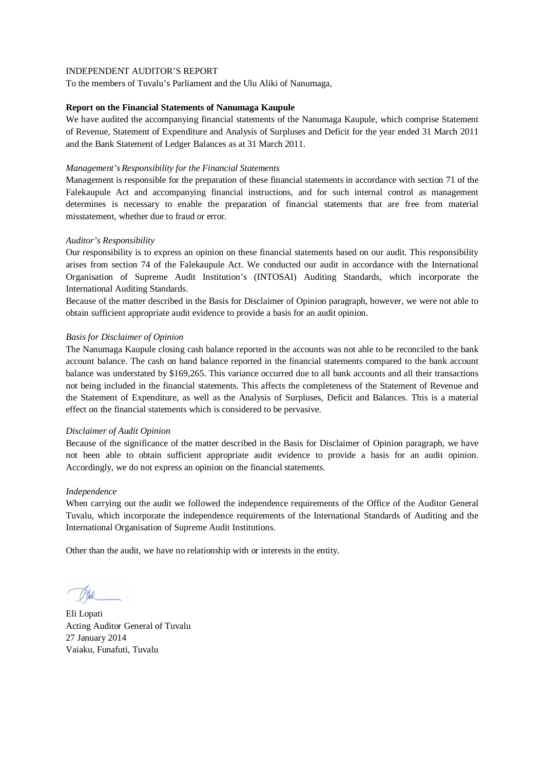INDEPENDENT AUDITOR'S REPORT

To the members of Tuvalu's Parliament and the Ulu Aliki of Nanumaga,

**Report on the Financial Statements of Nanumaga Kaupule**

We have audited the accompanying financial statements of the Nanumaga Kaupule, which comprise Statement of Revenue, Statement of Expenditure and Analysis of Surpluses and Deficit for the year ended 31 March 2011 and the Bank Statement of Ledger Balances as at 31 March 2011.

*Management's Responsibility for the Financial Statements*

Management is responsible for the preparation of these financial statements in accordance with section 71 of the Falekaupule Act and accompanying financial instructions, and for such internal control as management determines is necessary to enable the preparation of financial statements that are free from material misstatement, whether due to fraud or error.

*Auditor's Responsibility*

Our responsibility is to express an opinion on these financial statements based on our audit. This responsibility arises from section 74 of the Falekaupule Act. We conducted our audit in accordance with the International Organisation of Supreme Audit Institution's (INTOSAI) Auditing Standards, which incorporate the International Auditing Standards.

Because of the matter described in the Basis for Disclaimer of Opinion paragraph, however, we were not able to obtain sufficient appropriate audit evidence to provide a basis for an audit opinion.

*Basis for Disclaimer of Opinion*

The Nanumaga Kaupule closing cash balance reported in the accounts was not able to be reconciled to the bank account balance. The cash on hand balance reported in the financial statements compared to the bank account balance was understated by $169,265. This variance occurred due to all bank accounts and all their transactions not being included in the financial statements. This affects the completeness of the Statement of Revenue and the Statement of Expenditure, as well as the Analysis of Surpluses, Deficit and Balances. This is a material effect on the financial statements which is considered to be pervasive.

*Disclaimer of Audit Opinion*

Because of the significance of the matter described in the Basis for Disclaimer of Opinion paragraph, we have not been able to obtain sufficient appropriate audit evidence to provide a basis for an audit opinion. Accordingly, we do not express an opinion on the financial statements.

*Independence*

When carrying out the audit we followed the independence requirements of the Office of the Auditor General Tuvalu, which incorporate the independence requirements of the International Standards of Auditing and the International Organisation of Supreme Audit Institutions.

Other than the audit, we have no relationship with or interests in the entity.

Eli Lopati
Acting Auditor General of Tuvalu
27 January 2014
Vaiaku, Funafuti, Tuvalu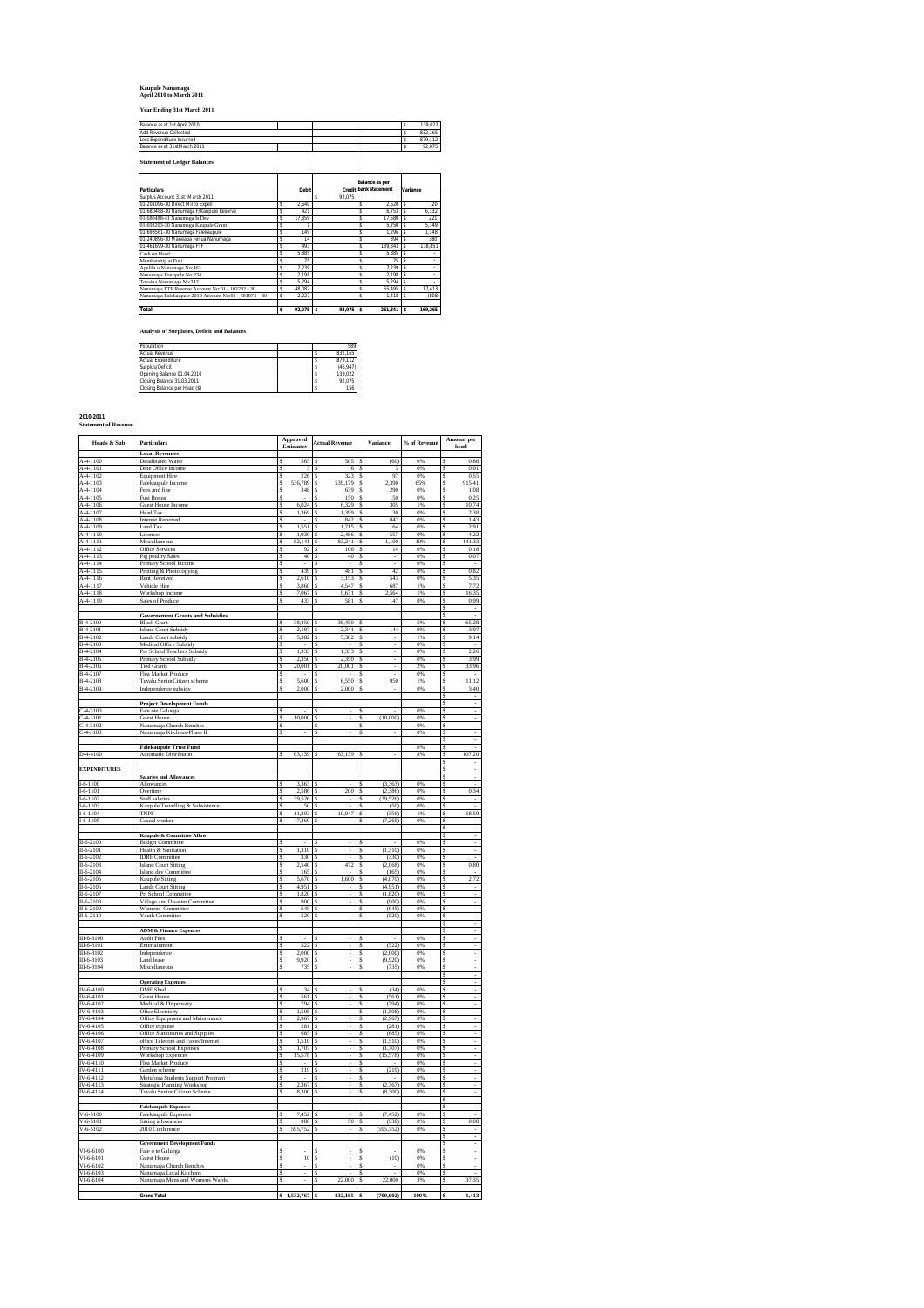**Kaupule Nanumaga**
**April 2010 to March 2011**

**Year Ending 31st March 2011**

| | | |
|---|---|---|
| Balance as at 1st April 2010 | $ | 139,022 |
| Add Revenue Collected | $ | 832,165 |
| Less Expenditure Incurred | $ | 879,112 |
| Balance as at 31st March 2011 | $ | 92,075 |

**Statement of Ledger Balances**

| Particulars | Debit | Credit | Balance as per bank statement | Variance |
|---|---|---|---|---|
| Surplus Account 31st March 2011 | | $ 92,075 | | |
| 01-201096-30 Direct Mitco Expen | $ 2,640 | | $ 2,620 | $ (20) |
| 01-680488-30 Nanumaga FTF/Kaupule Reserve | $ 421 | | $ 6,753 | $ 6,332 |
| 01-680489-41 Nanumaga Is Dev | $ 17,359 | | $ 17,580 | $ 221 |
| 01-693205-30 Nanumaga Kaupule Grant | $ 1 | | $ 5,750 | $ 5,749 |
| 01-693561-30 Nanumaga Falekaupule | $ 149 | | $ 1,296 | $ 1,148 |
| 01-240896-30 Manaapa Fetuia Nanumaga | $ 14 | | $ 394 | $ 380 |
| 01-461699-30 Nanumaga FTF | $ 493 | | $ 139,343 | $ 138,851 |
| Cash on Hand | $ 5,885 | | $ 5,885 | $ - |
| Membership at Fusi | $ 75 | | $ 75 | $ - |
| Apeilia o Nanumaga No:463 | $ 7,239 | | $ 7,239 | $ - |
| Nanumaga Fonopule No:234 | $ 2,198 | | $ 2,198 | $ - |
| Tusalna Nanumaga No:242 | $ 5,294 | | $ 5,294 | $ - |
| Nanumaga FTF Reserve Account No:01 - 102282 - 30 | $ 48,082 | | $ 65,495 | $ 17,413 |
| Nanumaga Falekaupule 2010 Account No:01 - 681974 – 30 | $ 2,227 | | $ 1,418 | $ (808) |
| **Total** | **$ 92,075** | **$ 92,075** | **$ 261,341** | **$ 169,265** |

**Analysis of Surpluses, Deficit and Balances**

| | | |
|---|---|---|
| Population | | 589 |
| Actual Revenue | $ | 832,165 |
| Actual Expenditure | $ | 879,112 |
| Surplus/Deficit | $ | (46,947) |
| Opening Balance 01.04.2010 | $ | 139,022 |
| Closing Balance 31.03.2011 | $ | 92,075 |
| Closing Balance per Head ($) | $ | 156 |

**2010-2011**
**Statement of Revenue**

| Heads & Sub | Particulars | Approved Estimates | Actual Revenue | Variance | % of Revenue | Amount per head |
|---|---|---|---|---|---|---|
| | **Local Revenues** | | | | | |
| A-4-1100 | Desalinated Water | $ 565 | $ 505 | $ (60) | 0% | $ 0.86 |
| A-4-1101 | Dme Office income | $ 3 | $ 6 | $ 3 | 0% | $ 0.01 |
| A-4-1102 | Equipment Hire | $ 226 | $ 323 | $ 97 | 0% | $ 0.55 |
| A-4-1103 | Falekaupule Income | $ 536,789 | $ 539,179 | $ 2,390 | 65% | $ 915.41 |
| A-4-1104 | Fees and fine | $ 348 | $ 639 | $ 290 | 0% | $ 1.08 |
| A-4-1105 | Fusi Bonus | $ - | $ 150 | $ 150 | 0% | $ 0.25 |
| A-4-1106 | Guest House Income | $ 6,024 | $ 6,329 | $ 305 | 1% | $ 10.74 |
| A-4-1107 | Head Tax | $ 1,369 | $ 1,399 | $ 30 | 0% | $ 2.38 |
| A-4-1108 | Interest Received | $ - | $ 842 | $ 842 | 0% | $ 1.43 |
| A-4-1109 | Land Tax | $ 1,551 | $ 1,715 | $ 164 | 0% | $ 2.91 |
| A-4-1110 | Licences | $ 1,930 | $ 2,486 | $ 557 | 0% | $ 4.22 |
| A-4-1111 | Miscellaneous | $ 82,141 | $ 83,241 | $ 1,100 | 10% | $ 141.33 |
| A-4-1112 | Office Services | $ 92 | $ 106 | $ 14 | 0% | $ 0.18 |
| A-4-1113 | Pig poultry Sales | $ 40 | $ 40 | $ - | 0% | $ 0.07 |
| A-4-1114 | Primary School Income | $ - | $ - | $ - | 0% | $ - |
| A-4-1115 | Printing & Photocopying | $ 439 | $ 481 | $ 42 | 0% | $ 0.82 |
| A-4-1116 | Rent Received | $ 2,610 | $ 3,153 | $ 543 | 0% | $ 5.35 |
| A-4-1117 | Vehicle Hire | $ 3,860 | $ 4,547 | $ 687 | 1% | $ 7.72 |
| A-4-1118 | Workshop Income | $ 7,067 | $ 9,631 | $ 2,564 | 1% | $ 16.35 |
| A-4-1119 | Sales of Produce | $ 433 | $ 581 | $ 147 | 0% | $ 0.99 |
| | **Governement Grants and Subsidies** | | | | | |
| B-4-2100 | Block Grant | $ 38,450 | $ 38,450 | $ - | 5% | $ 65.28 |
| B-4-2101 | Island Court Subsidy | $ 2,197 | $ 2,341 | $ 144 | 0% | $ 3.97 |
| B-4-2102 | Lands Court subsidy | $ 5,382 | $ 5,382 | $ - | 1% | $ 9.14 |
| B-4-2103 | Medical Office Subsidy | $ - | $ - | $ - | 0% | $ - |
| B-4-2104 | Pre School Teachers Subsidy | $ 1,333 | $ 1,333 | $ - | 0% | $ 2.26 |
| B-4-2105 | Primary School Subsidy | $ 2,350 | $ 2,350 | $ - | 0% | $ 3.99 |
| B-4-2106 | Tied Grants | $ 20,001 | $ 20,001 | $ - | 2% | $ 33.96 |
| B-4-2107 | Flea Market Produce | $ - | $ - | $ - | 0% | $ - |
| B-4-2108 | Tuvalu Senior Citizen scheme | $ 5,600 | $ 6,550 | $ 950 | 1% | $ 11.12 |
| B-4-2109 | Independence subsidy | $ 2,000 | $ 2,000 | $ - | 0% | $ 3.40 |
| | **Project Development Funds** | | | | | |
| C-4-3100 | Fale ote Galanga | $ - | $ - | $ - | 0% | $ - |
| C-4-3101 | Guest House | $ 10,000 | $ - | $ (10,000) | 0% | $ - |
| C-4-3102 | Nanumaga Church Benches | $ - | $ - | $ - | 0% | $ - |
| C-4-3103 | Nanumaga Kitchens-Phase II | $ - | $ - | $ - | 0% | $ - |
| | **Falekaupule Trust Fund** | | | | 0% | $ - |
| D-4-4100 | Automatic Distributon | $ 63,139 | $ 63,139 | $ - | 8% | $ 107.20 |
| **EXPENDITURES** | | | | | | |
| | **Salaries and Allowances** | | | | | |
| I-6-1100 | Allowances | $ 3,363 | $ - | $ (3,363) | 0% | $ - |
| I-6-1101 | Overtime | $ 2,586 | $ 200 | $ (2,386) | 0% | $ 0.34 |
| I-6-1102 | Staff salaries | $ 39,526 | $ - | $ (39,526) | 0% | $ - |
| I-6-1103 | Kaupule Travelling & Subsistence | $ 50 | $ - | $ (50) | 0% | $ - |
| I-6-1104 | TNPF | $ 11,303 | $ 10,947 | $ (356) | 1% | $ 18.59 |
| I-6-1105 | Casual worker | $ 7,269 | $ - | $ (7,269) | 0% | $ - |
| | **Kaupule & Committee Allow** | | | | | |
| II-6-2100 | Budget Committee | $ - | $ - | $ - | 0% | $ - |
| II-6-2101 | Health & Sanitation | $ 1,310 | $ - | $ (1,310) | 0% | $ - |
| II-6-2102 | IDRF Committee | $ 330 | $ - | $ (330) | 0% | $ - |
| II-6-2103 | Island Court Sitting | $ 2,540 | $ 472 | $ (2,068) | 0% | $ 0.80 |
| II-6-2104 | Island dev Committee | $ 165 | $ - | $ (165) | 0% | $ - |
| II-6-2105 | Kaupule Sitting | $ 5,670 | $ 1,600 | $ (4,070) | 0% | $ 2.72 |
| II-6-2106 | Lands Court Sitting | $ 4,951 | $ - | $ (4,951) | 0% | $ - |
| II-6-2107 | Pri School Committee | $ 1,820 | $ - | $ (1,820) | 0% | $ - |
| II-6-2108 | Village and Disaster Committee | $ 900 | $ - | $ (900) | 0% | $ - |
| II-6-2109 | Womens Committee | $ 645 | $ - | $ (645) | 0% | $ - |
| II-6-2110 | Youth Committee | $ 520 | $ - | $ (520) | 0% | $ - |
| | **ADM & Finance Expences** | | | | | |
| III-6-3100 | Audit Fees | $ - | $ - | $ - | 0% | $ - |
| III-6-3101 | Entertainment | $ 522 | $ - | $ (522) | 0% | $ - |
| III-6-3102 | Independence | $ 2,000 | $ - | $ (2,000) | 0% | $ - |
| III-6-3103 | Land lease | $ 9,920 | $ - | $ (9,920) | 0% | $ - |
| III-6-3104 | Miscellaneous | $ 735 | $ - | $ (735) | 0% | $ - |
| | **Operating Expenses** | | | | | |
| IV-6-4100 | DME Shed | $ 34 | $ - | $ (34) | 0% | $ - |
| IV-6-4101 | Guest House | $ 561 | $ - | $ (561) | 0% | $ - |
| IV-6-4102 | Medical & Dispensary | $ 794 | $ - | $ (794) | 0% | $ - |
| IV-6-4103 | Ofice Electricity | $ 1,508 | $ - | $ (1,508) | 0% | $ - |
| IV-6-4104 | Office Equipment and Maintenance | $ 2,967 | $ - | $ (2,967) | 0% | $ - |
| IV-6-4105 | Office expense | $ 281 | $ - | $ (281) | 0% | $ - |
| IV-6-4106 | Office Stationaries and Supplies | $ 685 | $ - | $ (685) | 0% | $ - |
| IV-6-4107 | office Telecom and Faxes/Internet | $ 1,510 | $ - | $ (1,510) | 0% | $ - |
| IV-6-4108 | Primary School Expenses | $ 1,707 | $ - | $ (1,707) | 0% | $ - |
| IV-6-4109 | Workshop Expences | $ 15,578 | $ - | $ (15,578) | 0% | $ - |
| IV-6-4110 | Flea Market Produce | $ - | $ - | $ - | 0% | $ - |
| IV-6-4111 | Garden scheme | $ 219 | $ - | $ (219) | 0% | $ - |
| IV-6-4112 | Motufoua Students Support Program | $ - | $ - | $ - | 0% | $ - |
| IV-6-4113 | Strategic Planning Workshop | $ 2,367 | $ - | $ (2,367) | 0% | $ - |
| IV-6-4114 | Tuvalu Senior Citizen Scheme | $ 8,300 | $ - | $ (8,300) | 0% | $ - |
| | **Falekaupule Expenses** | | | | | |
| V-6-5100 | Falekaupule Expenses | $ 7,452 | $ - | $ (7,452) | 0% | $ - |
| V-6-5101 | Sitting allowances | $ 980 | $ 50 | $ (930) | 0% | $ 0.08 |
| V-6-5102 | 2010 Conference | $ 595,752 | $ - | $ (595,752) | 0% | $ - |
| | **Government Development Funds** | | | | | |
| VI-6-6100 | Fale o te Galanga | $ - | $ - | $ - | 0% | $ - |
| VI-6-6101 | Guest House | $ 10 | $ - | $ (10) | 0% | $ - |
| VI-6-6102 | Nanumaga Church Benches | $ - | $ - | $ - | 0% | $ - |
| VI-6-6103 | Nanumaga Local Kitchens | $ - | $ - | $ - | 0% | $ - |
| VI-6-6104 | Nanumaga Mens and Womens Wards | $ - | $ 22,000 | $ 22,000 | 3% | $ 37.35 |
| | **Grand Total** | **$ 1,532,767** | **$ 832,165** | **$ (700,602)** | **100%** | **$ 1,413** |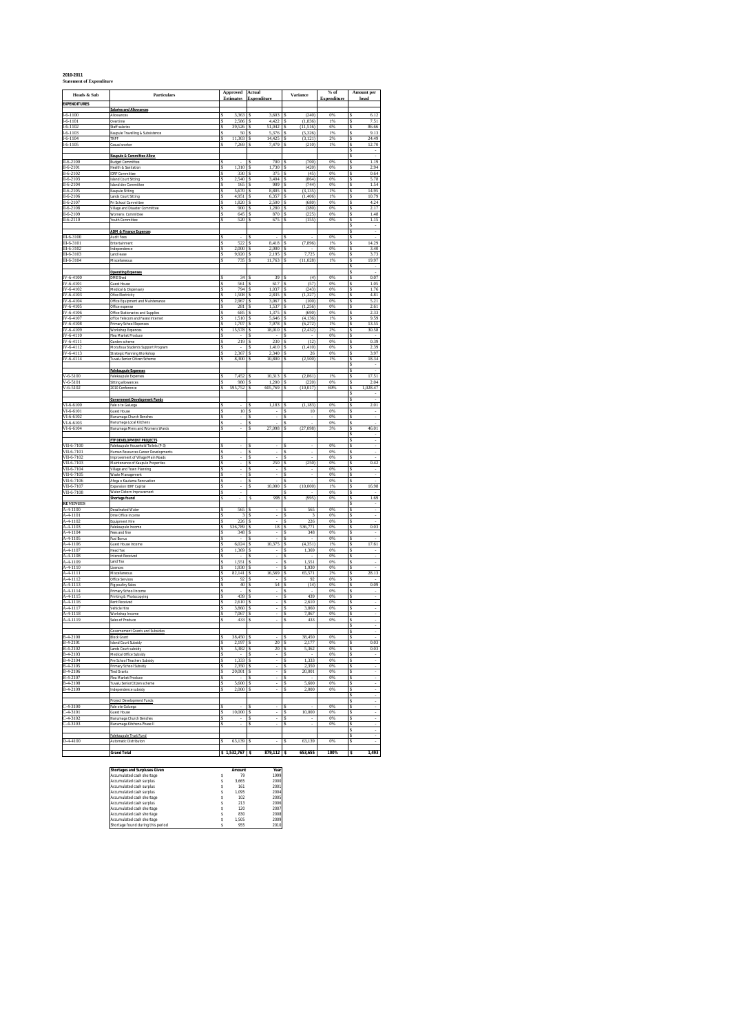**2010-2011**
**Statement of Expenditure**

| Heads & Sub | Particulars | Approved Estimates | Actual Expenditure | Variance | % of Expenditure | Amount per head |
|---|---|---|---|---|---|---|
| **EXPENDITURES** | | | | | | |
| | **Salaries and Allowances** | | | | | |
| I-6-1100 | Allowances | $ 3,363 | $ 3,603 | $ (240) | 0% | $ 6.12 |
| I-6-1101 | Overtime | $ 2,586 | $ 4,422 | $ (1,836) | 1% | $ 7.51 |
| I-6-1102 | Staff salaries | $ 39,526 | $ 51,042 | $ (11,516) | 6% | $ 86.66 |
| I-6-1103 | Kaupule Travelling & Subsistence | $ 50 | $ 5,376 | $ (5,326) | 1% | $ 9.13 |
| I-6-1104 | TNPF | $ 11,303 | $ 14,425 | $ (3,121) | 2% | $ 24.49 |
| I-6-1105 | Casual worker | $ 7,269 | $ 7,479 | $ (210) | 1% | $ 12.70 |
| | | | | | | $ - |
| | **Kaupule & Committee Allow** | | | | | $ - |
| II-6-2100 | Budget Committee | $ - | $ 700 | $ (700) | 0% | $ 1.19 |
| II-6-2101 | Health & Sanitation | $ 1,310 | $ 1,730 | $ (420) | 0% | $ 2.94 |
| II-6-2102 | IDEF Committee | $ 330 | $ 375 | $ (45) | 0% | $ 0.64 |
| II-6-2103 | Island Court Sitting | $ 2,540 | $ 3,404 | $ (864) | 0% | $ 5.78 |
| II-6-2104 | Island dev Committee | $ 165 | $ 909 | $ (744) | 0% | $ 1.54 |
| II-6-2105 | Kaupule Sitting | $ 5,670 | $ 8,805 | $ (3,135) | 1% | $ 14.95 |
| II-6-2106 | Lands Court Sitting | $ 4,951 | $ 6,357 | $ (1,406) | 1% | $ 10.79 |
| II-6-2107 | Pri School Committee | $ 1,820 | $ 2,500 | $ (680) | 0% | $ 4.24 |
| II-6-2108 | Village and Disaster Committee | $ 900 | $ 1,280 | $ (380) | 0% | $ 2.17 |
| II-6-2109 | Womens Committee | $ 645 | $ 870 | $ (225) | 0% | $ 1.48 |
| II-6-2110 | Youth Committee | $ 520 | $ 675 | $ (155) | 0% | $ 1.15 |
| | | | | | | $ - |
| | **ADM & Finance Expences** | | | | | $ - |
| III-6-3100 | Audit Fees | $ - | $ - | $ - | 0% | $ - |
| III-6-3101 | Entertainment | $ 522 | $ 8,418 | $ (7,896) | 1% | $ 14.29 |
| III-6-3102 | Independence | $ 2,000 | $ 2,000 | $ - | 0% | $ 3.40 |
| III-6-3103 | Land lease | $ 9,920 | $ 2,195 | $ 7,725 | 0% | $ 3.73 |
| III-6-3104 | Miscellaneous | $ 735 | $ 11,763 | $ (11,028) | 1% | $ 19.97 |
| | | | | | | $ - |
| | **Operating Expenses** | | | | | $ - |
| IV-6-4100 | DMB Shed | $ 34 | $ 39 | $ (4) | 0% | $ 0.07 |
| IV-6-4101 | Guest House | $ 561 | $ 617 | $ (57) | 0% | $ 1.05 |
| IV-6-4102 | Medical & Dispensary | $ 794 | $ 1,037 | $ (243) | 0% | $ 1.76 |
| IV-6-4103 | Office Electricity | $ 1,508 | $ 2,835 | $ (1,327) | 0% | $ 4.81 |
| IV-6-4104 | Office Equipment and Maintenance | $ 2,967 | $ 3,067 | $ (100) | 0% | $ 5.21 |
| IV-6-4105 | Office expense | $ 281 | $ 1,537 | $ (1,256) | 0% | $ 2.61 |
| IV-6-4106 | Office Stationaries and Supplies | $ 685 | $ 1,375 | $ (690) | 0% | $ 2.33 |
| IV-6-4107 | office Telecom and Faxes/Internet | $ 1,510 | $ 5,646 | $ (4,136) | 1% | $ 9.59 |
| IV-6-4108 | Primary School Expenses | $ 1,707 | $ 7,978 | $ (6,272) | 1% | $ 13.55 |
| IV-6-4109 | Workshop Expences | $ 15,578 | $ 18,010 | $ (2,432) | 2% | $ 30.58 |
| IV-6-4110 | Flea Market Produce | $ - | $ - | $ - | 0% | $ - |
| IV-6-4111 | Garden scheme | $ 219 | $ 230 | $ (12) | 0% | $ 0.39 |
| IV-6-4112 | Motufoua Students Support Program | $ - | $ 1,410 | $ (1,410) | 0% | $ 2.39 |
| IV-6-4113 | Strategic Planning Workshop | $ 2,367 | $ 2,340 | $ 26 | 0% | $ 3.97 |
| IV-6-4114 | Tuvalu Senior Citizen Scheme | $ 8,300 | $ 10,800 | $ (2,500) | 1% | $ 18.34 |
| | | | | | | $ - |
| | **Falekaupule Expenses** | | | | | $ - |
| V-6-5100 | Falekaupule Expenses | $ 7,452 | $ 10,313 | $ (2,861) | 1% | $ 17.51 |
| V-6-5101 | Sitting allowances | $ 980 | $ 1,200 | $ (220) | 0% | $ 2.04 |
| V-6-5102 | 2010 Conference | $ 595,752 | $ 605,769 | $ (10,017) | 69% | $ 1,028.47 |
| | | | | | | $ - |
| | **Government Development Funds** | | | | | $ - |
| VI-6-6100 | Fale o te Galuega | $ - | $ 1,183 | $ (1,183) | 0% | $ 2.01 |
| VI-6-6101 | Guest House | $ 10 | $ - | $ 10 | 0% | $ - |
| VI-6-6102 | Nanumaga Church Benches | $ - | $ - | $ - | 0% | $ - |
| VI-6-6103 | Nanumaga Local Kitchens | $ - | $ - | $ - | 0% | $ - |
| VI-6-6104 | Nanumaga Mens and Womens Wards | $ - | $ 27,098 | $ (27,098) | 3% | $ 46.01 |
| | | | | | | $ - |
| | **FTF DEVELOPMENT PROJECTS** | | | | | $ - |
| VII-6-7100 | Falekaupule Household Toilets (P-3) | $ - | $ - | $ - | 0% | $ - |
| VII-6-7101 | Human Resources Career Developments | $ - | $ - | $ - | 0% | $ - |
| VII-6-7102 | Improvement of Village Main Roads | $ - | $ - | $ - | 0% | $ - |
| VII-6-7103 | Maintenance of Kaupule Properties | $ - | $ 250 | $ (250) | 0% | $ 0.42 |
| VII-6-7104 | Village and Town Planning | $ - | $ - | $ - | 0% | $ - |
| VII-6-7105 | Waste Management | $ - | $ - | $ - | 0% | $ - |
| VII-6-7106 | Afega o Kautama Renovation | $ - | $ - | $ - | 0% | $ - |
| VII-6-7107 | Expansion IDEF Capital | $ - | $ 10,000 | $ (10,000) | 1% | $ 16.98 |
| VII-6-7108 | Water Cistern Improvement | $ - | | $ - | 0% | $ - |
| | **Shortage found** | $ - | $ 995 | $ (995) | 0% | $ 1.69 |
| **REVENUES** | | | | | | $ - |
| A-4-1100 | Desalinated Water | $ 565 | $ - | $ 565 | 0% | $ - |
| A-4-1101 | Dmw Office income | $ 3 | $ - | $ 3 | 0% | $ - |
| A-4-1102 | Equipment Hire | $ 226 | $ - | $ 226 | 0% | $ - |
| A-4-1103 | Falekaupule Income | $ 536,789 | $ 18 | $ 536,771 | 0% | $ 0.03 |
| A-4-1104 | Fees and fine | $ 348 | $ - | $ 348 | 0% | $ - |
| A-4-1105 | Fuel Bonus | $ - | $ - | $ - | 0% | $ - |
| A-4-1106 | Guest House Income | $ 6,024 | $ 10,375 | $ (4,351) | 1% | $ 17.61 |
| A-4-1107 | Head Tax | $ 1,369 | $ - | $ 1,369 | 0% | $ - |
| A-4-1108 | Interest Received | $ - | $ - | $ - | 0% | $ - |
| A-4-1109 | Land Tax | $ 1,551 | $ - | $ 1,551 | 0% | $ - |
| A-4-1110 | Licences | $ 1,930 | $ - | $ 1,930 | 0% | $ - |
| A-4-1111 | Miscellaneous | $ 82,141 | $ 16,569 | $ 65,571 | 2% | $ 28.13 |
| A-4-1112 | Office Services | $ 92 | $ - | $ 92 | 0% | $ - |
| A-4-1113 | Pig poultry Sales | $ 40 | $ 54 | $ (14) | 0% | $ 0.09 |
| A-4-1114 | Primary School Income | $ - | $ - | $ - | 0% | $ - |
| A-4-1115 | Printing & Photocopying | $ 439 | $ - | $ 439 | 0% | $ - |
| A-4-1116 | Rent Received | $ 2,610 | $ - | $ 2,610 | 0% | $ - |
| A-4-1117 | Vehicle Hire | $ 3,860 | $ - | $ 3,860 | 0% | $ - |
| A-4-1118 | Workshop Income | $ 7,067 | $ - | $ 7,067 | 0% | $ - |
| A-4-1119 | Sales of Produce | $ 433 | $ - | $ 433 | 0% | $ - |
| | | | | | | $ - |
| | Governement Grants and Subsidies | | | | | $ - |
| B-4-2100 | Block Grant | $ 38,450 | $ - | $ 38,450 | 0% | $ - |
| B-4-2101 | Island Court Subsidy | $ 2,197 | $ 20 | $ 2,177 | 0% | $ 0.03 |
| B-4-2102 | Lands Court subsidy | $ 5,382 | $ 20 | $ 5,362 | 0% | $ 0.03 |
| B-4-2103 | Medical Office Subsidy | $ - | $ - | $ - | 0% | $ - |
| B-4-2104 | Pre School Teachers Subsidy | $ 1,333 | $ - | $ 1,333 | 0% | $ - |
| B-4-2105 | Primary School Subsidy | $ 2,350 | $ - | $ 2,350 | 0% | $ - |
| B-4-2106 | Tied Grants | $ 20,001 | $ - | $ 20,001 | 0% | $ - |
| B-4-2107 | Flea Market Produce | $ - | $ - | $ - | 0% | $ - |
| B-4-2108 | Tuvalu Senior Citizen scheme | $ 5,600 | $ - | $ 5,600 | 0% | $ - |
| B-4-2109 | Independence subsidy | $ 2,000 | $ - | $ 2,000 | 0% | $ - |
| | | | | | | $ - |
| | Project Development Funds | | | | | $ - |
| C-4-3100 | Fale ote Galuega | $ - | $ - | $ - | 0% | $ - |
| C-4-3101 | Guest House | $ 10,000 | $ - | $ 10,000 | 0% | $ - |
| C-4-3102 | Nanumaga Church Benches | $ - | $ - | $ - | 0% | $ - |
| C-4-3103 | Nanumaga Kitchens-Phase II | $ - | $ - | $ - | 0% | $ - |
| | | | | | | $ - |
| | Falekaupule Trust Fund | | | | | $ - |
| D-4-4100 | Automatic Distribution | $ 63,139 | $ - | $ 63,139 | 0% | $ - |
| | | | | | | |
| | **Grand Total** | $ 1,532,767 | $ 879,112 | $ 653,655 | 100% | $ 1,493 |

| Shortages and Surpluses Given | Amount | Year |
|---|---|---|
| Accumulated cash shortage | $ 79 | 1999 |
| Accumulated cash surplus | $ 3,665 | 2000 |
| Accumulated cash surplus | $ 161 | 2001 |
| Accumulated cash surplus | $ 1,095 | 2004 |
| Accumulated cash shortage | $ 102 | 2005 |
| Accumulated cash surplus | $ 213 | 2006 |
| Accumulated cash shortage | $ 120 | 2007 |
| Accumulated cash shortage | $ 830 | 2008 |
| Accumulated cash shortage | $ 1,505 | 2009 |
| Shortage found during this period | $ 955 | 2010 |